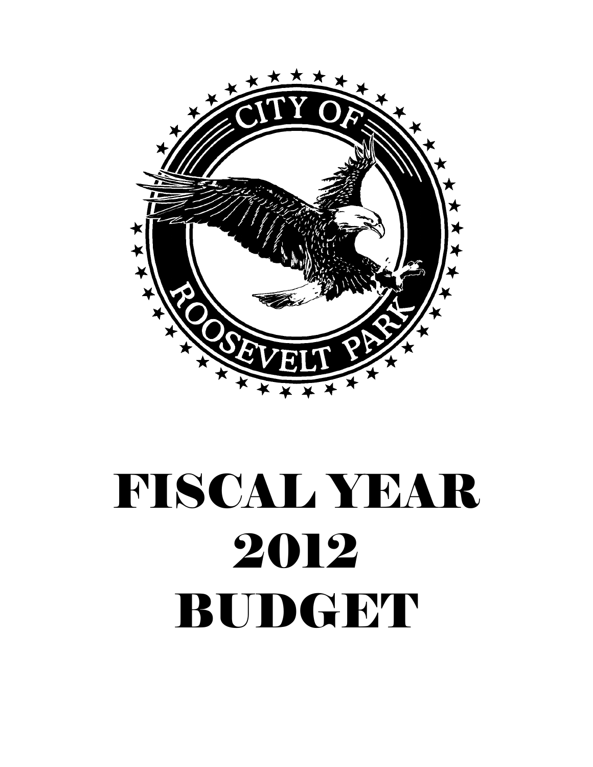CITY OF ROOSEVELT PARK

# FISCAL YEAR 2012 BUDGET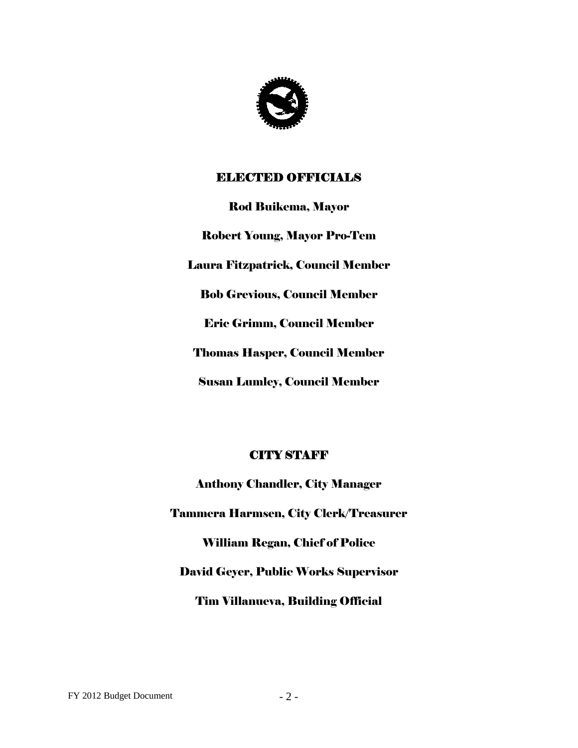## ELECTED OFFICIALS

Rod Buikema, Mayor

Robert Young, Mayor Pro-Tem

Laura Fitzpatrick, Council Member

Bob Grevious, Council Member

Eric Grimm, Council Member

Thomas Hasper, Council Member

Susan Lumley, Council Member

## CITY STAFF

Anthony Chandler, City Manager

Tammera Harmsen, City Clerk/Treasurer

William Regan, Chief of Police

David Geyer, Public Works Supervisor

Tim Villanueva, Building Official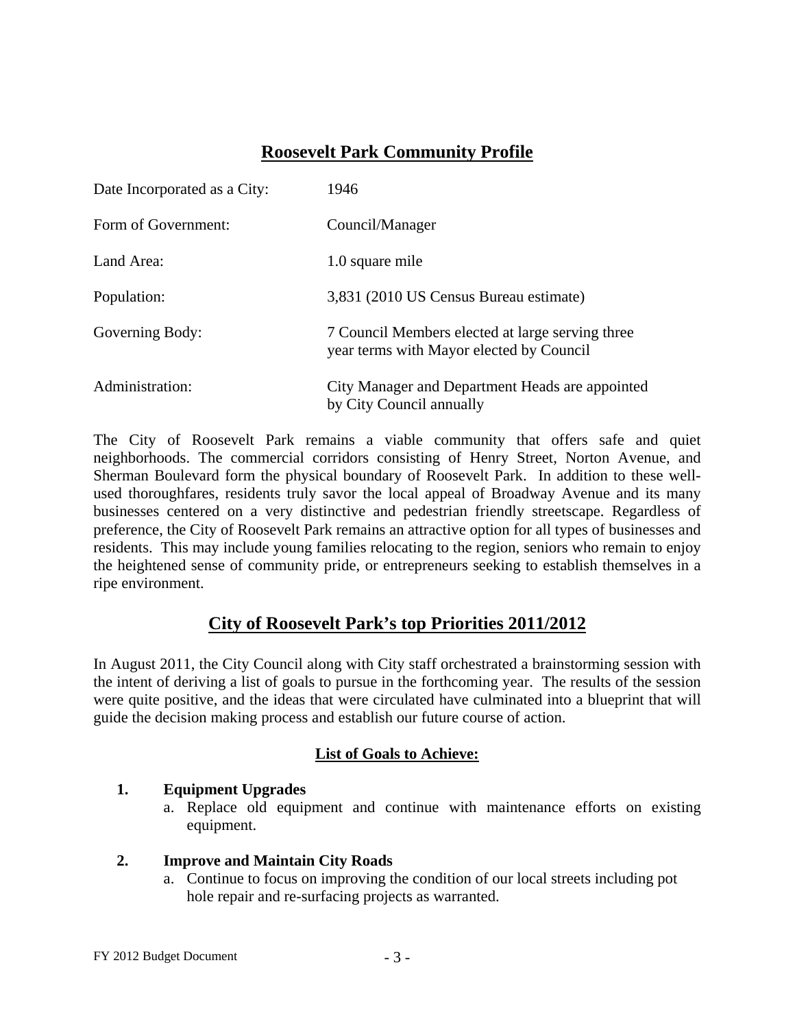## Roosevelt Park Community Profile

| | |
|---|---|
| Date Incorporated as a City: | 1946 |
| Form of Government: | Council/Manager |
| Land Area: | 1.0 square mile |
| Population: | 3,831 (2010 US Census Bureau estimate) |
| Governing Body: | 7 Council Members elected at large serving three year terms with Mayor elected by Council |
| Administration: | City Manager and Department Heads are appointed by City Council annually |

The City of Roosevelt Park remains a viable community that offers safe and quiet neighborhoods. The commercial corridors consisting of Henry Street, Norton Avenue, and Sherman Boulevard form the physical boundary of Roosevelt Park. In addition to these well-used thoroughfares, residents truly savor the local appeal of Broadway Avenue and its many businesses centered on a very distinctive and pedestrian friendly streetscape. Regardless of preference, the City of Roosevelt Park remains an attractive option for all types of businesses and residents. This may include young families relocating to the region, seniors who remain to enjoy the heightened sense of community pride, or entrepreneurs seeking to establish themselves in a ripe environment.

## City of Roosevelt Park's top Priorities 2011/2012

In August 2011, the City Council along with City staff orchestrated a brainstorming session with the intent of deriving a list of goals to pursue in the forthcoming year. The results of the session were quite positive, and the ideas that were circulated have culminated into a blueprint that will guide the decision making process and establish our future course of action.

### List of Goals to Achieve:

1. **Equipment Upgrades**
   a. Replace old equipment and continue with maintenance efforts on existing equipment.

2. **Improve and Maintain City Roads**
   a. Continue to focus on improving the condition of our local streets including pot hole repair and re-surfacing projects as warranted.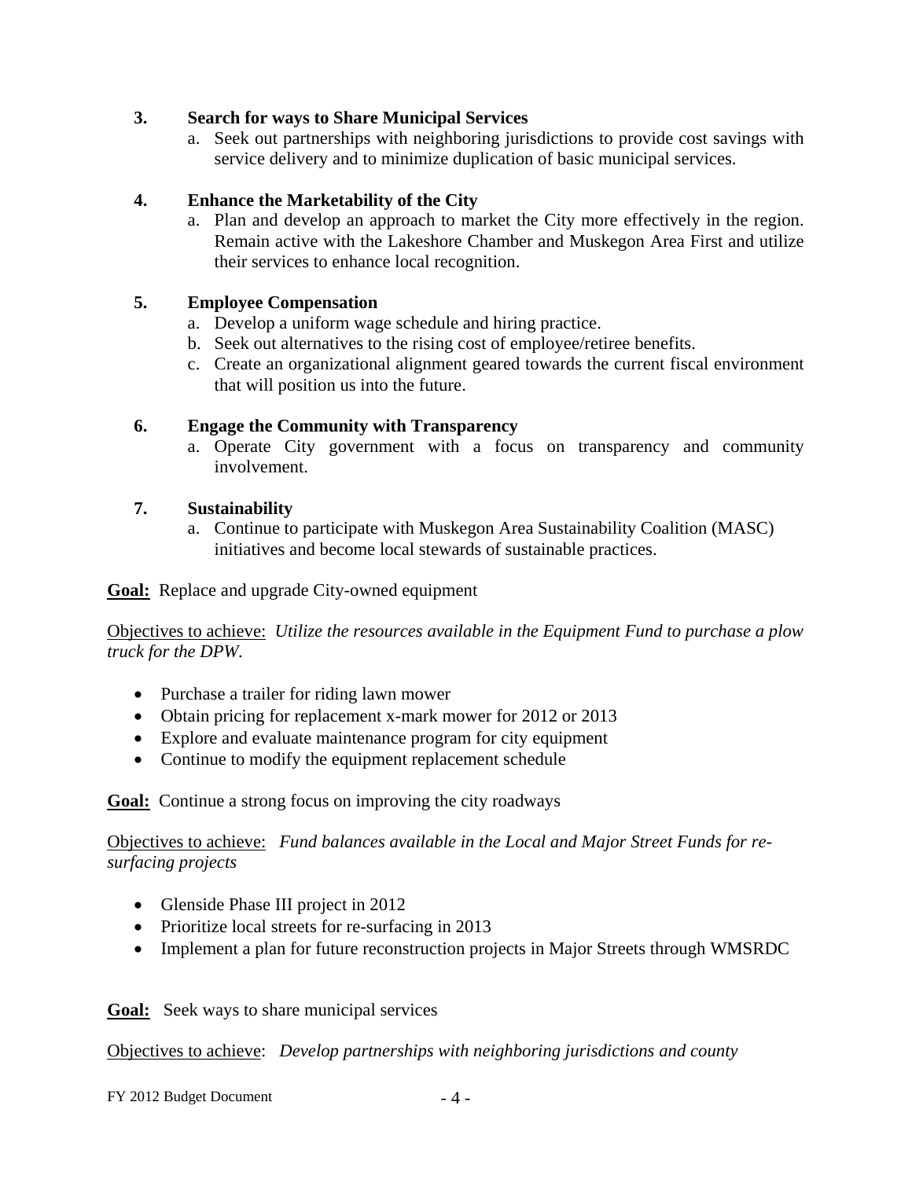3. **Search for ways to Share Municipal Services**
   a. Seek out partnerships with neighboring jurisdictions to provide cost savings with service delivery and to minimize duplication of basic municipal services.

4. **Enhance the Marketability of the City**
   a. Plan and develop an approach to market the City more effectively in the region. Remain active with the Lakeshore Chamber and Muskegon Area First and utilize their services to enhance local recognition.

5. **Employee Compensation**
   a. Develop a uniform wage schedule and hiring practice.
   b. Seek out alternatives to the rising cost of employee/retiree benefits.
   c. Create an organizational alignment geared towards the current fiscal environment that will position us into the future.

6. **Engage the Community with Transparency**
   a. Operate City government with a focus on transparency and community involvement.

7. **Sustainability**
   a. Continue to participate with Muskegon Area Sustainability Coalition (MASC) initiatives and become local stewards of sustainable practices.

**Goal:** Replace and upgrade City-owned equipment

Objectives to achieve: *Utilize the resources available in the Equipment Fund to purchase a plow truck for the DPW.*

- Purchase a trailer for riding lawn mower
- Obtain pricing for replacement x-mark mower for 2012 or 2013
- Explore and evaluate maintenance program for city equipment
- Continue to modify the equipment replacement schedule

**Goal:** Continue a strong focus on improving the city roadways

Objectives to achieve: *Fund balances available in the Local and Major Street Funds for re-surfacing projects*

- Glenside Phase III project in 2012
- Prioritize local streets for re-surfacing in 2013
- Implement a plan for future reconstruction projects in Major Streets through WMSRDC

**Goal:** Seek ways to share municipal services

Objectives to achieve: *Develop partnerships with neighboring jurisdictions and county*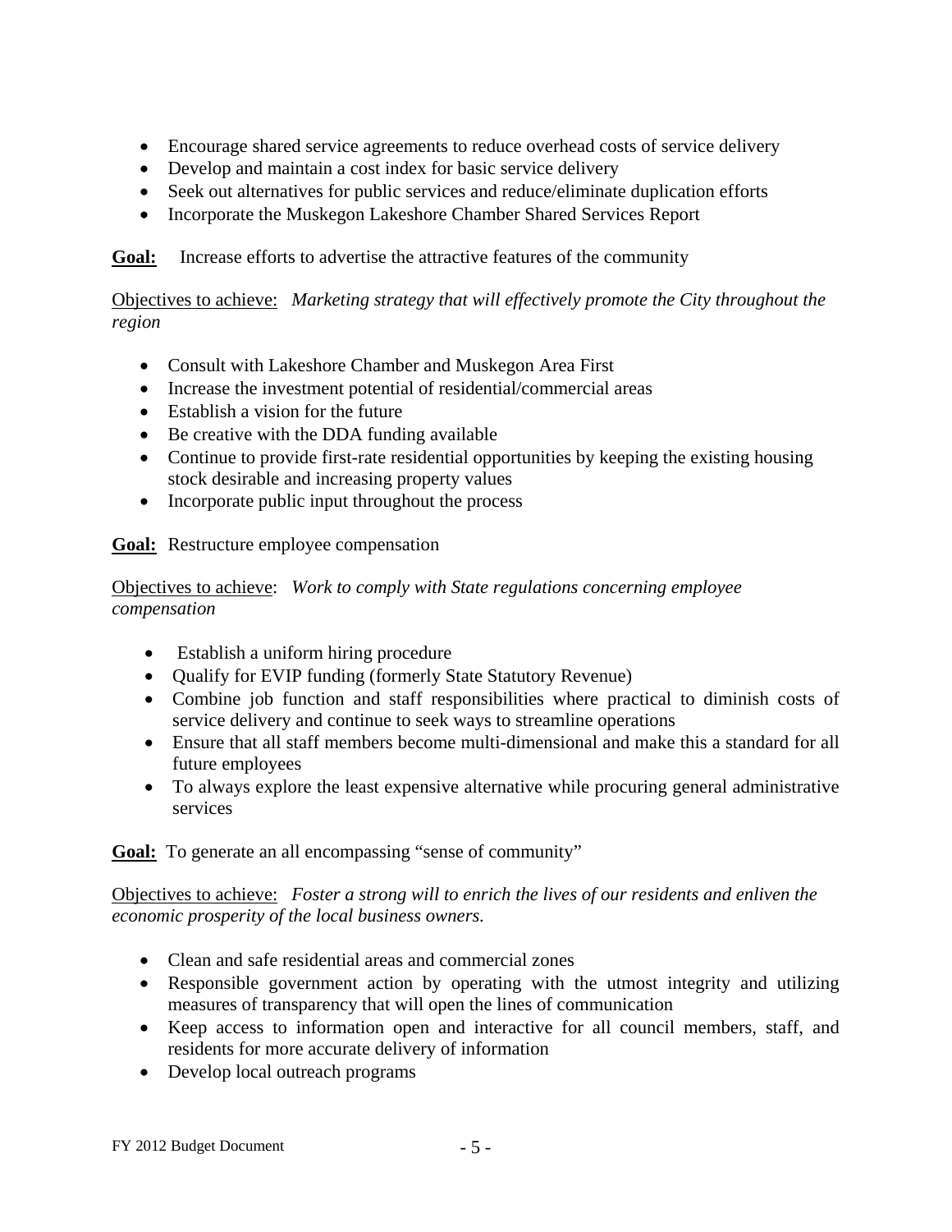- Encourage shared service agreements to reduce overhead costs of service delivery
- Develop and maintain a cost index for basic service delivery
- Seek out alternatives for public services and reduce/eliminate duplication efforts
- Incorporate the Muskegon Lakeshore Chamber Shared Services Report

**Goal:** Increase efforts to advertise the attractive features of the community

Objectives to achieve: *Marketing strategy that will effectively promote the City throughout the region*

- Consult with Lakeshore Chamber and Muskegon Area First
- Increase the investment potential of residential/commercial areas
- Establish a vision for the future
- Be creative with the DDA funding available
- Continue to provide first-rate residential opportunities by keeping the existing housing stock desirable and increasing property values
- Incorporate public input throughout the process

**Goal:** Restructure employee compensation

Objectives to achieve: *Work to comply with State regulations concerning employee compensation*

- Establish a uniform hiring procedure
- Qualify for EVIP funding (formerly State Statutory Revenue)
- Combine job function and staff responsibilities where practical to diminish costs of service delivery and continue to seek ways to streamline operations
- Ensure that all staff members become multi-dimensional and make this a standard for all future employees
- To always explore the least expensive alternative while procuring general administrative services

**Goal:** To generate an all encompassing "sense of community"

Objectives to achieve: *Foster a strong will to enrich the lives of our residents and enliven the economic prosperity of the local business owners.*

- Clean and safe residential areas and commercial zones
- Responsible government action by operating with the utmost integrity and utilizing measures of transparency that will open the lines of communication
- Keep access to information open and interactive for all council members, staff, and residents for more accurate delivery of information
- Develop local outreach programs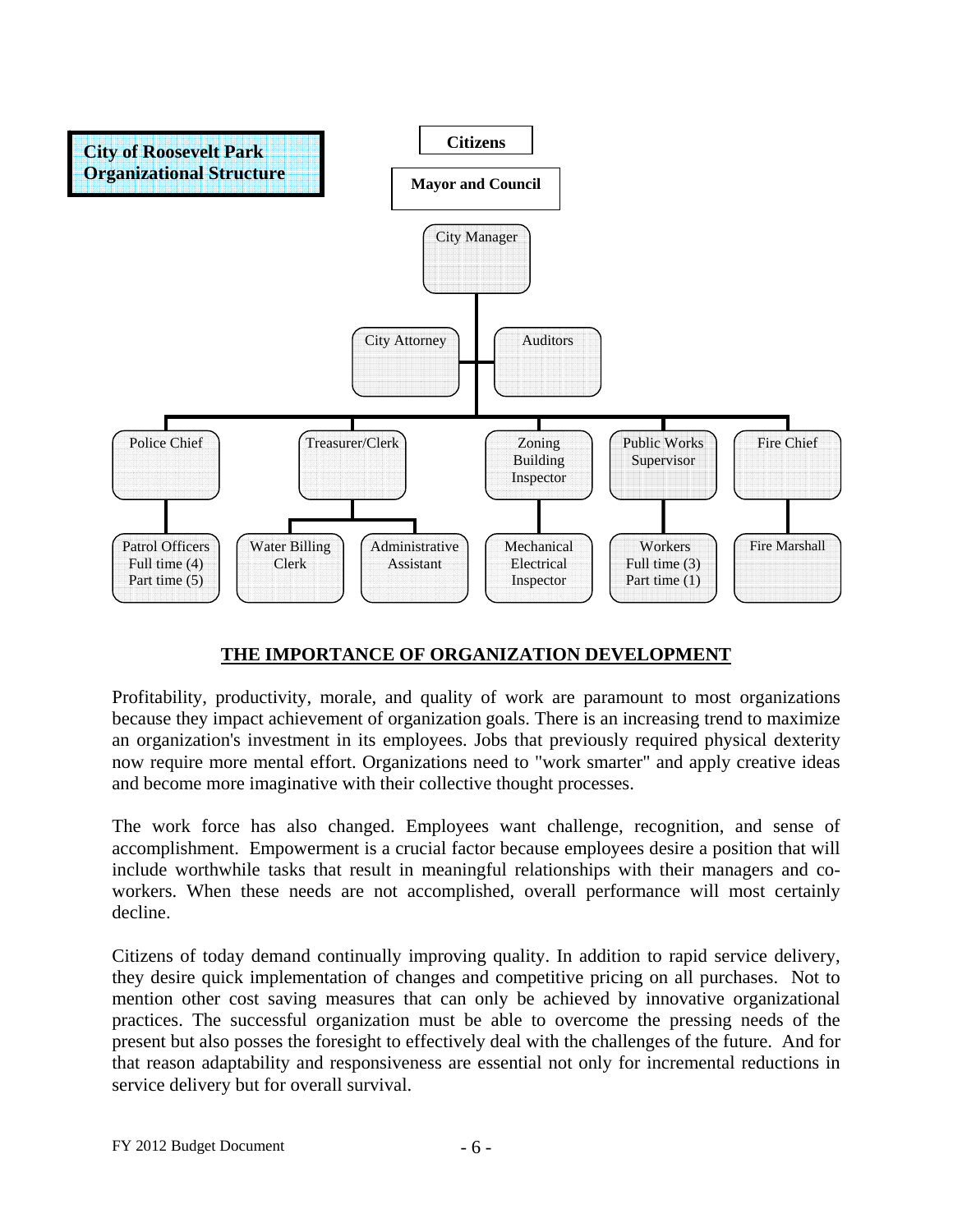**City of Roosevelt Park Organizational Structure**

- **Citizens**
  - **Mayor and Council**
    - City Manager
      - City Attorney
      - Auditors
      - Police Chief
        - Patrol Officers Full time (4) Part time (5)
      - Treasurer/Clerk
        - Water Billing Clerk
        - Administrative Assistant
      - Zoning Building Inspector
        - Mechanical Electrical Inspector
      - Public Works Supervisor
        - Workers Full time (3) Part time (1)
      - Fire Chief
        - Fire Marshall

## THE IMPORTANCE OF ORGANIZATION DEVELOPMENT

Profitability, productivity, morale, and quality of work are paramount to most organizations because they impact achievement of organization goals. There is an increasing trend to maximize an organization's investment in its employees. Jobs that previously required physical dexterity now require more mental effort. Organizations need to "work smarter" and apply creative ideas and become more imaginative with their collective thought processes.

The work force has also changed. Employees want challenge, recognition, and sense of accomplishment. Empowerment is a crucial factor because employees desire a position that will include worthwhile tasks that result in meaningful relationships with their managers and co-workers. When these needs are not accomplished, overall performance will most certainly decline.

Citizens of today demand continually improving quality. In addition to rapid service delivery, they desire quick implementation of changes and competitive pricing on all purchases. Not to mention other cost saving measures that can only be achieved by innovative organizational practices. The successful organization must be able to overcome the pressing needs of the present but also posses the foresight to effectively deal with the challenges of the future. And for that reason adaptability and responsiveness are essential not only for incremental reductions in service delivery but for overall survival.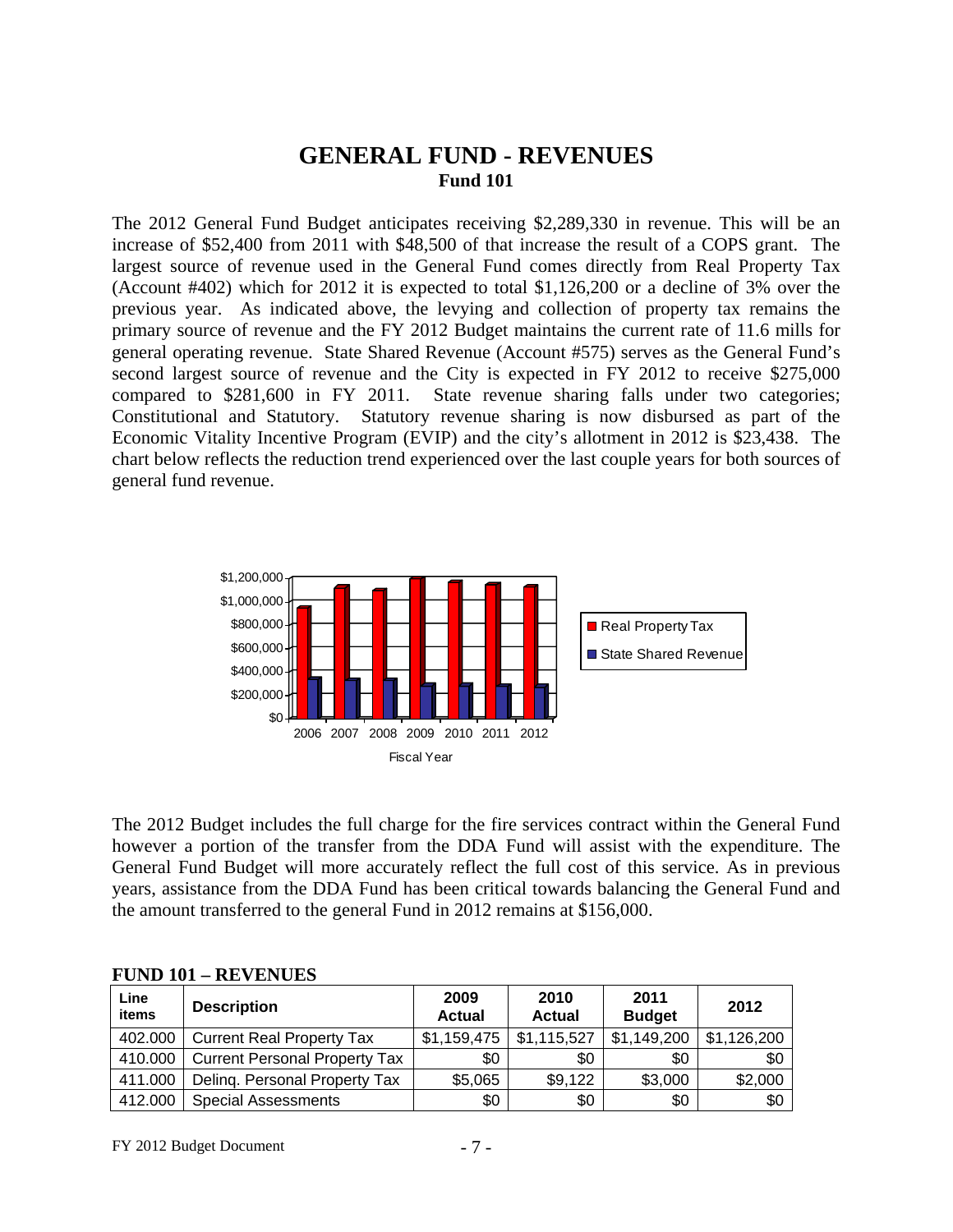# GENERAL FUND - REVENUES

**Fund 101**

The 2012 General Fund Budget anticipates receiving $2,289,330 in revenue. This will be an increase of $52,400 from 2011 with $48,500 of that increase the result of a COPS grant. The largest source of revenue used in the General Fund comes directly from Real Property Tax (Account #402) which for 2012 it is expected to total $1,126,200 or a decline of 3% over the previous year. As indicated above, the levying and collection of property tax remains the primary source of revenue and the FY 2012 Budget maintains the current rate of 11.6 mills for general operating revenue. State Shared Revenue (Account #575) serves as the General Fund's second largest source of revenue and the City is expected in FY 2012 to receive $275,000 compared to $281,600 in FY 2011. State revenue sharing falls under two categories; Constitutional and Statutory. Statutory revenue sharing is now disbursed as part of the Economic Vitality Incentive Program (EVIP) and the city's allotment in 2012 is $23,438. The chart below reflects the reduction trend experienced over the last couple years for both sources of general fund revenue.

The 2012 Budget includes the full charge for the fire services contract within the General Fund however a portion of the transfer from the DDA Fund will assist with the expenditure. The General Fund Budget will more accurately reflect the full cost of this service. As in previous years, assistance from the DDA Fund has been critical towards balancing the General Fund and the amount transferred to the general Fund in 2012 remains at $156,000.

**FUND 101 – REVENUES**

| Line items | Description | 2009 Actual | 2010 Actual | 2011 Budget | 2012 |
|---|---|---|---|---|---|
| 402.000 | Current Real Property Tax | $1,159,475 | $1,115,527 | $1,149,200 | $1,126,200 |
| 410.000 | Current Personal Property Tax | $0 | $0 | $0 | $0 |
| 411.000 | Delinq. Personal Property Tax | $5,065 | $9,122 | $3,000 | $2,000 |
| 412.000 | Special Assessments | $0 | $0 | $0 | $0 |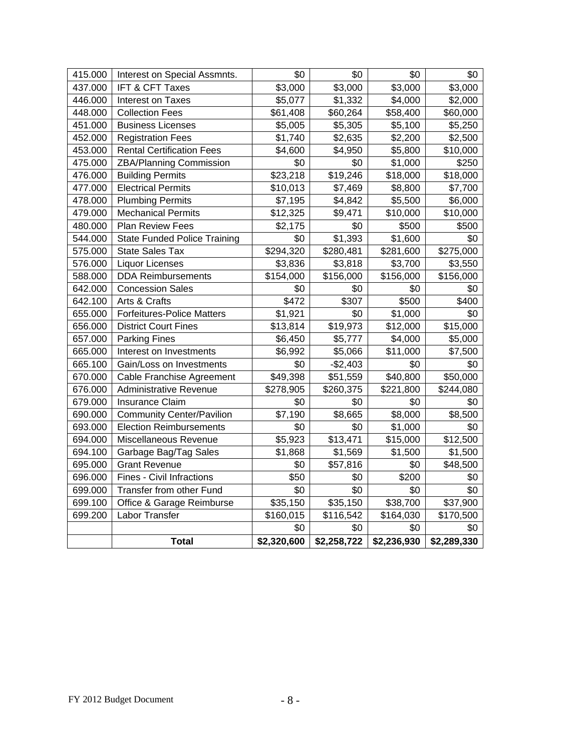| 415.000 | Interest on Special Assmnts. | $0 | $0 | $0 | $0 |
|---|---|---|---|---|---|
| 437.000 | IFT & CFT Taxes | $3,000 | $3,000 | $3,000 | $3,000 |
| 446.000 | Interest on Taxes | $5,077 | $1,332 | $4,000 | $2,000 |
| 448.000 | Collection Fees | $61,408 | $60,264 | $58,400 | $60,000 |
| 451.000 | Business Licenses | $5,005 | $5,305 | $5,100 | $5,250 |
| 452.000 | Registration Fees | $1,740 | $2,635 | $2,200 | $2,500 |
| 453.000 | Rental Certification Fees | $4,600 | $4,950 | $5,800 | $10,000 |
| 475.000 | ZBA/Planning Commission | $0 | $0 | $1,000 | $250 |
| 476.000 | Building Permits | $23,218 | $19,246 | $18,000 | $18,000 |
| 477.000 | Electrical Permits | $10,013 | $7,469 | $8,800 | $7,700 |
| 478.000 | Plumbing Permits | $7,195 | $4,842 | $5,500 | $6,000 |
| 479.000 | Mechanical Permits | $12,325 | $9,471 | $10,000 | $10,000 |
| 480.000 | Plan Review Fees | $2,175 | $0 | $500 | $500 |
| 544.000 | State Funded Police Training | $0 | $1,393 | $1,600 | $0 |
| 575.000 | State Sales Tax | $294,320 | $280,481 | $281,600 | $275,000 |
| 576.000 | Liquor Licenses | $3,836 | $3,818 | $3,700 | $3,550 |
| 588.000 | DDA Reimbursements | $154,000 | $156,000 | $156,000 | $156,000 |
| 642.000 | Concession Sales | $0 | $0 | $0 | $0 |
| 642.100 | Arts & Crafts | $472 | $307 | $500 | $400 |
| 655.000 | Forfeitures-Police Matters | $1,921 | $0 | $1,000 | $0 |
| 656.000 | District Court Fines | $13,814 | $19,973 | $12,000 | $15,000 |
| 657.000 | Parking Fines | $6,450 | $5,777 | $4,000 | $5,000 |
| 665.000 | Interest on Investments | $6,992 | $5,066 | $11,000 | $7,500 |
| 665.100 | Gain/Loss on Investments | $0 | -$2,403 | $0 | $0 |
| 670.000 | Cable Franchise Agreement | $49,398 | $51,559 | $40,800 | $50,000 |
| 676.000 | Administrative Revenue | $278,905 | $260,375 | $221,800 | $244,080 |
| 679.000 | Insurance Claim | $0 | $0 | $0 | $0 |
| 690.000 | Community Center/Pavilion | $7,190 | $8,665 | $8,000 | $8,500 |
| 693.000 | Election Reimbursements | $0 | $0 | $1,000 | $0 |
| 694.000 | Miscellaneous Revenue | $5,923 | $13,471 | $15,000 | $12,500 |
| 694.100 | Garbage Bag/Tag Sales | $1,868 | $1,569 | $1,500 | $1,500 |
| 695.000 | Grant Revenue | $0 | $57,816 | $0 | $48,500 |
| 696.000 | Fines - Civil Infractions | $50 | $0 | $200 | $0 |
| 699.000 | Transfer from other Fund | $0 | $0 | $0 | $0 |
| 699.100 | Office & Garage Reimburse | $35,150 | $35,150 | $38,700 | $37,900 |
| 699.200 | Labor Transfer | $160,015 | $116,542 | $164,030 | $170,500 |
| | | $0 | $0 | $0 | $0 |
| | **Total** | **$2,320,600** | **$2,258,722** | **$2,236,930** | **$2,289,330** |

FY 2012 Budget Document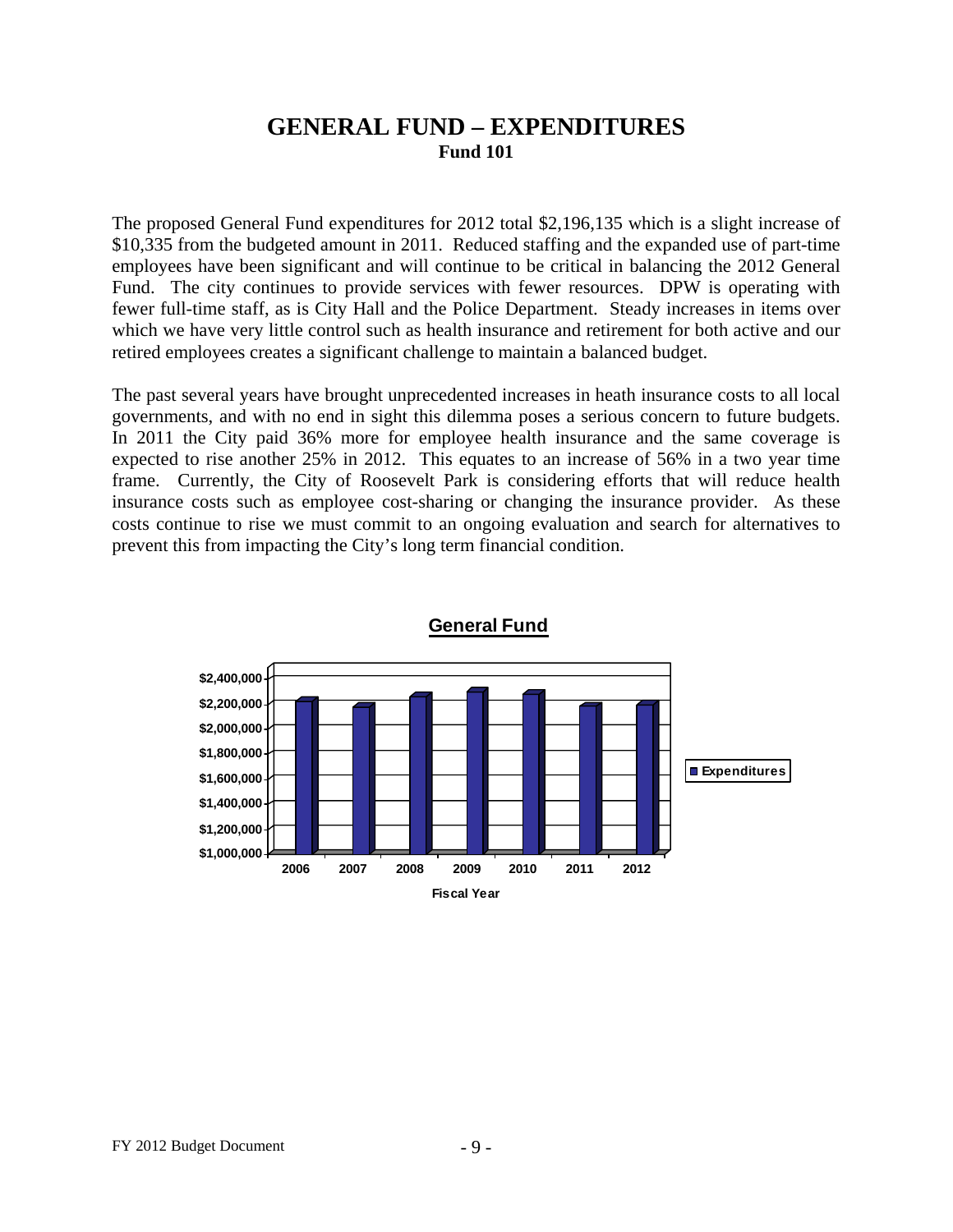# GENERAL FUND – EXPENDITURES

**Fund 101**

The proposed General Fund expenditures for 2012 total $2,196,135 which is a slight increase of $10,335 from the budgeted amount in 2011. Reduced staffing and the expanded use of part-time employees have been significant and will continue to be critical in balancing the 2012 General Fund. The city continues to provide services with fewer resources. DPW is operating with fewer full-time staff, as is City Hall and the Police Department. Steady increases in items over which we have very little control such as health insurance and retirement for both active and our retired employees creates a significant challenge to maintain a balanced budget.

The past several years have brought unprecedented increases in heath insurance costs to all local governments, and with no end in sight this dilemma poses a serious concern to future budgets. In 2011 the City paid 36% more for employee health insurance and the same coverage is expected to rise another 25% in 2012. This equates to an increase of 56% in a two year time frame. Currently, the City of Roosevelt Park is considering efforts that will reduce health insurance costs such as employee cost-sharing or changing the insurance provider. As these costs continue to rise we must commit to an ongoing evaluation and search for alternatives to prevent this from impacting the City's long term financial condition.

**General Fund**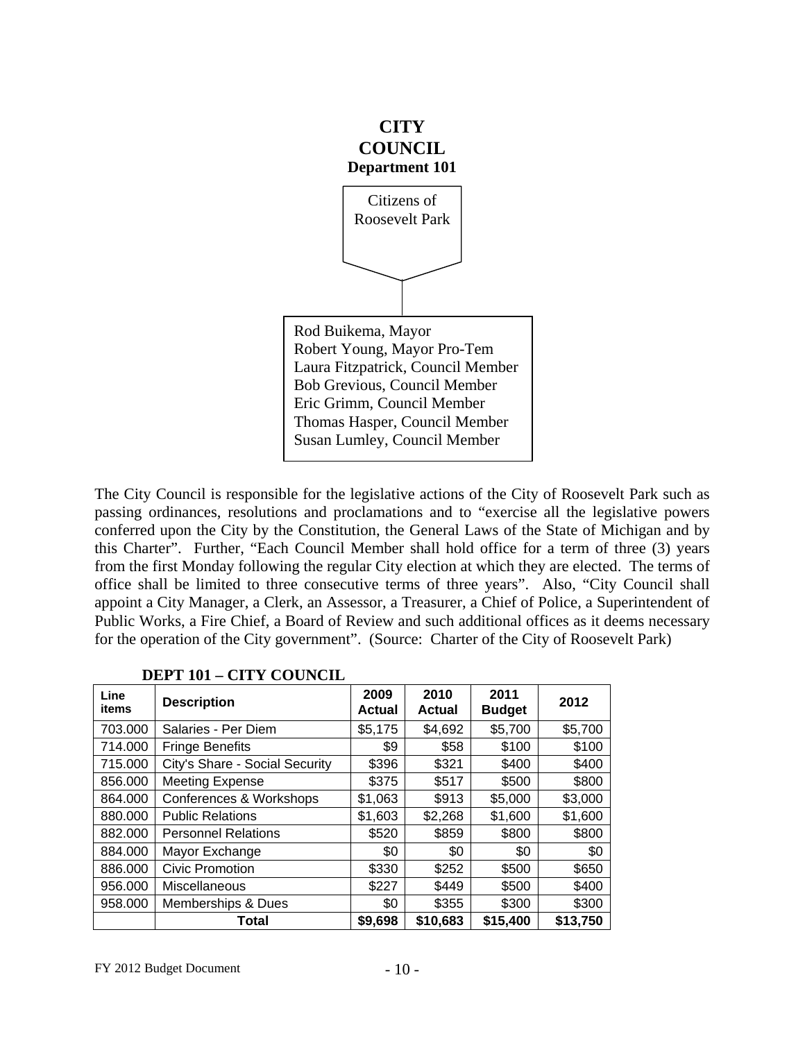# CITY COUNCIL

**Department 101**

Citizens of Roosevelt Park

Rod Buikema, Mayor
Robert Young, Mayor Pro-Tem
Laura Fitzpatrick, Council Member
Bob Grevious, Council Member
Eric Grimm, Council Member
Thomas Hasper, Council Member
Susan Lumley, Council Member

The City Council is responsible for the legislative actions of the City of Roosevelt Park such as passing ordinances, resolutions and proclamations and to "exercise all the legislative powers conferred upon the City by the Constitution, the General Laws of the State of Michigan and by this Charter". Further, "Each Council Member shall hold office for a term of three (3) years from the first Monday following the regular City election at which they are elected. The terms of office shall be limited to three consecutive terms of three years". Also, "City Council shall appoint a City Manager, a Clerk, an Assessor, a Treasurer, a Chief of Police, a Superintendent of Public Works, a Fire Chief, a Board of Review and such additional offices as it deems necessary for the operation of the City government". (Source: Charter of the City of Roosevelt Park)

**DEPT 101 – CITY COUNCIL**

| Line items | Description | 2009 Actual | 2010 Actual | 2011 Budget | 2012 |
|---|---|---|---|---|---|
| 703.000 | Salaries - Per Diem | $5,175 | $4,692 | $5,700 | $5,700 |
| 714.000 | Fringe Benefits | $9 | $58 | $100 | $100 |
| 715.000 | City's Share - Social Security | $396 | $321 | $400 | $400 |
| 856.000 | Meeting Expense | $375 | $517 | $500 | $800 |
| 864.000 | Conferences & Workshops | $1,063 | $913 | $5,000 | $3,000 |
| 880.000 | Public Relations | $1,603 | $2,268 | $1,600 | $1,600 |
| 882.000 | Personnel Relations | $520 | $859 | $800 | $800 |
| 884.000 | Mayor Exchange | $0 | $0 | $0 | $0 |
| 886.000 | Civic Promotion | $330 | $252 | $500 | $650 |
| 956.000 | Miscellaneous | $227 | $449 | $500 | $400 |
| 958.000 | Memberships & Dues | $0 | $355 | $300 | $300 |
| | **Total** | **$9,698** | **$10,683** | **$15,400** | **$13,750** |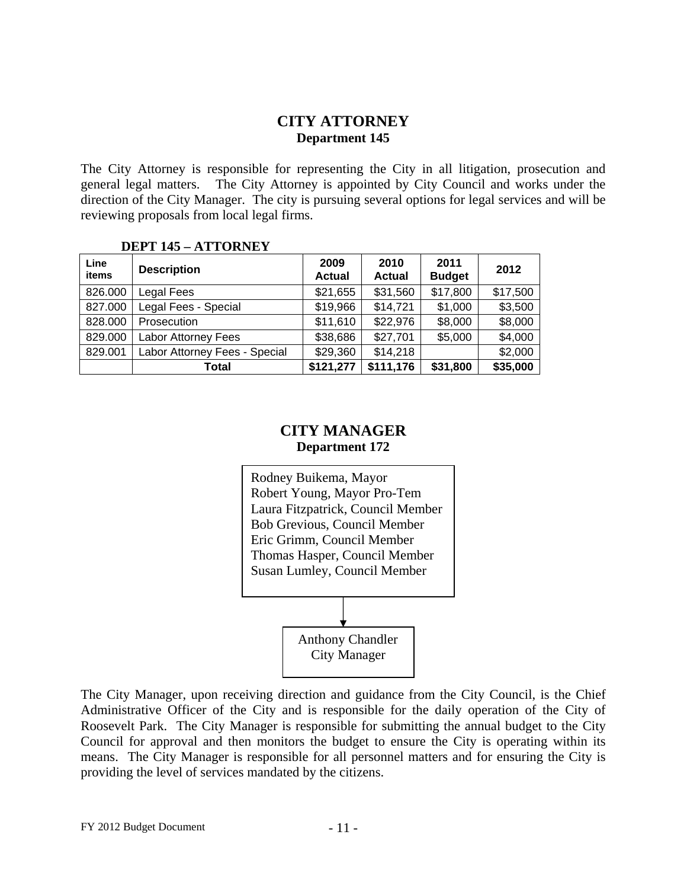## CITY ATTORNEY

**Department 145**

The City Attorney is responsible for representing the City in all litigation, prosecution and general legal matters. The City Attorney is appointed by City Council and works under the direction of the City Manager. The city is pursuing several options for legal services and will be reviewing proposals from local legal firms.

**DEPT 145 – ATTORNEY**

| Line items | Description | 2009 Actual | 2010 Actual | 2011 Budget | 2012 |
|---|---|---|---|---|---|
| 826.000 | Legal Fees | $21,655 | $31,560 | $17,800 | $17,500 |
| 827.000 | Legal Fees - Special | $19,966 | $14,721 | $1,000 | $3,500 |
| 828.000 | Prosecution | $11,610 | $22,976 | $8,000 | $8,000 |
| 829.000 | Labor Attorney Fees | $38,686 | $27,701 | $5,000 | $4,000 |
| 829.001 | Labor Attorney Fees - Special | $29,360 | $14,218 | | $2,000 |
| | **Total** | **$121,277** | **$111,176** | **$31,800** | **$35,000** |

## CITY MANAGER

**Department 172**

Rodney Buikema, Mayor
Robert Young, Mayor Pro-Tem
Laura Fitzpatrick, Council Member
Bob Grevious, Council Member
Eric Grimm, Council Member
Thomas Hasper, Council Member
Susan Lumley, Council Member

↓

Anthony Chandler
City Manager

The City Manager, upon receiving direction and guidance from the City Council, is the Chief Administrative Officer of the City and is responsible for the daily operation of the City of Roosevelt Park. The City Manager is responsible for submitting the annual budget to the City Council for approval and then monitors the budget to ensure the City is operating within its means. The City Manager is responsible for all personnel matters and for ensuring the City is providing the level of services mandated by the citizens.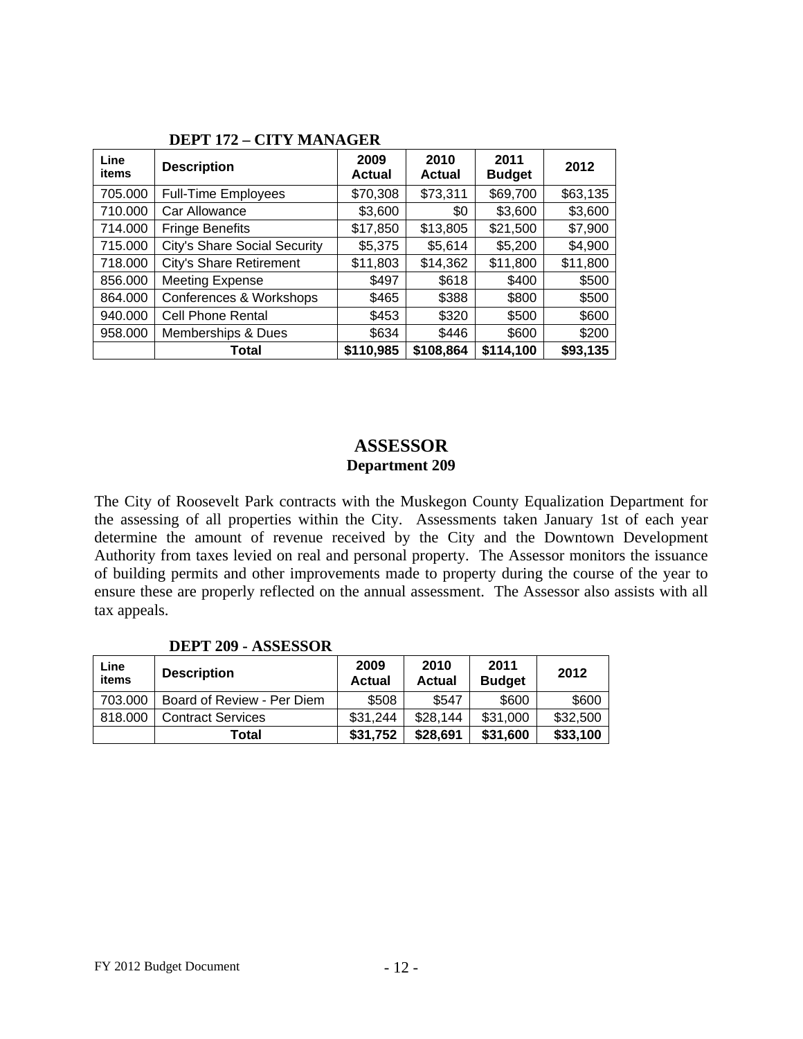**DEPT 172 – CITY MANAGER**

| Line items | Description | 2009 Actual | 2010 Actual | 2011 Budget | 2012 |
|---|---|---|---|---|---|
| 705.000 | Full-Time Employees | $70,308 | $73,311 | $69,700 | $63,135 |
| 710.000 | Car Allowance | $3,600 | $0 | $3,600 | $3,600 |
| 714.000 | Fringe Benefits | $17,850 | $13,805 | $21,500 | $7,900 |
| 715.000 | City's Share Social Security | $5,375 | $5,614 | $5,200 | $4,900 |
| 718.000 | City's Share Retirement | $11,803 | $14,362 | $11,800 | $11,800 |
| 856.000 | Meeting Expense | $497 | $618 | $400 | $500 |
| 864.000 | Conferences & Workshops | $465 | $388 | $800 | $500 |
| 940.000 | Cell Phone Rental | $453 | $320 | $500 | $600 |
| 958.000 | Memberships & Dues | $634 | $446 | $600 | $200 |
| | **Total** | **$110,985** | **$108,864** | **$114,100** | **$93,135** |

# ASSESSOR

## Department 209

The City of Roosevelt Park contracts with the Muskegon County Equalization Department for the assessing of all properties within the City. Assessments taken January 1st of each year determine the amount of revenue received by the City and the Downtown Development Authority from taxes levied on real and personal property. The Assessor monitors the issuance of building permits and other improvements made to property during the course of the year to ensure these are properly reflected on the annual assessment. The Assessor also assists with all tax appeals.

**DEPT 209 - ASSESSOR**

| Line items | Description | 2009 Actual | 2010 Actual | 2011 Budget | 2012 |
|---|---|---|---|---|---|
| 703.000 | Board of Review - Per Diem | $508 | $547 | $600 | $600 |
| 818.000 | Contract Services | $31,244 | $28,144 | $31,000 | $32,500 |
| | **Total** | **$31,752** | **$28,691** | **$31,600** | **$33,100** |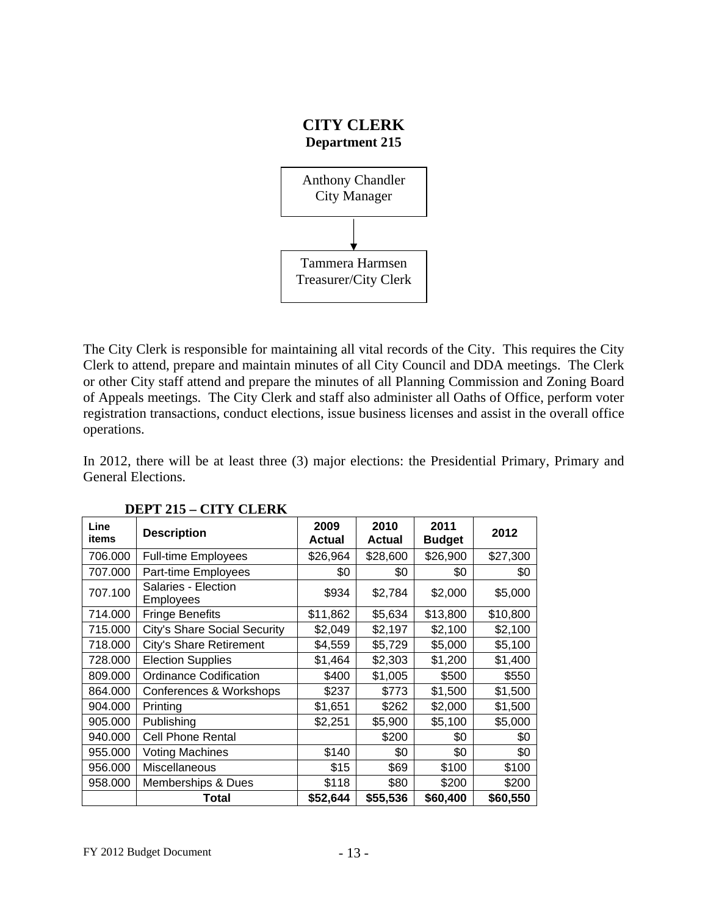# CITY CLERK

**Department 215**

Anthony Chandler
City Manager

↓

Tammera Harmsen
Treasurer/City Clerk

The City Clerk is responsible for maintaining all vital records of the City. This requires the City Clerk to attend, prepare and maintain minutes of all City Council and DDA meetings. The Clerk or other City staff attend and prepare the minutes of all Planning Commission and Zoning Board of Appeals meetings. The City Clerk and staff also administer all Oaths of Office, perform voter registration transactions, conduct elections, issue business licenses and assist in the overall office operations.

In 2012, there will be at least three (3) major elections: the Presidential Primary, Primary and General Elections.

**DEPT 215 – CITY CLERK**

| Line items | Description | 2009 Actual | 2010 Actual | 2011 Budget | 2012 |
|---|---|---|---|---|---|
| 706.000 | Full-time Employees | $26,964 | $28,600 | $26,900 | $27,300 |
| 707.000 | Part-time Employees | $0 | $0 | $0 | $0 |
| 707.100 | Salaries - Election Employees | $934 | $2,784 | $2,000 | $5,000 |
| 714.000 | Fringe Benefits | $11,862 | $5,634 | $13,800 | $10,800 |
| 715.000 | City's Share Social Security | $2,049 | $2,197 | $2,100 | $2,100 |
| 718.000 | City's Share Retirement | $4,559 | $5,729 | $5,000 | $5,100 |
| 728.000 | Election Supplies | $1,464 | $2,303 | $1,200 | $1,400 |
| 809.000 | Ordinance Codification | $400 | $1,005 | $500 | $550 |
| 864.000 | Conferences & Workshops | $237 | $773 | $1,500 | $1,500 |
| 904.000 | Printing | $1,651 | $262 | $2,000 | $1,500 |
| 905.000 | Publishing | $2,251 | $5,900 | $5,100 | $5,000 |
| 940.000 | Cell Phone Rental | | $200 | $0 | $0 |
| 955.000 | Voting Machines | $140 | $0 | $0 | $0 |
| 956.000 | Miscellaneous | $15 | $69 | $100 | $100 |
| 958.000 | Memberships & Dues | $118 | $80 | $200 | $200 |
| | **Total** | **$52,644** | **$55,536** | **$60,400** | **$60,550** |

FY 2012 Budget Document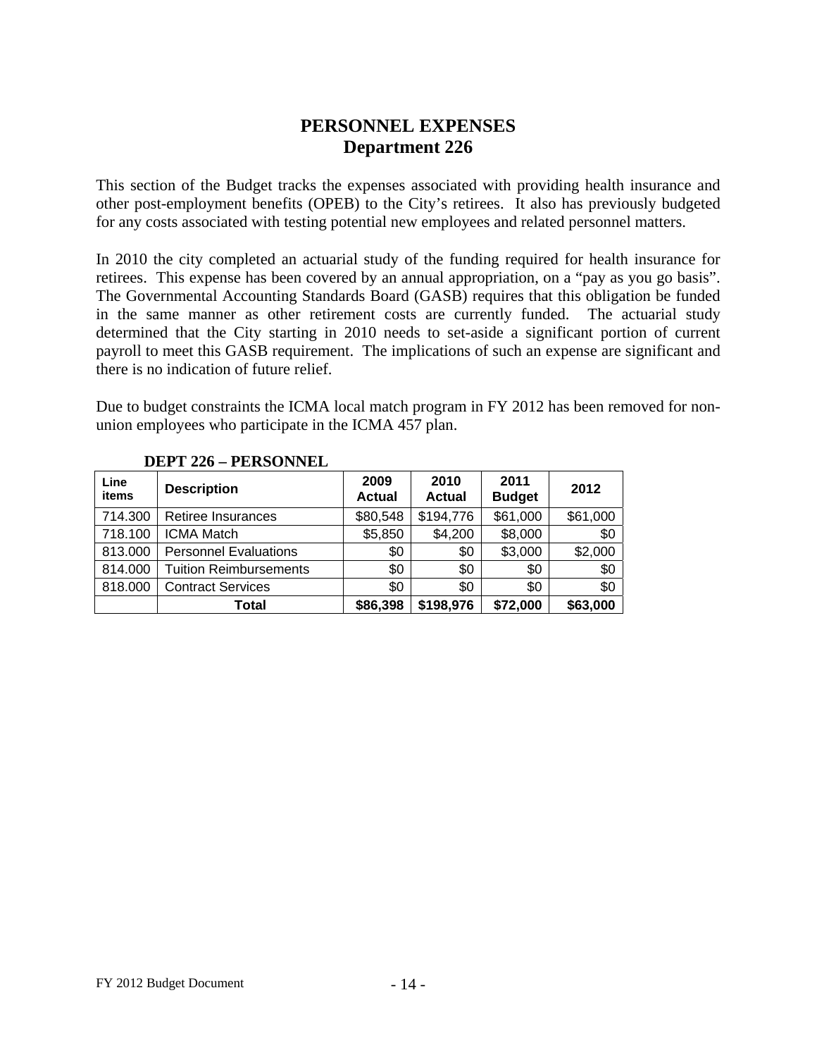# PERSONNEL EXPENSES
## Department 226

This section of the Budget tracks the expenses associated with providing health insurance and other post-employment benefits (OPEB) to the City's retirees. It also has previously budgeted for any costs associated with testing potential new employees and related personnel matters.

In 2010 the city completed an actuarial study of the funding required for health insurance for retirees. This expense has been covered by an annual appropriation, on a "pay as you go basis". The Governmental Accounting Standards Board (GASB) requires that this obligation be funded in the same manner as other retirement costs are currently funded. The actuarial study determined that the City starting in 2010 needs to set-aside a significant portion of current payroll to meet this GASB requirement. The implications of such an expense are significant and there is no indication of future relief.

Due to budget constraints the ICMA local match program in FY 2012 has been removed for non-union employees who participate in the ICMA 457 plan.

**DEPT 226 – PERSONNEL**

| Line items | Description | 2009 Actual | 2010 Actual | 2011 Budget | 2012 |
|---|---|---|---|---|---|
| 714.300 | Retiree Insurances | $80,548 | $194,776 | $61,000 | $61,000 |
| 718.100 | ICMA Match | $5,850 | $4,200 | $8,000 | $0 |
| 813.000 | Personnel Evaluations | $0 | $0 | $3,000 | $2,000 |
| 814.000 | Tuition Reimbursements | $0 | $0 | $0 | $0 |
| 818.000 | Contract Services | $0 | $0 | $0 | $0 |
| | **Total** | **$86,398** | **$198,976** | **$72,000** | **$63,000** |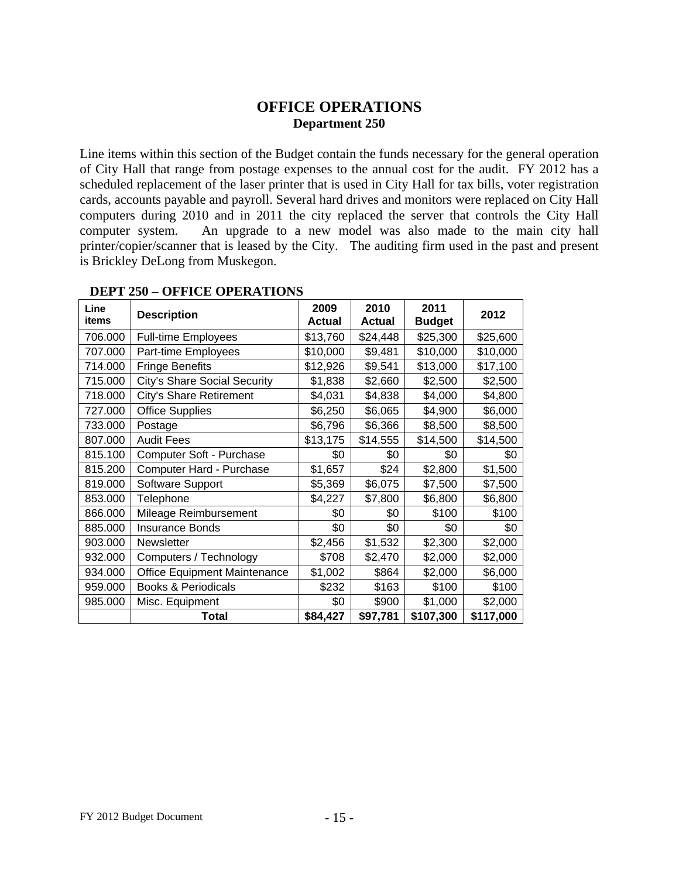# OFFICE OPERATIONS

## Department 250

Line items within this section of the Budget contain the funds necessary for the general operation of City Hall that range from postage expenses to the annual cost for the audit. FY 2012 has a scheduled replacement of the laser printer that is used in City Hall for tax bills, voter registration cards, accounts payable and payroll. Several hard drives and monitors were replaced on City Hall computers during 2010 and in 2011 the city replaced the server that controls the City Hall computer system. An upgrade to a new model was also made to the main city hall printer/copier/scanner that is leased by the City. The auditing firm used in the past and present is Brickley DeLong from Muskegon.

**DEPT 250 – OFFICE OPERATIONS**

| Line items | Description | 2009 Actual | 2010 Actual | 2011 Budget | 2012 |
|---|---|---|---|---|---|
| 706.000 | Full-time Employees | $13,760 | $24,448 | $25,300 | $25,600 |
| 707.000 | Part-time Employees | $10,000 | $9,481 | $10,000 | $10,000 |
| 714.000 | Fringe Benefits | $12,926 | $9,541 | $13,000 | $17,100 |
| 715.000 | City's Share Social Security | $1,838 | $2,660 | $2,500 | $2,500 |
| 718.000 | City's Share Retirement | $4,031 | $4,838 | $4,000 | $4,800 |
| 727.000 | Office Supplies | $6,250 | $6,065 | $4,900 | $6,000 |
| 733.000 | Postage | $6,796 | $6,366 | $8,500 | $8,500 |
| 807.000 | Audit Fees | $13,175 | $14,555 | $14,500 | $14,500 |
| 815.100 | Computer Soft - Purchase | $0 | $0 | $0 | $0 |
| 815.200 | Computer Hard - Purchase | $1,657 | $24 | $2,800 | $1,500 |
| 819.000 | Software Support | $5,369 | $6,075 | $7,500 | $7,500 |
| 853.000 | Telephone | $4,227 | $7,800 | $6,800 | $6,800 |
| 866.000 | Mileage Reimbursement | $0 | $0 | $100 | $100 |
| 885.000 | Insurance Bonds | $0 | $0 | $0 | $0 |
| 903.000 | Newsletter | $2,456 | $1,532 | $2,300 | $2,000 |
| 932.000 | Computers / Technology | $708 | $2,470 | $2,000 | $2,000 |
| 934.000 | Office Equipment Maintenance | $1,002 | $864 | $2,000 | $6,000 |
| 959.000 | Books & Periodicals | $232 | $163 | $100 | $100 |
| 985.000 | Misc. Equipment | $0 | $900 | $1,000 | $2,000 |
| | **Total** | **$84,427** | **$97,781** | **$107,300** | **$117,000** |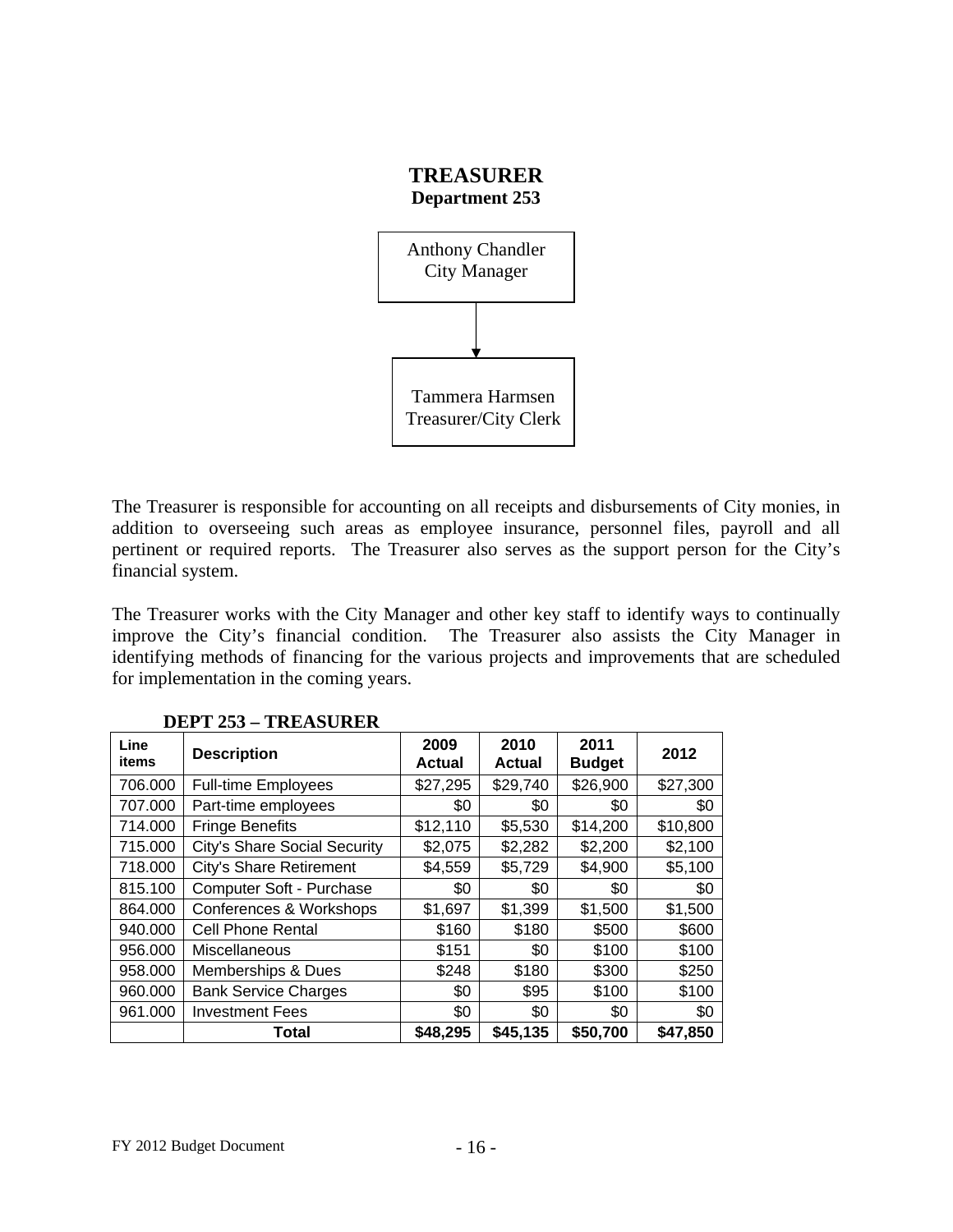# TREASURER

**Department 253**

Anthony Chandler
City Manager

↓

Tammera Harmsen
Treasurer/City Clerk

The Treasurer is responsible for accounting on all receipts and disbursements of City monies, in addition to overseeing such areas as employee insurance, personnel files, payroll and all pertinent or required reports. The Treasurer also serves as the support person for the City's financial system.

The Treasurer works with the City Manager and other key staff to identify ways to continually improve the City's financial condition. The Treasurer also assists the City Manager in identifying methods of financing for the various projects and improvements that are scheduled for implementation in the coming years.

**DEPT 253 – TREASURER**

| Line items | Description | 2009 Actual | 2010 Actual | 2011 Budget | 2012 |
|---|---|---|---|---|---|
| 706.000 | Full-time Employees | $27,295 | $29,740 | $26,900 | $27,300 |
| 707.000 | Part-time employees | $0 | $0 | $0 | $0 |
| 714.000 | Fringe Benefits | $12,110 | $5,530 | $14,200 | $10,800 |
| 715.000 | City's Share Social Security | $2,075 | $2,282 | $2,200 | $2,100 |
| 718.000 | City's Share Retirement | $4,559 | $5,729 | $4,900 | $5,100 |
| 815.100 | Computer Soft - Purchase | $0 | $0 | $0 | $0 |
| 864.000 | Conferences & Workshops | $1,697 | $1,399 | $1,500 | $1,500 |
| 940.000 | Cell Phone Rental | $160 | $180 | $500 | $600 |
| 956.000 | Miscellaneous | $151 | $0 | $100 | $100 |
| 958.000 | Memberships & Dues | $248 | $180 | $300 | $250 |
| 960.000 | Bank Service Charges | $0 | $95 | $100 | $100 |
| 961.000 | Investment Fees | $0 | $0 | $0 | $0 |
| | **Total** | **$48,295** | **$45,135** | **$50,700** | **$47,850** |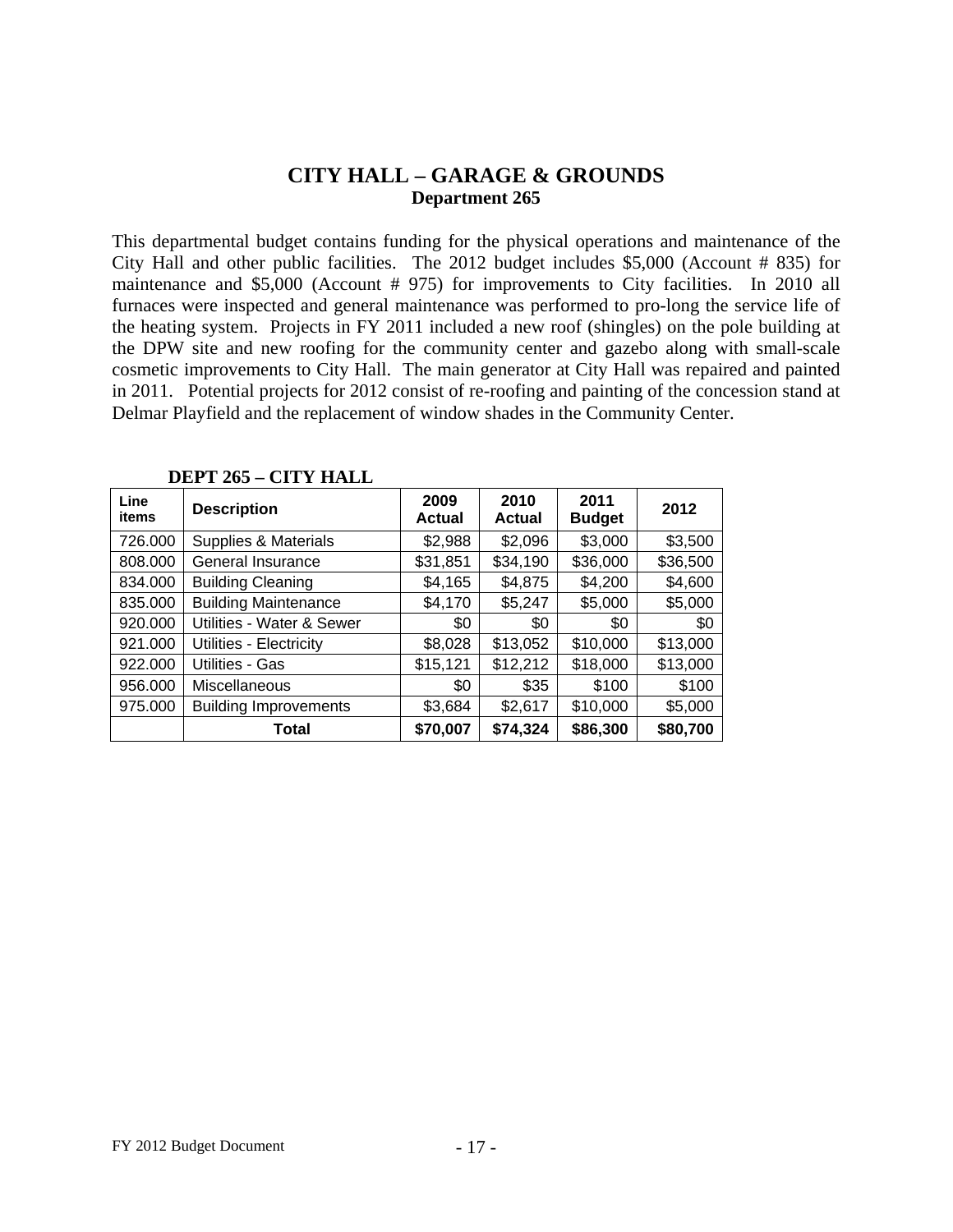# CITY HALL – GARAGE & GROUNDS
## Department 265

This departmental budget contains funding for the physical operations and maintenance of the City Hall and other public facilities. The 2012 budget includes $5,000 (Account # 835) for maintenance and $5,000 (Account # 975) for improvements to City facilities. In 2010 all furnaces were inspected and general maintenance was performed to pro-long the service life of the heating system. Projects in FY 2011 included a new roof (shingles) on the pole building at the DPW site and new roofing for the community center and gazebo along with small-scale cosmetic improvements to City Hall. The main generator at City Hall was repaired and painted in 2011. Potential projects for 2012 consist of re-roofing and painting of the concession stand at Delmar Playfield and the replacement of window shades in the Community Center.

**DEPT 265 – CITY HALL**

| Line items | Description | 2009 Actual | 2010 Actual | 2011 Budget | 2012 |
|---|---|---|---|---|---|
| 726.000 | Supplies & Materials | $2,988 | $2,096 | $3,000 | $3,500 |
| 808.000 | General Insurance | $31,851 | $34,190 | $36,000 | $36,500 |
| 834.000 | Building Cleaning | $4,165 | $4,875 | $4,200 | $4,600 |
| 835.000 | Building Maintenance | $4,170 | $5,247 | $5,000 | $5,000 |
| 920.000 | Utilities - Water & Sewer | $0 | $0 | $0 | $0 |
| 921.000 | Utilities - Electricity | $8,028 | $13,052 | $10,000 | $13,000 |
| 922.000 | Utilities - Gas | $15,121 | $12,212 | $18,000 | $13,000 |
| 956.000 | Miscellaneous | $0 | $35 | $100 | $100 |
| 975.000 | Building Improvements | $3,684 | $2,617 | $10,000 | $5,000 |
| | **Total** | **$70,007** | **$74,324** | **$86,300** | **$80,700** |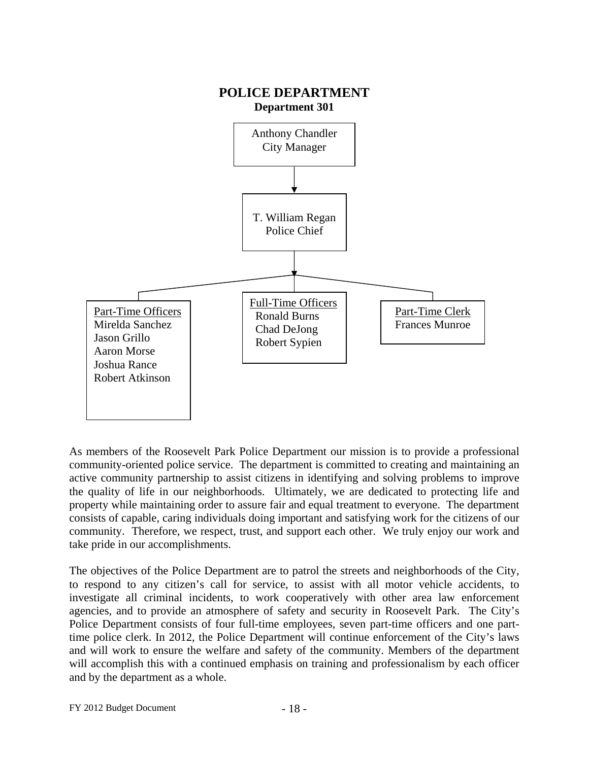# POLICE DEPARTMENT

## Department 301

Anthony Chandler
City Manager

T. William Regan
Police Chief

Part-Time Officers
Mirelda Sanchez
Jason Grillo
Aaron Morse
Joshua Rance
Robert Atkinson

Full-Time Officers
Ronald Burns
Chad DeJong
Robert Sypien

Part-Time Clerk
Frances Munroe

As members of the Roosevelt Park Police Department our mission is to provide a professional community-oriented police service. The department is committed to creating and maintaining an active community partnership to assist citizens in identifying and solving problems to improve the quality of life in our neighborhoods. Ultimately, we are dedicated to protecting life and property while maintaining order to assure fair and equal treatment to everyone. The department consists of capable, caring individuals doing important and satisfying work for the citizens of our community. Therefore, we respect, trust, and support each other. We truly enjoy our work and take pride in our accomplishments.

The objectives of the Police Department are to patrol the streets and neighborhoods of the City, to respond to any citizen's call for service, to assist with all motor vehicle accidents, to investigate all criminal incidents, to work cooperatively with other area law enforcement agencies, and to provide an atmosphere of safety and security in Roosevelt Park. The City's Police Department consists of four full-time employees, seven part-time officers and one part-time police clerk. In 2012, the Police Department will continue enforcement of the City's laws and will work to ensure the welfare and safety of the community. Members of the department will accomplish this with a continued emphasis on training and professionalism by each officer and by the department as a whole.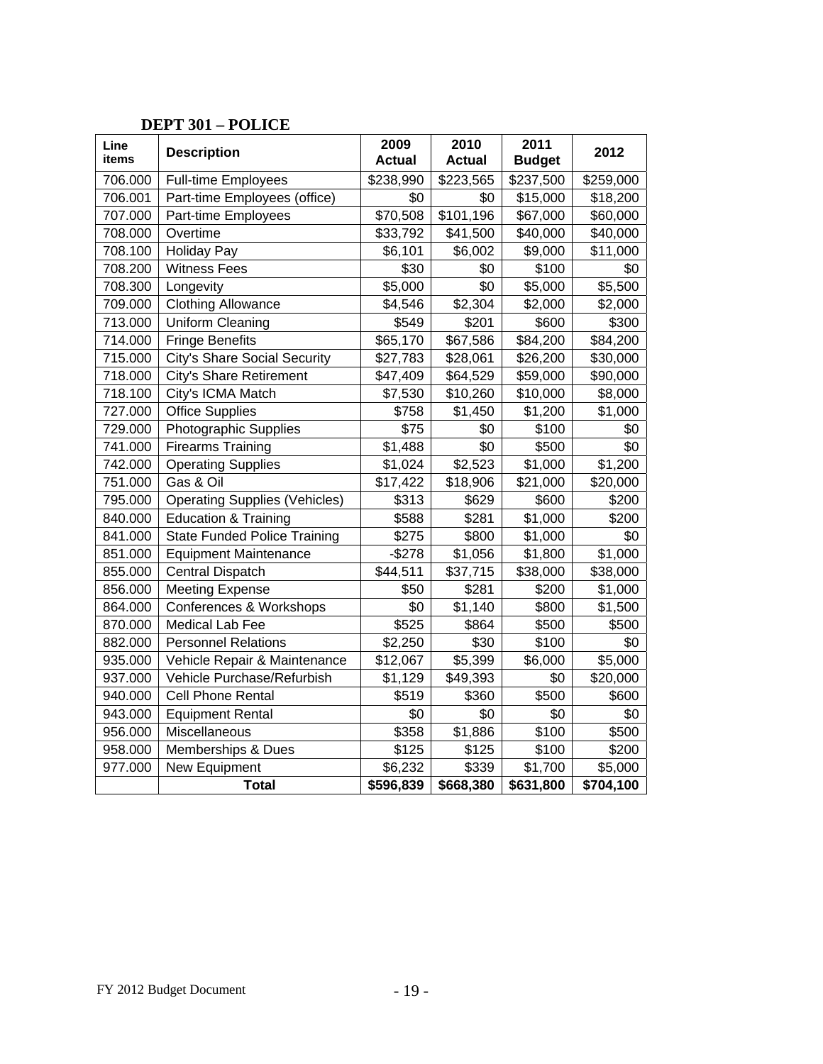## DEPT 301 – POLICE

| Line items | Description | 2009 Actual | 2010 Actual | 2011 Budget | 2012 |
|---|---|---|---|---|---|
| 706.000 | Full-time Employees | $238,990 | $223,565 | $237,500 | $259,000 |
| 706.001 | Part-time Employees (office) | $0 | $0 | $15,000 | $18,200 |
| 707.000 | Part-time Employees | $70,508 | $101,196 | $67,000 | $60,000 |
| 708.000 | Overtime | $33,792 | $41,500 | $40,000 | $40,000 |
| 708.100 | Holiday Pay | $6,101 | $6,002 | $9,000 | $11,000 |
| 708.200 | Witness Fees | $30 | $0 | $100 | $0 |
| 708.300 | Longevity | $5,000 | $0 | $5,000 | $5,500 |
| 709.000 | Clothing Allowance | $4,546 | $2,304 | $2,000 | $2,000 |
| 713.000 | Uniform Cleaning | $549 | $201 | $600 | $300 |
| 714.000 | Fringe Benefits | $65,170 | $67,586 | $84,200 | $84,200 |
| 715.000 | City's Share Social Security | $27,783 | $28,061 | $26,200 | $30,000 |
| 718.000 | City's Share Retirement | $47,409 | $64,529 | $59,000 | $90,000 |
| 718.100 | City's ICMA Match | $7,530 | $10,260 | $10,000 | $8,000 |
| 727.000 | Office Supplies | $758 | $1,450 | $1,200 | $1,000 |
| 729.000 | Photographic Supplies | $75 | $0 | $100 | $0 |
| 741.000 | Firearms Training | $1,488 | $0 | $500 | $0 |
| 742.000 | Operating Supplies | $1,024 | $2,523 | $1,000 | $1,200 |
| 751.000 | Gas & Oil | $17,422 | $18,906 | $21,000 | $20,000 |
| 795.000 | Operating Supplies (Vehicles) | $313 | $629 | $600 | $200 |
| 840.000 | Education & Training | $588 | $281 | $1,000 | $200 |
| 841.000 | State Funded Police Training | $275 | $800 | $1,000 | $0 |
| 851.000 | Equipment Maintenance | -$278 | $1,056 | $1,800 | $1,000 |
| 855.000 | Central Dispatch | $44,511 | $37,715 | $38,000 | $38,000 |
| 856.000 | Meeting Expense | $50 | $281 | $200 | $1,000 |
| 864.000 | Conferences & Workshops | $0 | $1,140 | $800 | $1,500 |
| 870.000 | Medical Lab Fee | $525 | $864 | $500 | $500 |
| 882.000 | Personnel Relations | $2,250 | $30 | $100 | $0 |
| 935.000 | Vehicle Repair & Maintenance | $12,067 | $5,399 | $6,000 | $5,000 |
| 937.000 | Vehicle Purchase/Refurbish | $1,129 | $49,393 | $0 | $20,000 |
| 940.000 | Cell Phone Rental | $519 | $360 | $500 | $600 |
| 943.000 | Equipment Rental | $0 | $0 | $0 | $0 |
| 956.000 | Miscellaneous | $358 | $1,886 | $100 | $500 |
| 958.000 | Memberships & Dues | $125 | $125 | $100 | $200 |
| 977.000 | New Equipment | $6,232 | $339 | $1,700 | $5,000 |
| | **Total** | **$596,839** | **$668,380** | **$631,800** | **$704,100** |

FY 2012 Budget Document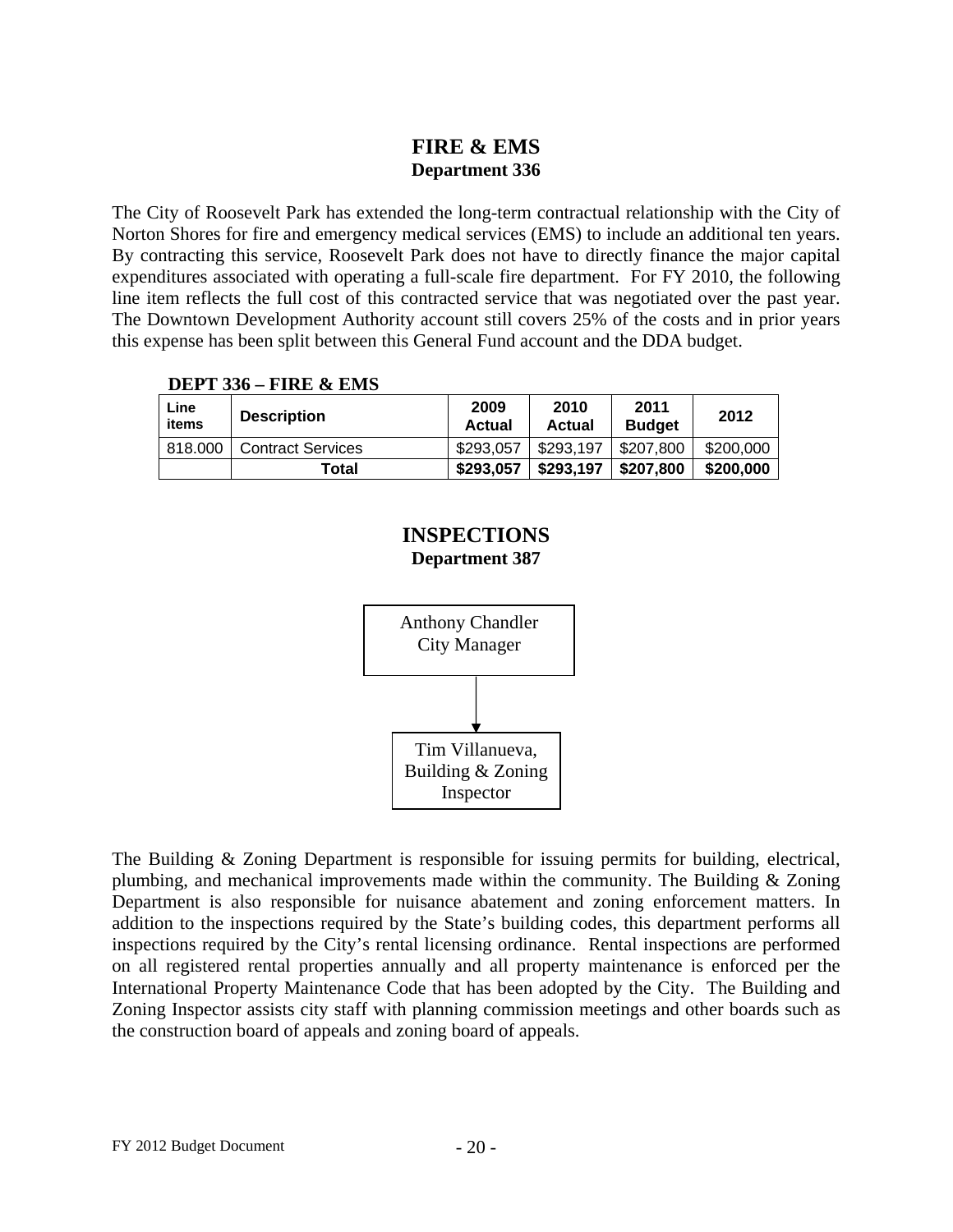# FIRE & EMS

## Department 336

The City of Roosevelt Park has extended the long-term contractual relationship with the City of Norton Shores for fire and emergency medical services (EMS) to include an additional ten years. By contracting this service, Roosevelt Park does not have to directly finance the major capital expenditures associated with operating a full-scale fire department. For FY 2010, the following line item reflects the full cost of this contracted service that was negotiated over the past year. The Downtown Development Authority account still covers 25% of the costs and in prior years this expense has been split between this General Fund account and the DDA budget.

**DEPT 336 – FIRE & EMS**

| Line items | Description | 2009 Actual | 2010 Actual | 2011 Budget | 2012 |
|---|---|---|---|---|---|
| 818.000 | Contract Services | $293,057 | $293,197 | $207,800 | $200,000 |
| | **Total** | **$293,057** | **$293,197** | **$207,800** | **$200,000** |

# INSPECTIONS

## Department 387

Anthony Chandler
City Manager

↓

Tim Villanueva,
Building & Zoning
Inspector

The Building & Zoning Department is responsible for issuing permits for building, electrical, plumbing, and mechanical improvements made within the community. The Building & Zoning Department is also responsible for nuisance abatement and zoning enforcement matters. In addition to the inspections required by the State's building codes, this department performs all inspections required by the City's rental licensing ordinance. Rental inspections are performed on all registered rental properties annually and all property maintenance is enforced per the International Property Maintenance Code that has been adopted by the City. The Building and Zoning Inspector assists city staff with planning commission meetings and other boards such as the construction board of appeals and zoning board of appeals.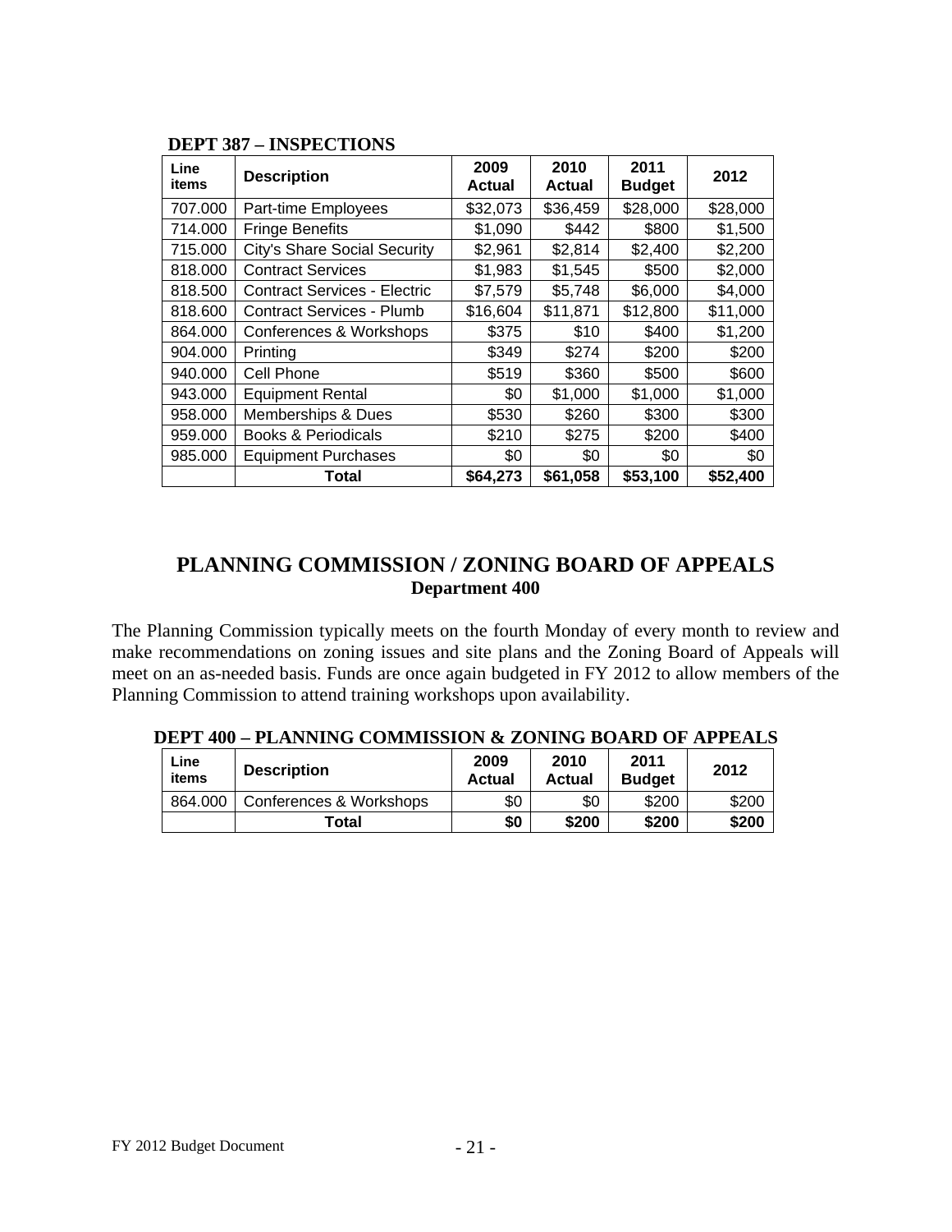**DEPT 387 – INSPECTIONS**

| Line items | Description | 2009 Actual | 2010 Actual | 2011 Budget | 2012 |
|---|---|---|---|---|---|
| 707.000 | Part-time Employees | $32,073 | $36,459 | $28,000 | $28,000 |
| 714.000 | Fringe Benefits | $1,090 | $442 | $800 | $1,500 |
| 715.000 | City's Share Social Security | $2,961 | $2,814 | $2,400 | $2,200 |
| 818.000 | Contract Services | $1,983 | $1,545 | $500 | $2,000 |
| 818.500 | Contract Services - Electric | $7,579 | $5,748 | $6,000 | $4,000 |
| 818.600 | Contract Services - Plumb | $16,604 | $11,871 | $12,800 | $11,000 |
| 864.000 | Conferences & Workshops | $375 | $10 | $400 | $1,200 |
| 904.000 | Printing | $349 | $274 | $200 | $200 |
| 940.000 | Cell Phone | $519 | $360 | $500 | $600 |
| 943.000 | Equipment Rental | $0 | $1,000 | $1,000 | $1,000 |
| 958.000 | Memberships & Dues | $530 | $260 | $300 | $300 |
| 959.000 | Books & Periodicals | $210 | $275 | $200 | $400 |
| 985.000 | Equipment Purchases | $0 | $0 | $0 | $0 |
| | **Total** | **$64,273** | **$61,058** | **$53,100** | **$52,400** |

## PLANNING COMMISSION / ZONING BOARD OF APPEALS

### Department 400

The Planning Commission typically meets on the fourth Monday of every month to review and make recommendations on zoning issues and site plans and the Zoning Board of Appeals will meet on an as-needed basis. Funds are once again budgeted in FY 2012 to allow members of the Planning Commission to attend training workshops upon availability.

**DEPT 400 – PLANNING COMMISSION & ZONING BOARD OF APPEALS**

| Line items | Description | 2009 Actual | 2010 Actual | 2011 Budget | 2012 |
|---|---|---|---|---|---|
| 864.000 | Conferences & Workshops | $0 | $0 | $200 | $200 |
| | **Total** | **$0** | **$200** | **$200** | **$200** |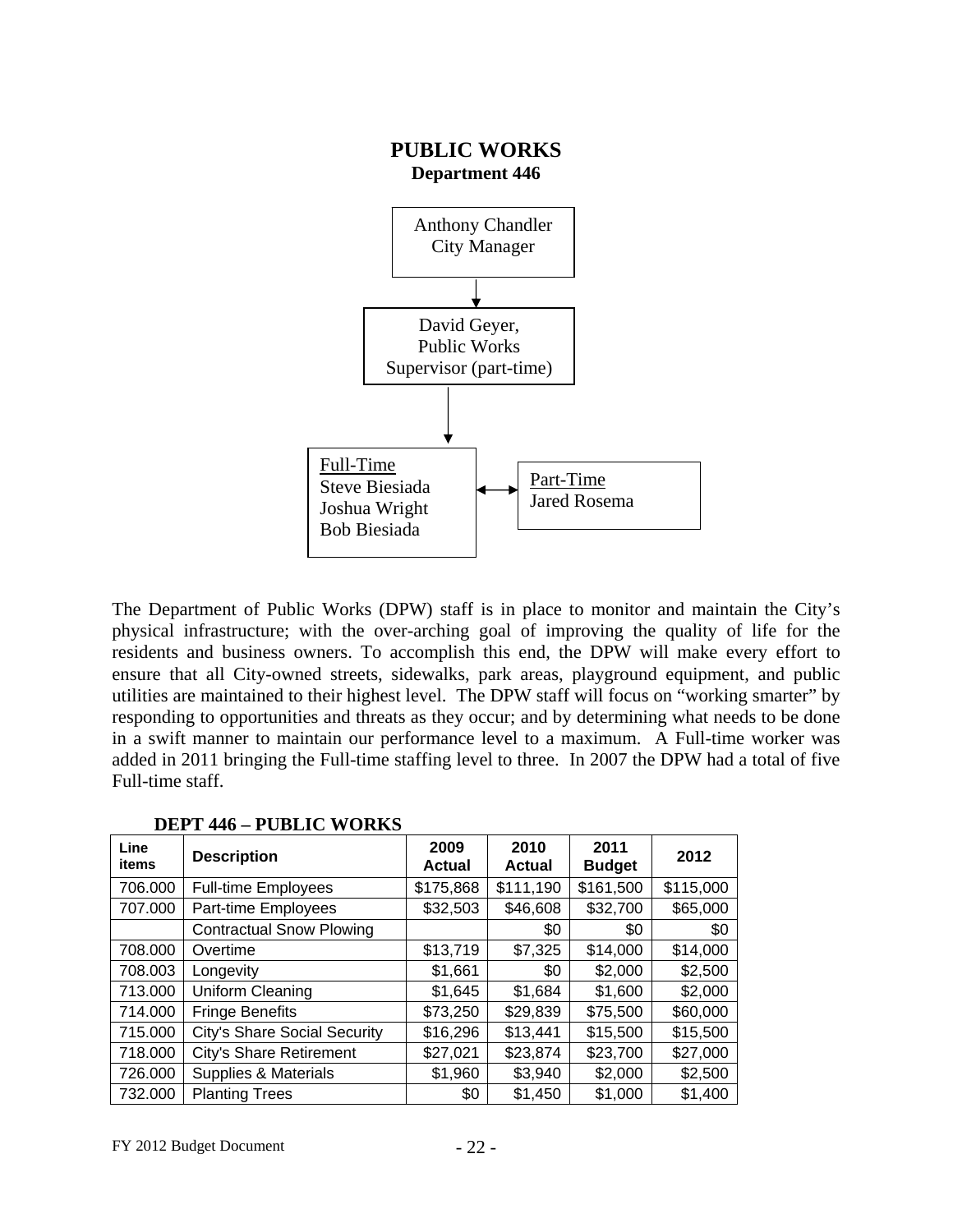# PUBLIC WORKS

**Department 446**

Anthony Chandler
City Manager

↓

David Geyer,
Public Works
Supervisor (part-time)

↓

Full-Time
Steve Biesiada
Joshua Wright
Bob Biesiada

↔

Part-Time
Jared Rosema

The Department of Public Works (DPW) staff is in place to monitor and maintain the City's physical infrastructure; with the over-arching goal of improving the quality of life for the residents and business owners. To accomplish this end, the DPW will make every effort to ensure that all City-owned streets, sidewalks, park areas, playground equipment, and public utilities are maintained to their highest level. The DPW staff will focus on "working smarter" by responding to opportunities and threats as they occur; and by determining what needs to be done in a swift manner to maintain our performance level to a maximum. A Full-time worker was added in 2011 bringing the Full-time staffing level to three. In 2007 the DPW had a total of five Full-time staff.

**DEPT 446 – PUBLIC WORKS**

| Line items | Description | 2009 Actual | 2010 Actual | 2011 Budget | 2012 |
|---|---|---|---|---|---|
| 706.000 | Full-time Employees | $175,868 | $111,190 | $161,500 | $115,000 |
| 707.000 | Part-time Employees | $32,503 | $46,608 | $32,700 | $65,000 |
| | Contractual Snow Plowing | | $0 | $0 | $0 |
| 708.000 | Overtime | $13,719 | $7,325 | $14,000 | $14,000 |
| 708.003 | Longevity | $1,661 | $0 | $2,000 | $2,500 |
| 713.000 | Uniform Cleaning | $1,645 | $1,684 | $1,600 | $2,000 |
| 714.000 | Fringe Benefits | $73,250 | $29,839 | $75,500 | $60,000 |
| 715.000 | City's Share Social Security | $16,296 | $13,441 | $15,500 | $15,500 |
| 718.000 | City's Share Retirement | $27,021 | $23,874 | $23,700 | $27,000 |
| 726.000 | Supplies & Materials | $1,960 | $3,940 | $2,000 | $2,500 |
| 732.000 | Planting Trees | $0 | $1,450 | $1,000 | $1,400 |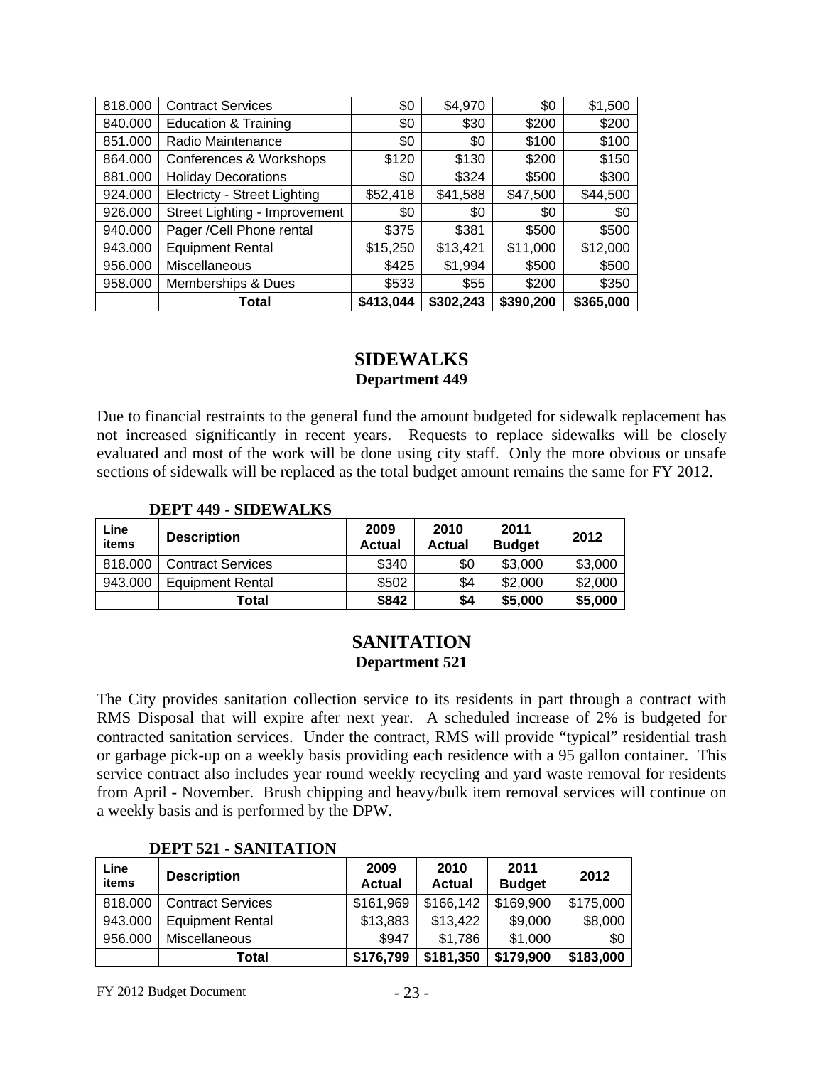| | | | | | |
|---|---|---|---|---|---|
| 818.000 | Contract Services | $0 | $4,970 | $0 | $1,500 |
| 840.000 | Education & Training | $0 | $30 | $200 | $200 |
| 851.000 | Radio Maintenance | $0 | $0 | $100 | $100 |
| 864.000 | Conferences & Workshops | $120 | $130 | $200 | $150 |
| 881.000 | Holiday Decorations | $0 | $324 | $500 | $300 |
| 924.000 | Electricty - Street Lighting | $52,418 | $41,588 | $47,500 | $44,500 |
| 926.000 | Street Lighting - Improvement | $0 | $0 | $0 | $0 |
| 940.000 | Pager /Cell Phone rental | $375 | $381 | $500 | $500 |
| 943.000 | Equipment Rental | $15,250 | $13,421 | $11,000 | $12,000 |
| 956.000 | Miscellaneous | $425 | $1,994 | $500 | $500 |
| 958.000 | Memberships & Dues | $533 | $55 | $200 | $350 |
| | **Total** | **$413,044** | **$302,243** | **$390,200** | **$365,000** |

## SIDEWALKS
### Department 449

Due to financial restraints to the general fund the amount budgeted for sidewalk replacement has not increased significantly in recent years. Requests to replace sidewalks will be closely evaluated and most of the work will be done using city staff. Only the more obvious or unsafe sections of sidewalk will be replaced as the total budget amount remains the same for FY 2012.

**DEPT 449 - SIDEWALKS**

| Line items | Description | 2009 Actual | 2010 Actual | 2011 Budget | 2012 |
|---|---|---|---|---|---|
| 818.000 | Contract Services | $340 | $0 | $3,000 | $3,000 |
| 943.000 | Equipment Rental | $502 | $4 | $2,000 | $2,000 |
| | **Total** | **$842** | **$4** | **$5,000** | **$5,000** |

## SANITATION
### Department 521

The City provides sanitation collection service to its residents in part through a contract with RMS Disposal that will expire after next year. A scheduled increase of 2% is budgeted for contracted sanitation services. Under the contract, RMS will provide "typical" residential trash or garbage pick-up on a weekly basis providing each residence with a 95 gallon container. This service contract also includes year round weekly recycling and yard waste removal for residents from April - November. Brush chipping and heavy/bulk item removal services will continue on a weekly basis and is performed by the DPW.

**DEPT 521 - SANITATION**

| Line items | Description | 2009 Actual | 2010 Actual | 2011 Budget | 2012 |
|---|---|---|---|---|---|
| 818.000 | Contract Services | $161,969 | $166,142 | $169,900 | $175,000 |
| 943.000 | Equipment Rental | $13,883 | $13,422 | $9,000 | $8,000 |
| 956.000 | Miscellaneous | $947 | $1,786 | $1,000 | $0 |
| | **Total** | **$176,799** | **$181,350** | **$179,900** | **$183,000** |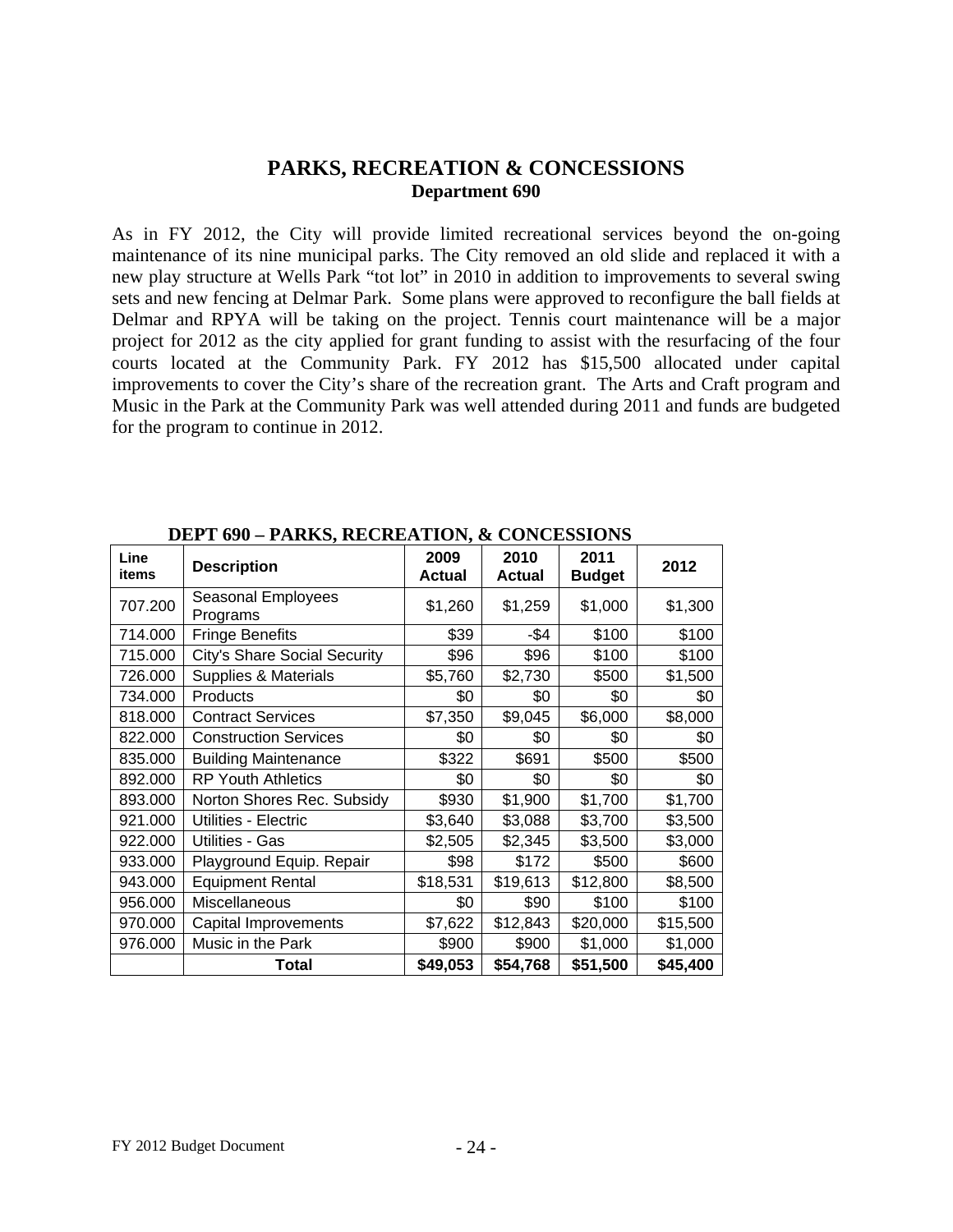# PARKS, RECREATION & CONCESSIONS

## Department 690

As in FY 2012, the City will provide limited recreational services beyond the on-going maintenance of its nine municipal parks. The City removed an old slide and replaced it with a new play structure at Wells Park "tot lot" in 2010 in addition to improvements to several swing sets and new fencing at Delmar Park. Some plans were approved to reconfigure the ball fields at Delmar and RPYA will be taking on the project. Tennis court maintenance will be a major project for 2012 as the city applied for grant funding to assist with the resurfacing of the four courts located at the Community Park. FY 2012 has $15,500 allocated under capital improvements to cover the City's share of the recreation grant. The Arts and Craft program and Music in the Park at the Community Park was well attended during 2011 and funds are budgeted for the program to continue in 2012.

**DEPT 690 – PARKS, RECREATION, & CONCESSIONS**

| Line items | Description | 2009 Actual | 2010 Actual | 2011 Budget | 2012 |
|---|---|---|---|---|---|
| 707.200 | Seasonal Employees Programs | $1,260 | $1,259 | $1,000 | $1,300 |
| 714.000 | Fringe Benefits | $39 | -$4 | $100 | $100 |
| 715.000 | City's Share Social Security | $96 | $96 | $100 | $100 |
| 726.000 | Supplies & Materials | $5,760 | $2,730 | $500 | $1,500 |
| 734.000 | Products | $0 | $0 | $0 | $0 |
| 818.000 | Contract Services | $7,350 | $9,045 | $6,000 | $8,000 |
| 822.000 | Construction Services | $0 | $0 | $0 | $0 |
| 835.000 | Building Maintenance | $322 | $691 | $500 | $500 |
| 892.000 | RP Youth Athletics | $0 | $0 | $0 | $0 |
| 893.000 | Norton Shores Rec. Subsidy | $930 | $1,900 | $1,700 | $1,700 |
| 921.000 | Utilities - Electric | $3,640 | $3,088 | $3,700 | $3,500 |
| 922.000 | Utilities - Gas | $2,505 | $2,345 | $3,500 | $3,000 |
| 933.000 | Playground Equip. Repair | $98 | $172 | $500 | $600 |
| 943.000 | Equipment Rental | $18,531 | $19,613 | $12,800 | $8,500 |
| 956.000 | Miscellaneous | $0 | $90 | $100 | $100 |
| 970.000 | Capital Improvements | $7,622 | $12,843 | $20,000 | $15,500 |
| 976.000 | Music in the Park | $900 | $900 | $1,000 | $1,000 |
| | **Total** | **$49,053** | **$54,768** | **$51,500** | **$45,400** |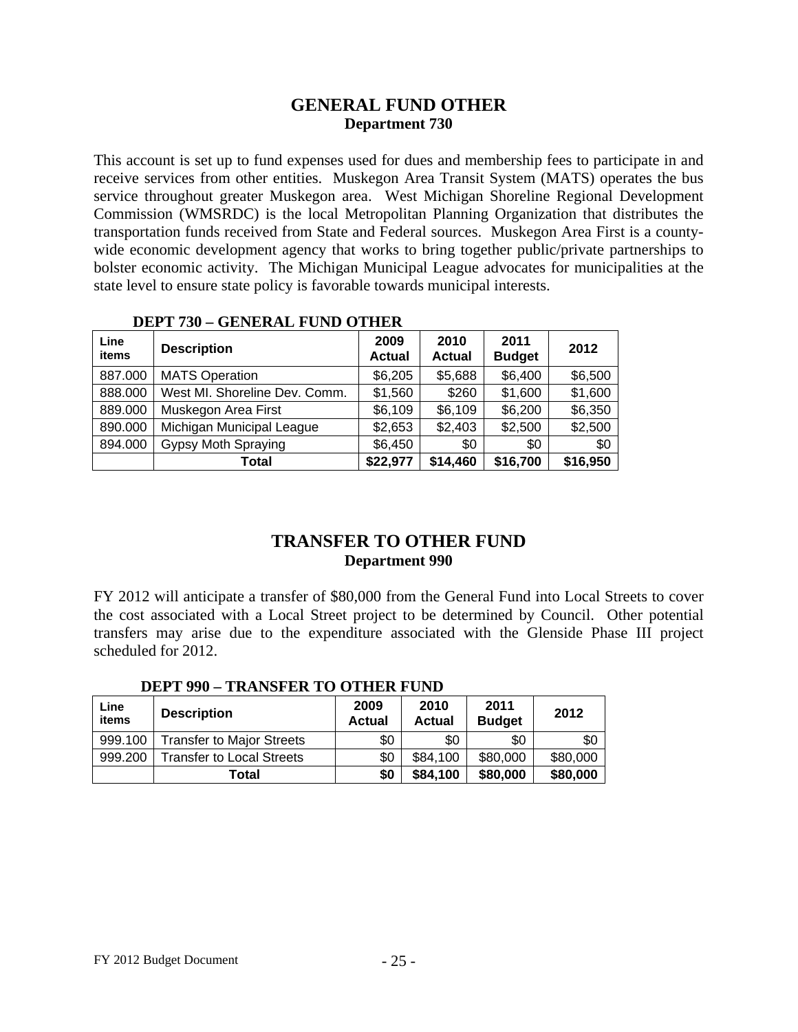# GENERAL FUND OTHER

## Department 730

This account is set up to fund expenses used for dues and membership fees to participate in and receive services from other entities. Muskegon Area Transit System (MATS) operates the bus service throughout greater Muskegon area. West Michigan Shoreline Regional Development Commission (WMSRDC) is the local Metropolitan Planning Organization that distributes the transportation funds received from State and Federal sources. Muskegon Area First is a county-wide economic development agency that works to bring together public/private partnerships to bolster economic activity. The Michigan Municipal League advocates for municipalities at the state level to ensure state policy is favorable towards municipal interests.

**DEPT 730 – GENERAL FUND OTHER**

| Line items | Description | 2009 Actual | 2010 Actual | 2011 Budget | 2012 |
|---|---|---|---|---|---|
| 887.000 | MATS Operation | $6,205 | $5,688 | $6,400 | $6,500 |
| 888.000 | West MI. Shoreline Dev. Comm. | $1,560 | $260 | $1,600 | $1,600 |
| 889.000 | Muskegon Area First | $6,109 | $6,109 | $6,200 | $6,350 |
| 890.000 | Michigan Municipal League | $2,653 | $2,403 | $2,500 | $2,500 |
| 894.000 | Gypsy Moth Spraying | $6,450 | $0 | $0 | $0 |
| | **Total** | **$22,977** | **$14,460** | **$16,700** | **$16,950** |

# TRANSFER TO OTHER FUND

## Department 990

FY 2012 will anticipate a transfer of $80,000 from the General Fund into Local Streets to cover the cost associated with a Local Street project to be determined by Council. Other potential transfers may arise due to the expenditure associated with the Glenside Phase III project scheduled for 2012.

**DEPT 990 – TRANSFER TO OTHER FUND**

| Line items | Description | 2009 Actual | 2010 Actual | 2011 Budget | 2012 |
|---|---|---|---|---|---|
| 999.100 | Transfer to Major Streets | $0 | $0 | $0 | $0 |
| 999.200 | Transfer to Local Streets | $0 | $84,100 | $80,000 | $80,000 |
| | **Total** | **$0** | **$84,100** | **$80,000** | **$80,000** |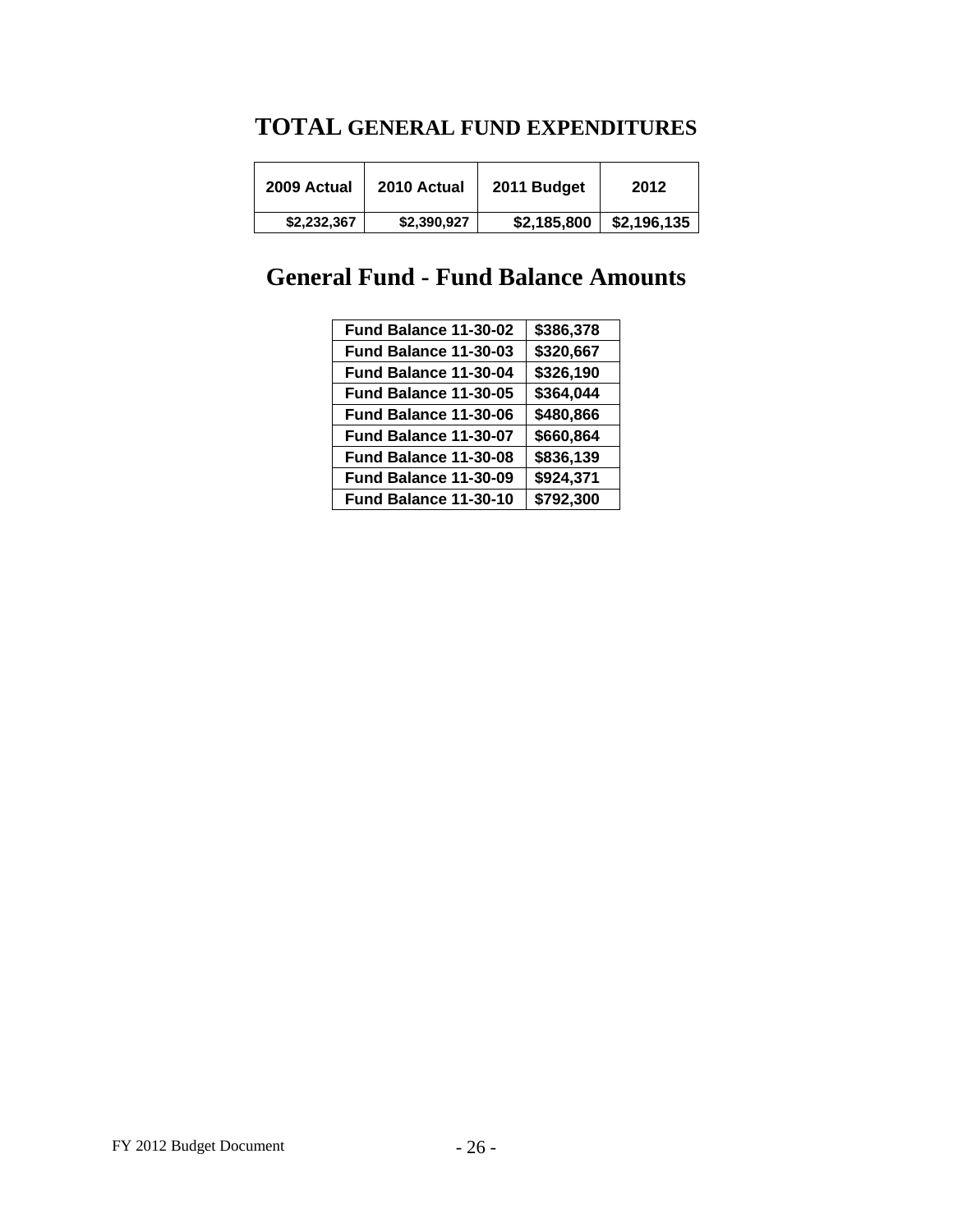# TOTAL GENERAL FUND EXPENDITURES

| 2009 Actual | 2010 Actual | 2011 Budget | 2012 |
|---|---|---|---|
| $2,232,367 | $2,390,927 | $2,185,800 | $2,196,135 |

# General Fund - Fund Balance Amounts

| | |
|---|---|
| Fund Balance 11-30-02 | $386,378 |
| Fund Balance 11-30-03 | $320,667 |
| Fund Balance 11-30-04 | $326,190 |
| Fund Balance 11-30-05 | $364,044 |
| Fund Balance 11-30-06 | $480,866 |
| Fund Balance 11-30-07 | $660,864 |
| Fund Balance 11-30-08 | $836,139 |
| Fund Balance 11-30-09 | $924,371 |
| Fund Balance 11-30-10 | $792,300 |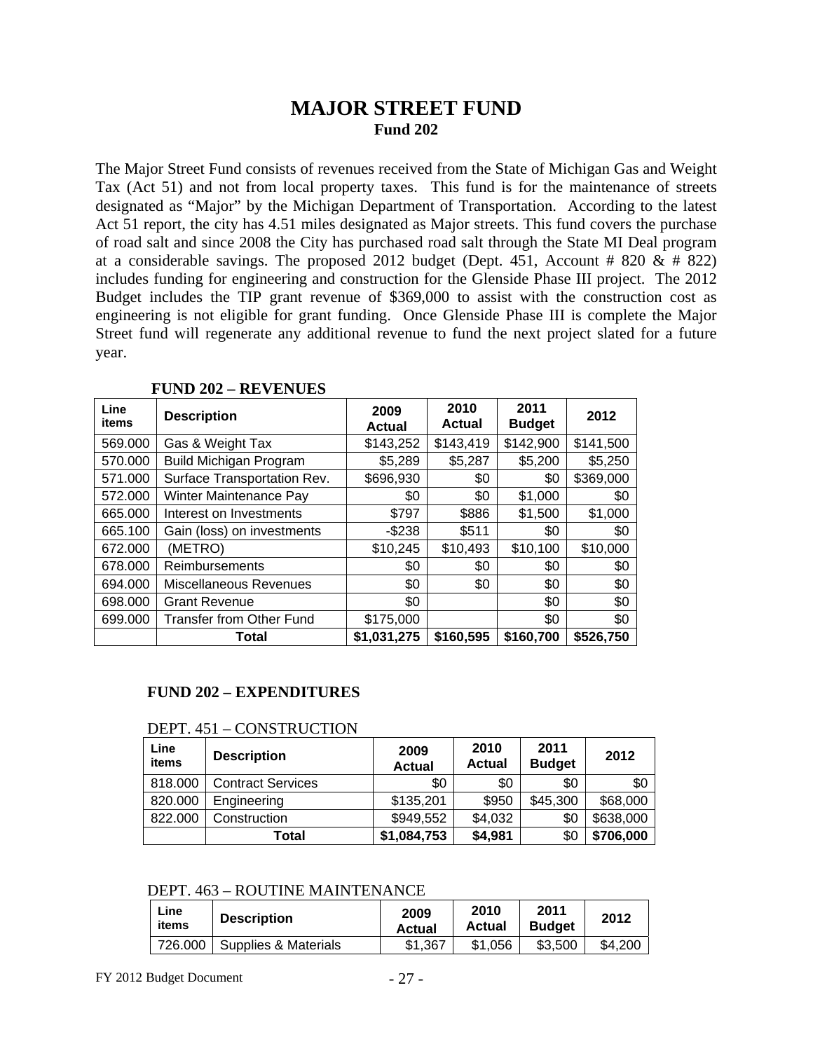# MAJOR STREET FUND

**Fund 202**

The Major Street Fund consists of revenues received from the State of Michigan Gas and Weight Tax (Act 51) and not from local property taxes. This fund is for the maintenance of streets designated as "Major" by the Michigan Department of Transportation. According to the latest Act 51 report, the city has 4.51 miles designated as Major streets. This fund covers the purchase of road salt and since 2008 the City has purchased road salt through the State MI Deal program at a considerable savings. The proposed 2012 budget (Dept. 451, Account # 820 & # 822) includes funding for engineering and construction for the Glenside Phase III project. The 2012 Budget includes the TIP grant revenue of $369,000 to assist with the construction cost as engineering is not eligible for grant funding. Once Glenside Phase III is complete the Major Street fund will regenerate any additional revenue to fund the next project slated for a future year.

**FUND 202 – REVENUES**

| Line items | Description | 2009 Actual | 2010 Actual | 2011 Budget | 2012 |
|---|---|---|---|---|---|
| 569.000 | Gas & Weight Tax | $143,252 | $143,419 | $142,900 | $141,500 |
| 570.000 | Build Michigan Program | $5,289 | $5,287 | $5,200 | $5,250 |
| 571.000 | Surface Transportation Rev. | $696,930 | $0 | $0 | $369,000 |
| 572.000 | Winter Maintenance Pay | $0 | $0 | $1,000 | $0 |
| 665.000 | Interest on Investments | $797 | $886 | $1,500 | $1,000 |
| 665.100 | Gain (loss) on investments | -$238 | $511 | $0 | $0 |
| 672.000 | (METRO) | $10,245 | $10,493 | $10,100 | $10,000 |
| 678.000 | Reimbursements | $0 | $0 | $0 | $0 |
| 694.000 | Miscellaneous Revenues | $0 | $0 | $0 | $0 |
| 698.000 | Grant Revenue | $0 | | $0 | $0 |
| 699.000 | Transfer from Other Fund | $175,000 | | $0 | $0 |
| | **Total** | **$1,031,275** | **$160,595** | **$160,700** | **$526,750** |

**FUND 202 – EXPENDITURES**

DEPT. 451 – CONSTRUCTION

| Line items | Description | 2009 Actual | 2010 Actual | 2011 Budget | 2012 |
|---|---|---|---|---|---|
| 818.000 | Contract Services | $0 | $0 | $0 | $0 |
| 820.000 | Engineering | $135,201 | $950 | $45,300 | $68,000 |
| 822.000 | Construction | $949,552 | $4,032 | $0 | $638,000 |
| | **Total** | **$1,084,753** | **$4,981** | $0 | **$706,000** |

DEPT. 463 – ROUTINE MAINTENANCE

| Line items | Description | 2009 Actual | 2010 Actual | 2011 Budget | 2012 |
|---|---|---|---|---|---|
| 726.000 | Supplies & Materials | $1,367 | $1,056 | $3,500 | $4,200 |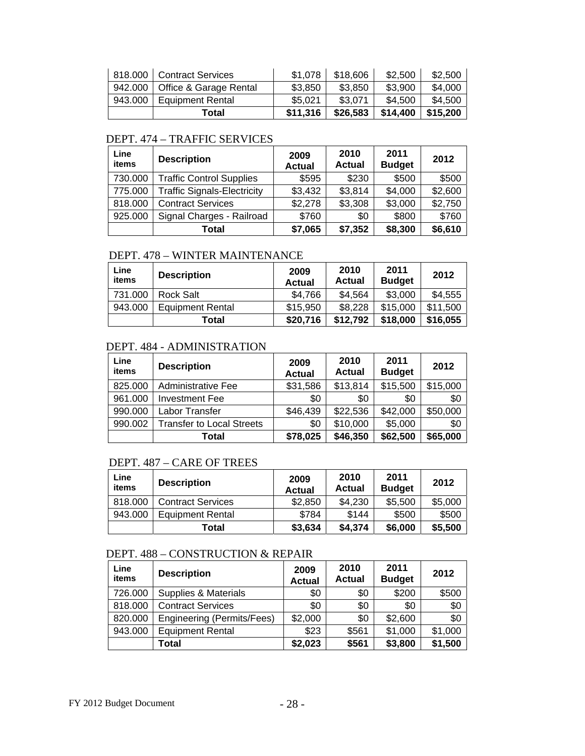| | | | | | |
|---|---|---|---|---|---|
| 818.000 | Contract Services | $1,078 | $18,606 | $2,500 | $2,500 |
| 942.000 | Office & Garage Rental | $3,850 | $3,850 | $3,900 | $4,000 |
| 943.000 | Equipment Rental | $5,021 | $3,071 | $4,500 | $4,500 |
| | **Total** | **$11,316** | **$26,583** | **$14,400** | **$15,200** |

## DEPT. 474 – TRAFFIC SERVICES

| Line items | Description | 2009 Actual | 2010 Actual | 2011 Budget | 2012 |
|---|---|---|---|---|---|
| 730.000 | Traffic Control Supplies | $595 | $230 | $500 | $500 |
| 775.000 | Traffic Signals-Electricity | $3,432 | $3,814 | $4,000 | $2,600 |
| 818.000 | Contract Services | $2,278 | $3,308 | $3,000 | $2,750 |
| 925.000 | Signal Charges - Railroad | $760 | $0 | $800 | $760 |
| | **Total** | **$7,065** | **$7,352** | **$8,300** | **$6,610** |

## DEPT. 478 – WINTER MAINTENANCE

| Line items | Description | 2009 Actual | 2010 Actual | 2011 Budget | 2012 |
|---|---|---|---|---|---|
| 731.000 | Rock Salt | $4,766 | $4,564 | $3,000 | $4,555 |
| 943.000 | Equipment Rental | $15,950 | $8,228 | $15,000 | $11,500 |
| | **Total** | **$20,716** | **$12,792** | **$18,000** | **$16,055** |

## DEPT. 484 - ADMINISTRATION

| Line items | Description | 2009 Actual | 2010 Actual | 2011 Budget | 2012 |
|---|---|---|---|---|---|
| 825.000 | Administrative Fee | $31,586 | $13,814 | $15,500 | $15,000 |
| 961.000 | Investment Fee | $0 | $0 | $0 | $0 |
| 990.000 | Labor Transfer | $46,439 | $22,536 | $42,000 | $50,000 |
| 990.002 | Transfer to Local Streets | $0 | $10,000 | $5,000 | $0 |
| | **Total** | **$78,025** | **$46,350** | **$62,500** | **$65,000** |

## DEPT. 487 – CARE OF TREES

| Line items | Description | 2009 Actual | 2010 Actual | 2011 Budget | 2012 |
|---|---|---|---|---|---|
| 818.000 | Contract Services | $2,850 | $4,230 | $5,500 | $5,000 |
| 943.000 | Equipment Rental | $784 | $144 | $500 | $500 |
| | **Total** | **$3,634** | **$4,374** | **$6,000** | **$5,500** |

## DEPT. 488 – CONSTRUCTION & REPAIR

| Line items | Description | 2009 Actual | 2010 Actual | 2011 Budget | 2012 |
|---|---|---|---|---|---|
| 726.000 | Supplies & Materials | $0 | $0 | $200 | $500 |
| 818.000 | Contract Services | $0 | $0 | $0 | $0 |
| 820.000 | Engineering (Permits/Fees) | $2,000 | $0 | $2,600 | $0 |
| 943.000 | Equipment Rental | $23 | $561 | $1,000 | $1,000 |
| | **Total** | **$2,023** | **$561** | **$3,800** | **$1,500** |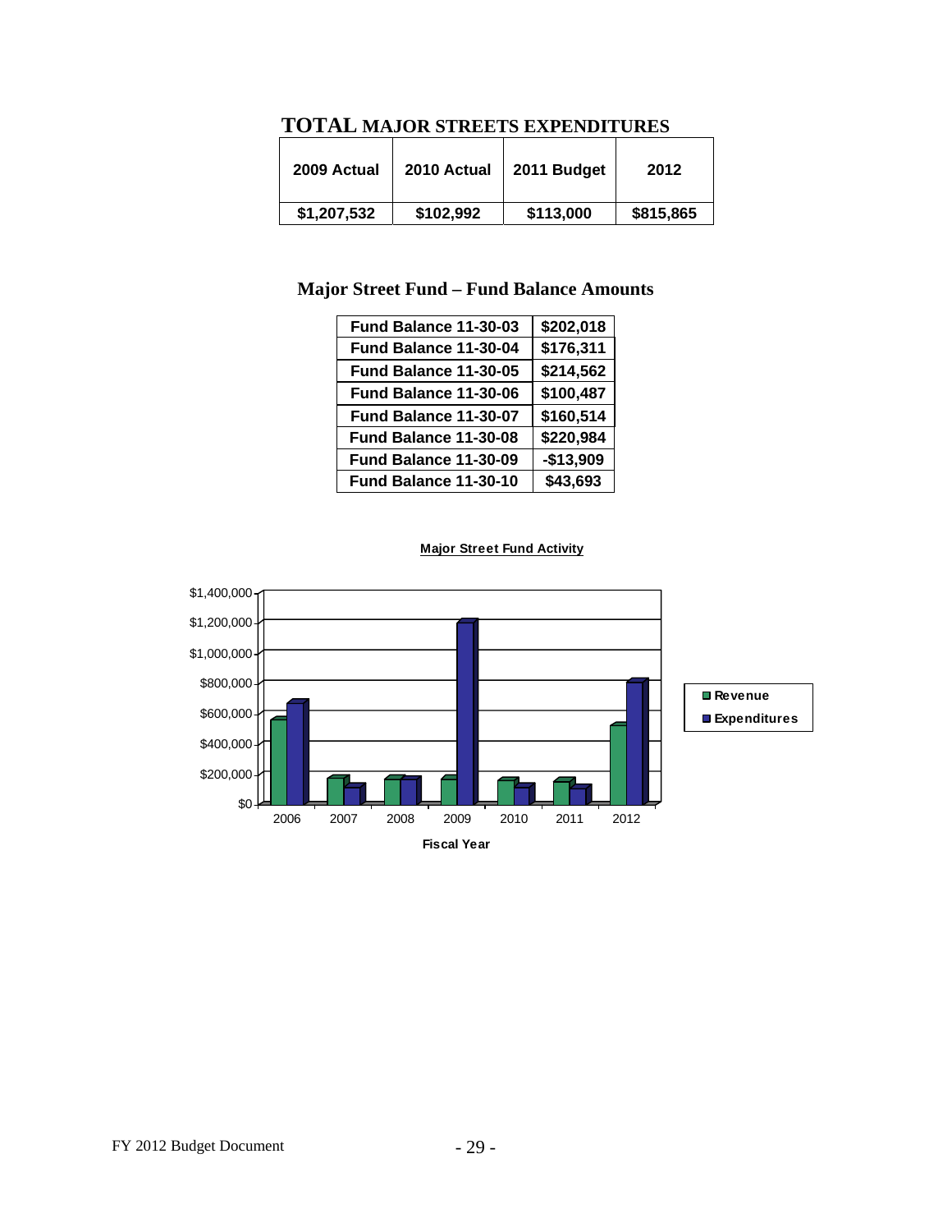## TOTAL MAJOR STREETS EXPENDITURES

| 2009 Actual | 2010 Actual | 2011 Budget | 2012 |
|---|---|---|---|
| $1,207,532 | $102,992 | $113,000 | $815,865 |

## Major Street Fund – Fund Balance Amounts

| Fund Balance 11-30-03 | $202,018 |
|---|---|
| Fund Balance 11-30-04 | $176,311 |
| Fund Balance 11-30-05 | $214,562 |
| Fund Balance 11-30-06 | $100,487 |
| Fund Balance 11-30-07 | $160,514 |
| Fund Balance 11-30-08 | $220,984 |
| Fund Balance 11-30-09 | -$13,909 |
| Fund Balance 11-30-10 | $43,693 |

**Major Street Fund Activity**

Revenue / Expenditures by Fiscal Year (2006–2012), $0 to $1,400,000

Fiscal Year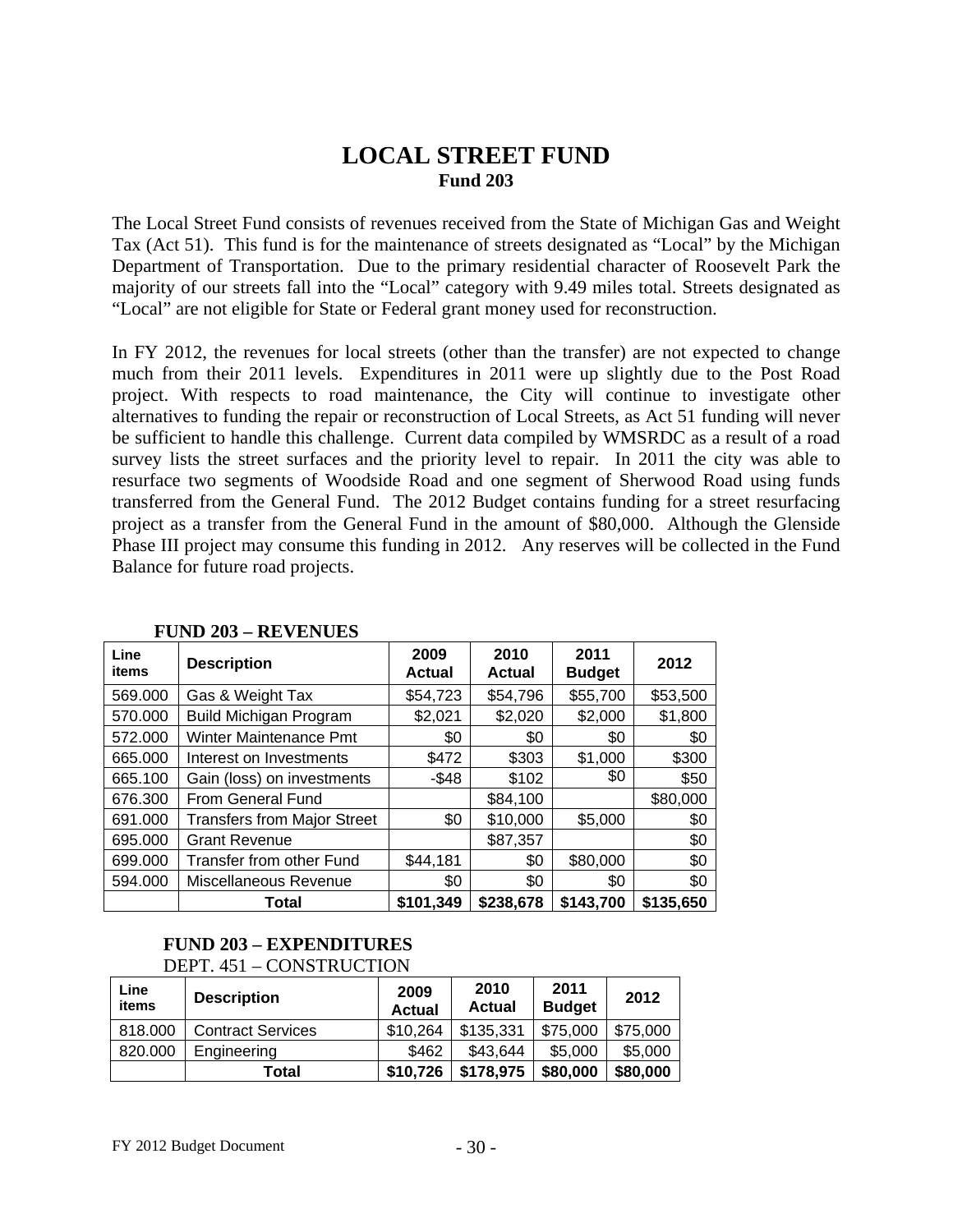# LOCAL STREET FUND

## Fund 203

The Local Street Fund consists of revenues received from the State of Michigan Gas and Weight Tax (Act 51). This fund is for the maintenance of streets designated as "Local" by the Michigan Department of Transportation. Due to the primary residential character of Roosevelt Park the majority of our streets fall into the "Local" category with 9.49 miles total. Streets designated as "Local" are not eligible for State or Federal grant money used for reconstruction.

In FY 2012, the revenues for local streets (other than the transfer) are not expected to change much from their 2011 levels. Expenditures in 2011 were up slightly due to the Post Road project. With respects to road maintenance, the City will continue to investigate other alternatives to funding the repair or reconstruction of Local Streets, as Act 51 funding will never be sufficient to handle this challenge. Current data compiled by WMSRDC as a result of a road survey lists the street surfaces and the priority level to repair. In 2011 the city was able to resurface two segments of Woodside Road and one segment of Sherwood Road using funds transferred from the General Fund. The 2012 Budget contains funding for a street resurfacing project as a transfer from the General Fund in the amount of $80,000. Although the Glenside Phase III project may consume this funding in 2012. Any reserves will be collected in the Fund Balance for future road projects.

**FUND 203 – REVENUES**

| Line items | Description | 2009 Actual | 2010 Actual | 2011 Budget | 2012 |
|---|---|---|---|---|---|
| 569.000 | Gas & Weight Tax | $54,723 | $54,796 | $55,700 | $53,500 |
| 570.000 | Build Michigan Program | $2,021 | $2,020 | $2,000 | $1,800 |
| 572.000 | Winter Maintenance Pmt | $0 | $0 | $0 | $0 |
| 665.000 | Interest on Investments | $472 | $303 | $1,000 | $300 |
| 665.100 | Gain (loss) on investments | -$48 | $102 | $0 | $50 |
| 676.300 | From General Fund | | $84,100 | | $80,000 |
| 691.000 | Transfers from Major Street | $0 | $10,000 | $5,000 | $0 |
| 695.000 | Grant Revenue | | $87,357 | | $0 |
| 699.000 | Transfer from other Fund | $44,181 | $0 | $80,000 | $0 |
| 594.000 | Miscellaneous Revenue | $0 | $0 | $0 | $0 |
| | **Total** | **$101,349** | **$238,678** | **$143,700** | **$135,650** |

**FUND 203 – EXPENDITURES**

DEPT. 451 – CONSTRUCTION

| Line items | Description | 2009 Actual | 2010 Actual | 2011 Budget | 2012 |
|---|---|---|---|---|---|
| 818.000 | Contract Services | $10,264 | $135,331 | $75,000 | $75,000 |
| 820.000 | Engineering | $462 | $43,644 | $5,000 | $5,000 |
| | **Total** | **$10,726** | **$178,975** | **$80,000** | **$80,000** |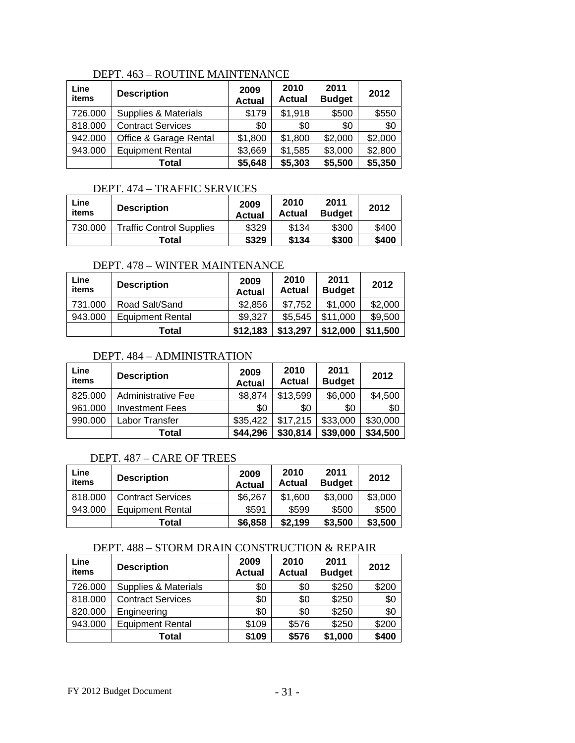DEPT. 463 – ROUTINE MAINTENANCE

| Line items | Description | 2009 Actual | 2010 Actual | 2011 Budget | 2012 |
|---|---|---|---|---|---|
| 726.000 | Supplies & Materials | $179 | $1,918 | $500 | $550 |
| 818.000 | Contract Services | $0 | $0 | $0 | $0 |
| 942.000 | Office & Garage Rental | $1,800 | $1,800 | $2,000 | $2,000 |
| 943.000 | Equipment Rental | $3,669 | $1,585 | $3,000 | $2,800 |
| | **Total** | **$5,648** | **$5,303** | **$5,500** | **$5,350** |

DEPT. 474 – TRAFFIC SERVICES

| Line items | Description | 2009 Actual | 2010 Actual | 2011 Budget | 2012 |
|---|---|---|---|---|---|
| 730.000 | Traffic Control Supplies | $329 | $134 | $300 | $400 |
| | **Total** | **$329** | **$134** | **$300** | **$400** |

DEPT. 478 – WINTER MAINTENANCE

| Line items | Description | 2009 Actual | 2010 Actual | 2011 Budget | 2012 |
|---|---|---|---|---|---|
| 731.000 | Road Salt/Sand | $2,856 | $7,752 | $1,000 | $2,000 |
| 943.000 | Equipment Rental | $9,327 | $5,545 | $11,000 | $9,500 |
| | **Total** | **$12,183** | **$13,297** | **$12,000** | **$11,500** |

DEPT. 484 – ADMINISTRATION

| Line items | Description | 2009 Actual | 2010 Actual | 2011 Budget | 2012 |
|---|---|---|---|---|---|
| 825.000 | Administrative Fee | $8,874 | $13,599 | $6,000 | $4,500 |
| 961.000 | Investment Fees | $0 | $0 | $0 | $0 |
| 990.000 | Labor Transfer | $35,422 | $17,215 | $33,000 | $30,000 |
| | **Total** | **$44,296** | **$30,814** | **$39,000** | **$34,500** |

DEPT. 487 – CARE OF TREES

| Line items | Description | 2009 Actual | 2010 Actual | 2011 Budget | 2012 |
|---|---|---|---|---|---|
| 818.000 | Contract Services | $6,267 | $1,600 | $3,000 | $3,000 |
| 943.000 | Equipment Rental | $591 | $599 | $500 | $500 |
| | **Total** | **$6,858** | **$2,199** | **$3,500** | **$3,500** |

DEPT. 488 – STORM DRAIN CONSTRUCTION & REPAIR

| Line items | Description | 2009 Actual | 2010 Actual | 2011 Budget | 2012 |
|---|---|---|---|---|---|
| 726.000 | Supplies & Materials | $0 | $0 | $250 | $200 |
| 818.000 | Contract Services | $0 | $0 | $250 | $0 |
| 820.000 | Engineering | $0 | $0 | $250 | $0 |
| 943.000 | Equipment Rental | $109 | $576 | $250 | $200 |
| | **Total** | **$109** | **$576** | **$1,000** | **$400** |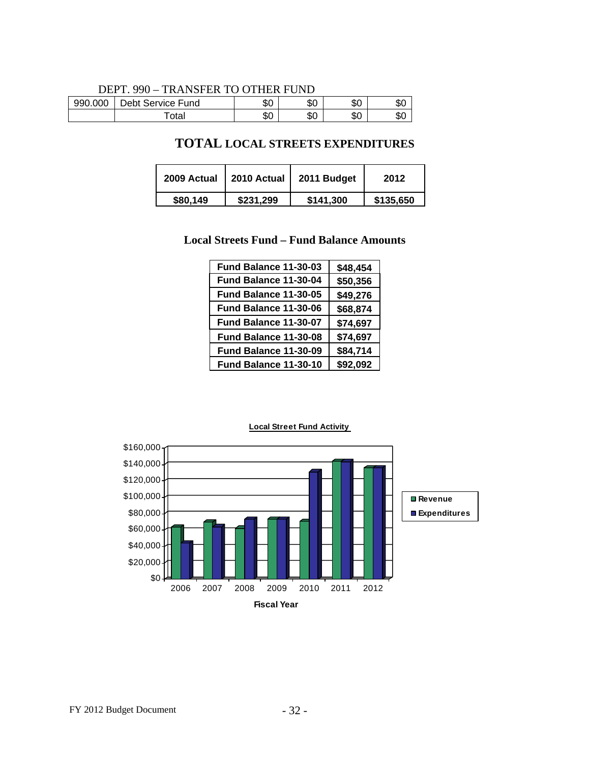DEPT. 990 – TRANSFER TO OTHER FUND

| | | | | | |
|---|---|---|---|---|---|
| 990.000 | Debt Service Fund | $0 | $0 | $0 | $0 |
| | Total | $0 | $0 | $0 | $0 |

## TOTAL LOCAL STREETS EXPENDITURES

| 2009 Actual | 2010 Actual | 2011 Budget | 2012 |
|---|---|---|---|
| $80,149 | $231,299 | $141,300 | $135,650 |

## Local Streets Fund – Fund Balance Amounts

| | |
|---|---|
| Fund Balance 11-30-03 | $48,454 |
| Fund Balance 11-30-04 | $50,356 |
| Fund Balance 11-30-05 | $49,276 |
| Fund Balance 11-30-06 | $68,874 |
| Fund Balance 11-30-07 | $74,697 |
| Fund Balance 11-30-08 | $74,697 |
| Fund Balance 11-30-09 | $84,714 |
| Fund Balance 11-30-10 | $92,092 |

**Local Street Fund Activity**

Legend: Revenue, Expenditures. Y-axis: $0 to $160,000. X-axis: Fiscal Year (2006, 2007, 2008, 2009, 2010, 2011, 2012)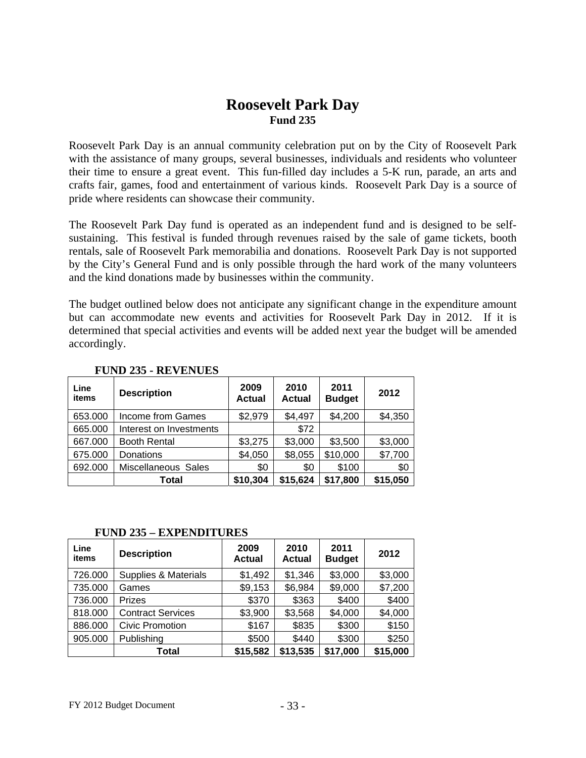# Roosevelt Park Day

## Fund 235

Roosevelt Park Day is an annual community celebration put on by the City of Roosevelt Park with the assistance of many groups, several businesses, individuals and residents who volunteer their time to ensure a great event. This fun-filled day includes a 5-K run, parade, an arts and crafts fair, games, food and entertainment of various kinds. Roosevelt Park Day is a source of pride where residents can showcase their community.

The Roosevelt Park Day fund is operated as an independent fund and is designed to be self-sustaining. This festival is funded through revenues raised by the sale of game tickets, booth rentals, sale of Roosevelt Park memorabilia and donations. Roosevelt Park Day is not supported by the City's General Fund and is only possible through the hard work of the many volunteers and the kind donations made by businesses within the community.

The budget outlined below does not anticipate any significant change in the expenditure amount but can accommodate new events and activities for Roosevelt Park Day in 2012. If it is determined that special activities and events will be added next year the budget will be amended accordingly.

**FUND 235 - REVENUES**

| Line items | Description | 2009 Actual | 2010 Actual | 2011 Budget | 2012 |
|---|---|---|---|---|---|
| 653.000 | Income from Games | $2,979 | $4,497 | $4,200 | $4,350 |
| 665.000 | Interest on Investments | | $72 | | |
| 667.000 | Booth Rental | $3,275 | $3,000 | $3,500 | $3,000 |
| 675.000 | Donations | $4,050 | $8,055 | $10,000 | $7,700 |
| 692.000 | Miscellaneous Sales | $0 | $0 | $100 | $0 |
| | **Total** | **$10,304** | **$15,624** | **$17,800** | **$15,050** |

**FUND 235 – EXPENDITURES**

| Line items | Description | 2009 Actual | 2010 Actual | 2011 Budget | 2012 |
|---|---|---|---|---|---|
| 726.000 | Supplies & Materials | $1,492 | $1,346 | $3,000 | $3,000 |
| 735.000 | Games | $9,153 | $6,984 | $9,000 | $7,200 |
| 736.000 | Prizes | $370 | $363 | $400 | $400 |
| 818.000 | Contract Services | $3,900 | $3,568 | $4,000 | $4,000 |
| 886.000 | Civic Promotion | $167 | $835 | $300 | $150 |
| 905.000 | Publishing | $500 | $440 | $300 | $250 |
| | **Total** | **$15,582** | **$13,535** | **$17,000** | **$15,000** |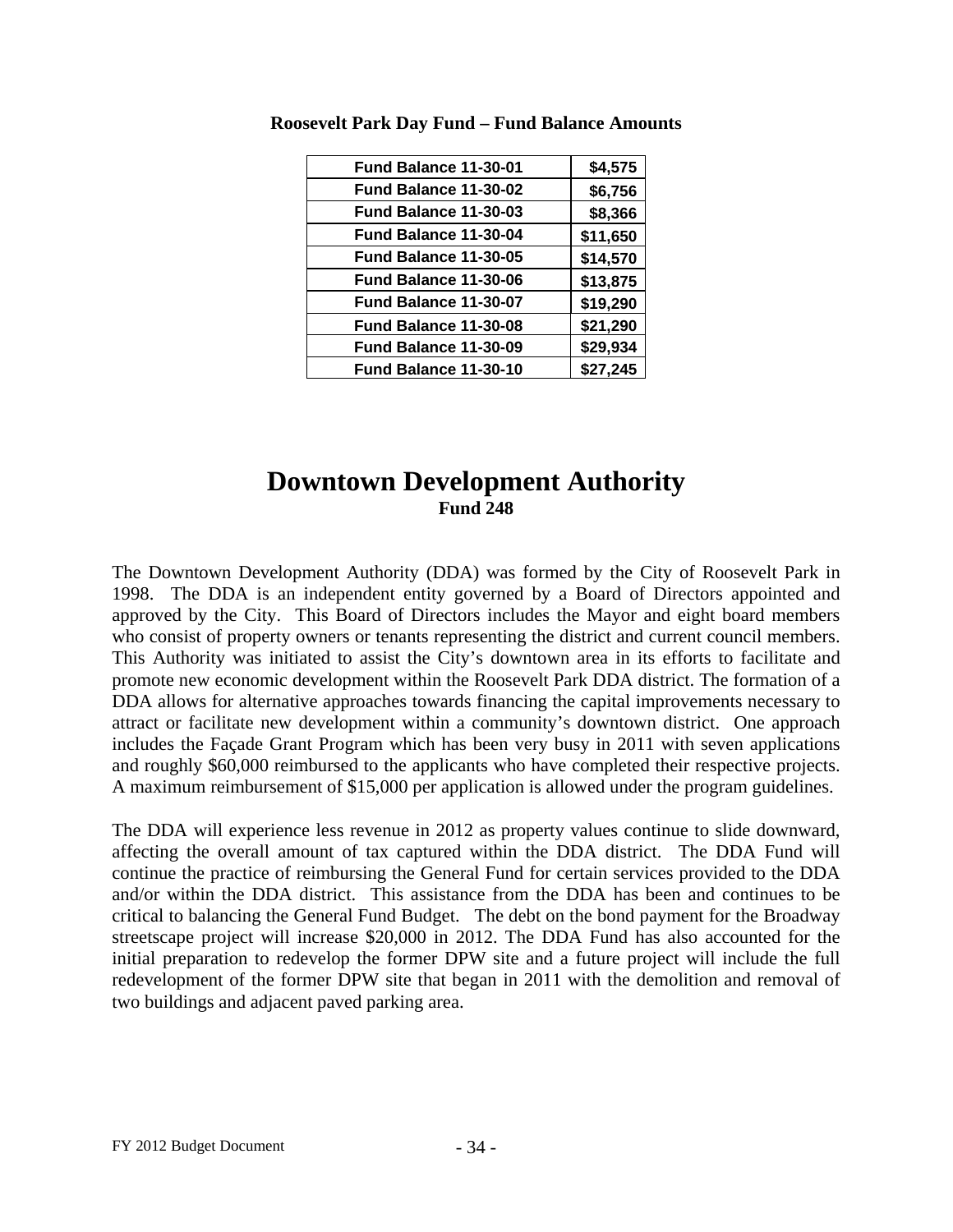**Roosevelt Park Day Fund – Fund Balance Amounts**

| | |
|---|---|
| Fund Balance 11-30-01 | $4,575 |
| Fund Balance 11-30-02 | $6,756 |
| Fund Balance 11-30-03 | $8,366 |
| Fund Balance 11-30-04 | $11,650 |
| Fund Balance 11-30-05 | $14,570 |
| Fund Balance 11-30-06 | $13,875 |
| Fund Balance 11-30-07 | $19,290 |
| Fund Balance 11-30-08 | $21,290 |
| Fund Balance 11-30-09 | $29,934 |
| Fund Balance 11-30-10 | $27,245 |

# Downtown Development Authority

**Fund 248**

The Downtown Development Authority (DDA) was formed by the City of Roosevelt Park in 1998. The DDA is an independent entity governed by a Board of Directors appointed and approved by the City. This Board of Directors includes the Mayor and eight board members who consist of property owners or tenants representing the district and current council members. This Authority was initiated to assist the City's downtown area in its efforts to facilitate and promote new economic development within the Roosevelt Park DDA district. The formation of a DDA allows for alternative approaches towards financing the capital improvements necessary to attract or facilitate new development within a community's downtown district. One approach includes the Façade Grant Program which has been very busy in 2011 with seven applications and roughly $60,000 reimbursed to the applicants who have completed their respective projects. A maximum reimbursement of $15,000 per application is allowed under the program guidelines.

The DDA will experience less revenue in 2012 as property values continue to slide downward, affecting the overall amount of tax captured within the DDA district. The DDA Fund will continue the practice of reimbursing the General Fund for certain services provided to the DDA and/or within the DDA district. This assistance from the DDA has been and continues to be critical to balancing the General Fund Budget. The debt on the bond payment for the Broadway streetscape project will increase $20,000 in 2012. The DDA Fund has also accounted for the initial preparation to redevelop the former DPW site and a future project will include the full redevelopment of the former DPW site that began in 2011 with the demolition and removal of two buildings and adjacent paved parking area.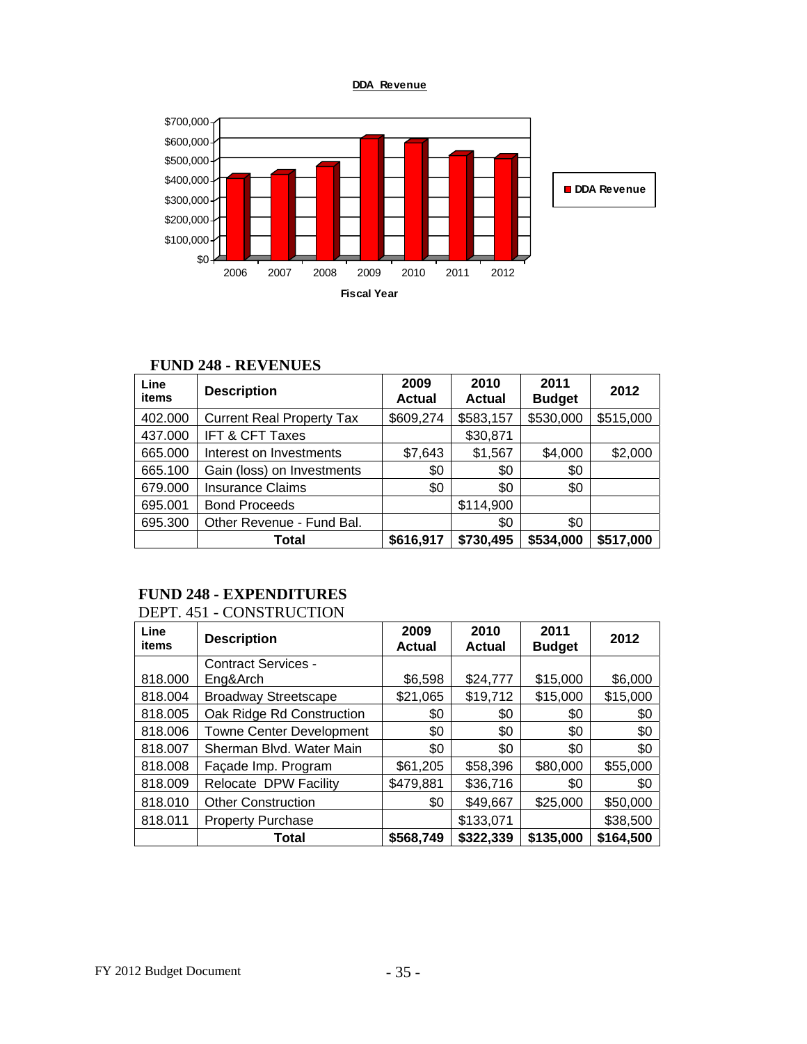**DDA Revenue**

## FUND 248 - REVENUES

| Line items | Description | 2009 Actual | 2010 Actual | 2011 Budget | 2012 |
|---|---|---|---|---|---|
| 402.000 | Current Real Property Tax | $609,274 | $583,157 | $530,000 | $515,000 |
| 437.000 | IFT & CFT Taxes | | $30,871 | | |
| 665.000 | Interest on Investments | $7,643 | $1,567 | $4,000 | $2,000 |
| 665.100 | Gain (loss) on Investments | $0 | $0 | $0 | |
| 679.000 | Insurance Claims | $0 | $0 | $0 | |
| 695.001 | Bond Proceeds | | $114,900 | | |
| 695.300 | Other Revenue - Fund Bal. | | $0 | $0 | |
| | **Total** | **$616,917** | **$730,495** | **$534,000** | **$517,000** |

## FUND 248 - EXPENDITURES

DEPT. 451 - CONSTRUCTION

| Line items | Description | 2009 Actual | 2010 Actual | 2011 Budget | 2012 |
|---|---|---|---|---|---|
| 818.000 | Contract Services - Eng&Arch | $6,598 | $24,777 | $15,000 | $6,000 |
| 818.004 | Broadway Streetscape | $21,065 | $19,712 | $15,000 | $15,000 |
| 818.005 | Oak Ridge Rd Construction | $0 | $0 | $0 | $0 |
| 818.006 | Towne Center Development | $0 | $0 | $0 | $0 |
| 818.007 | Sherman Blvd. Water Main | $0 | $0 | $0 | $0 |
| 818.008 | Façade Imp. Program | $61,205 | $58,396 | $80,000 | $55,000 |
| 818.009 | Relocate DPW Facility | $479,881 | $36,716 | $0 | $0 |
| 818.010 | Other Construction | $0 | $49,667 | $25,000 | $50,000 |
| 818.011 | Property Purchase | | $133,071 | | $38,500 |
| | **Total** | **$568,749** | **$322,339** | **$135,000** | **$164,500** |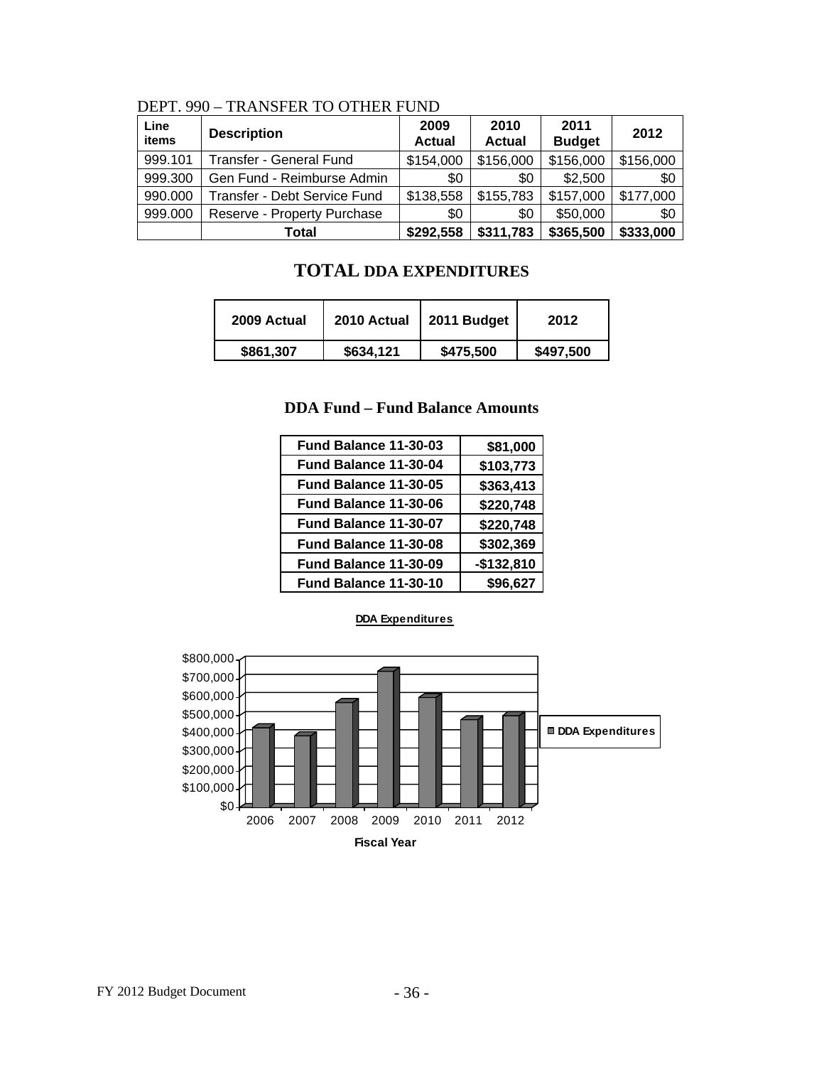DEPT. 990 – TRANSFER TO OTHER FUND

| Line items | Description | 2009 Actual | 2010 Actual | 2011 Budget | 2012 |
|---|---|---|---|---|---|
| 999.101 | Transfer - General Fund | $154,000 | $156,000 | $156,000 | $156,000 |
| 999.300 | Gen Fund - Reimburse Admin | $0 | $0 | $2,500 | $0 |
| 990.000 | Transfer - Debt Service Fund | $138,558 | $155,783 | $157,000 | $177,000 |
| 999.000 | Reserve - Property Purchase | $0 | $0 | $50,000 | $0 |
| | **Total** | **$292,558** | **$311,783** | **$365,500** | **$333,000** |

## TOTAL DDA EXPENDITURES

| 2009 Actual | 2010 Actual | 2011 Budget | 2012 |
|---|---|---|---|
| **$861,307** | **$634,121** | **$475,500** | **$497,500** |

### DDA Fund – Fund Balance Amounts

| | |
|---|---|
| **Fund Balance 11-30-03** | **$81,000** |
| **Fund Balance 11-30-04** | **$103,773** |
| **Fund Balance 11-30-05** | **$363,413** |
| **Fund Balance 11-30-06** | **$220,748** |
| **Fund Balance 11-30-07** | **$220,748** |
| **Fund Balance 11-30-08** | **$302,369** |
| **Fund Balance 11-30-09** | **-$132,810** |
| **Fund Balance 11-30-10** | **$96,627** |

**DDA Expenditures**

Fiscal Year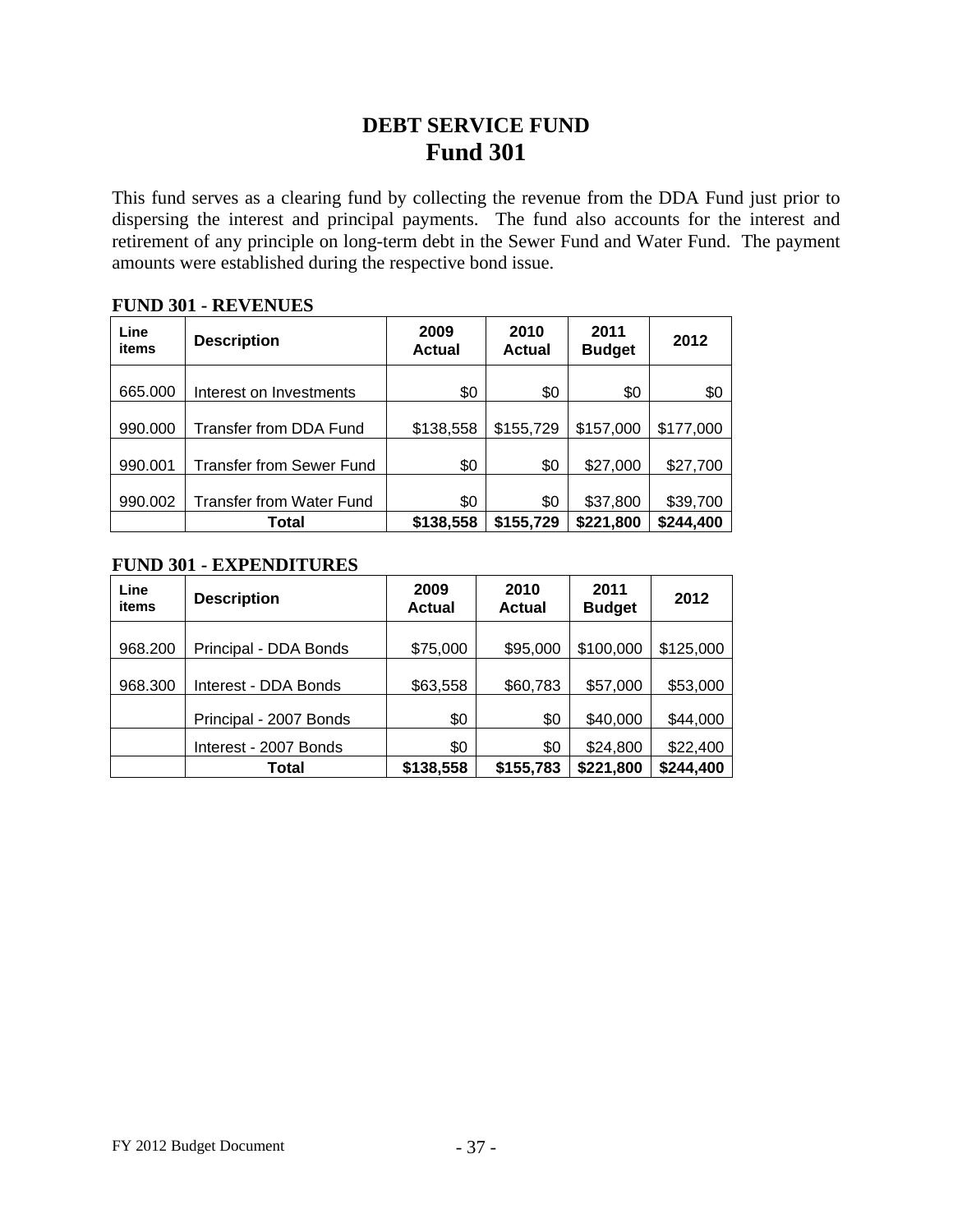# DEBT SERVICE FUND
# Fund 301

This fund serves as a clearing fund by collecting the revenue from the DDA Fund just prior to dispersing the interest and principal payments. The fund also accounts for the interest and retirement of any principle on long-term debt in the Sewer Fund and Water Fund. The payment amounts were established during the respective bond issue.

**FUND 301 - REVENUES**

| Line items | Description | 2009 Actual | 2010 Actual | 2011 Budget | 2012 |
|---|---|---|---|---|---|
| 665.000 | Interest on Investments | $0 | $0 | $0 | $0 |
| 990.000 | Transfer from DDA Fund | $138,558 | $155,729 | $157,000 | $177,000 |
| 990.001 | Transfer from Sewer Fund | $0 | $0 | $27,000 | $27,700 |
| 990.002 | Transfer from Water Fund | $0 | $0 | $37,800 | $39,700 |
| | **Total** | **$138,558** | **$155,729** | **$221,800** | **$244,400** |

**FUND 301 - EXPENDITURES**

| Line items | Description | 2009 Actual | 2010 Actual | 2011 Budget | 2012 |
|---|---|---|---|---|---|
| 968.200 | Principal - DDA Bonds | $75,000 | $95,000 | $100,000 | $125,000 |
| 968.300 | Interest - DDA Bonds | $63,558 | $60,783 | $57,000 | $53,000 |
| | Principal - 2007 Bonds | $0 | $0 | $40,000 | $44,000 |
| | Interest - 2007 Bonds | $0 | $0 | $24,800 | $22,400 |
| | **Total** | **$138,558** | **$155,783** | **$221,800** | **$244,400** |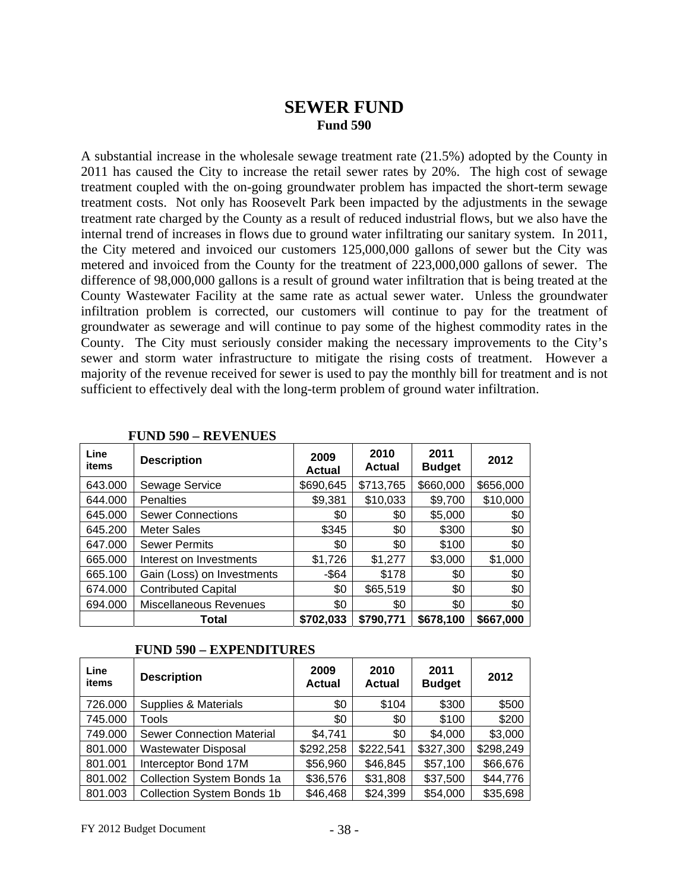# SEWER FUND

**Fund 590**

A substantial increase in the wholesale sewage treatment rate (21.5%) adopted by the County in 2011 has caused the City to increase the retail sewer rates by 20%. The high cost of sewage treatment coupled with the on-going groundwater problem has impacted the short-term sewage treatment costs. Not only has Roosevelt Park been impacted by the adjustments in the sewage treatment rate charged by the County as a result of reduced industrial flows, but we also have the internal trend of increases in flows due to ground water infiltrating our sanitary system. In 2011, the City metered and invoiced our customers 125,000,000 gallons of sewer but the City was metered and invoiced from the County for the treatment of 223,000,000 gallons of sewer. The difference of 98,000,000 gallons is a result of ground water infiltration that is being treated at the County Wastewater Facility at the same rate as actual sewer water. Unless the groundwater infiltration problem is corrected, our customers will continue to pay for the treatment of groundwater as sewerage and will continue to pay some of the highest commodity rates in the County. The City must seriously consider making the necessary improvements to the City's sewer and storm water infrastructure to mitigate the rising costs of treatment. However a majority of the revenue received for sewer is used to pay the monthly bill for treatment and is not sufficient to effectively deal with the long-term problem of ground water infiltration.

**FUND 590 – REVENUES**

| Line items | Description | 2009 Actual | 2010 Actual | 2011 Budget | 2012 |
|---|---|---|---|---|---|
| 643.000 | Sewage Service | $690,645 | $713,765 | $660,000 | $656,000 |
| 644.000 | Penalties | $9,381 | $10,033 | $9,700 | $10,000 |
| 645.000 | Sewer Connections | $0 | $0 | $5,000 | $0 |
| 645.200 | Meter Sales | $345 | $0 | $300 | $0 |
| 647.000 | Sewer Permits | $0 | $0 | $100 | $0 |
| 665.000 | Interest on Investments | $1,726 | $1,277 | $3,000 | $1,000 |
| 665.100 | Gain (Loss) on Investments | -$64 | $178 | $0 | $0 |
| 674.000 | Contributed Capital | $0 | $65,519 | $0 | $0 |
| 694.000 | Miscellaneous Revenues | $0 | $0 | $0 | $0 |
| | **Total** | **$702,033** | **$790,771** | **$678,100** | **$667,000** |

**FUND 590 – EXPENDITURES**

| Line items | Description | 2009 Actual | 2010 Actual | 2011 Budget | 2012 |
|---|---|---|---|---|---|
| 726.000 | Supplies & Materials | $0 | $104 | $300 | $500 |
| 745.000 | Tools | $0 | $0 | $100 | $200 |
| 749.000 | Sewer Connection Material | $4,741 | $0 | $4,000 | $3,000 |
| 801.000 | Wastewater Disposal | $292,258 | $222,541 | $327,300 | $298,249 |
| 801.001 | Interceptor Bond 17M | $56,960 | $46,845 | $57,100 | $66,676 |
| 801.002 | Collection System Bonds 1a | $36,576 | $31,808 | $37,500 | $44,776 |
| 801.003 | Collection System Bonds 1b | $46,468 | $24,399 | $54,000 | $35,698 |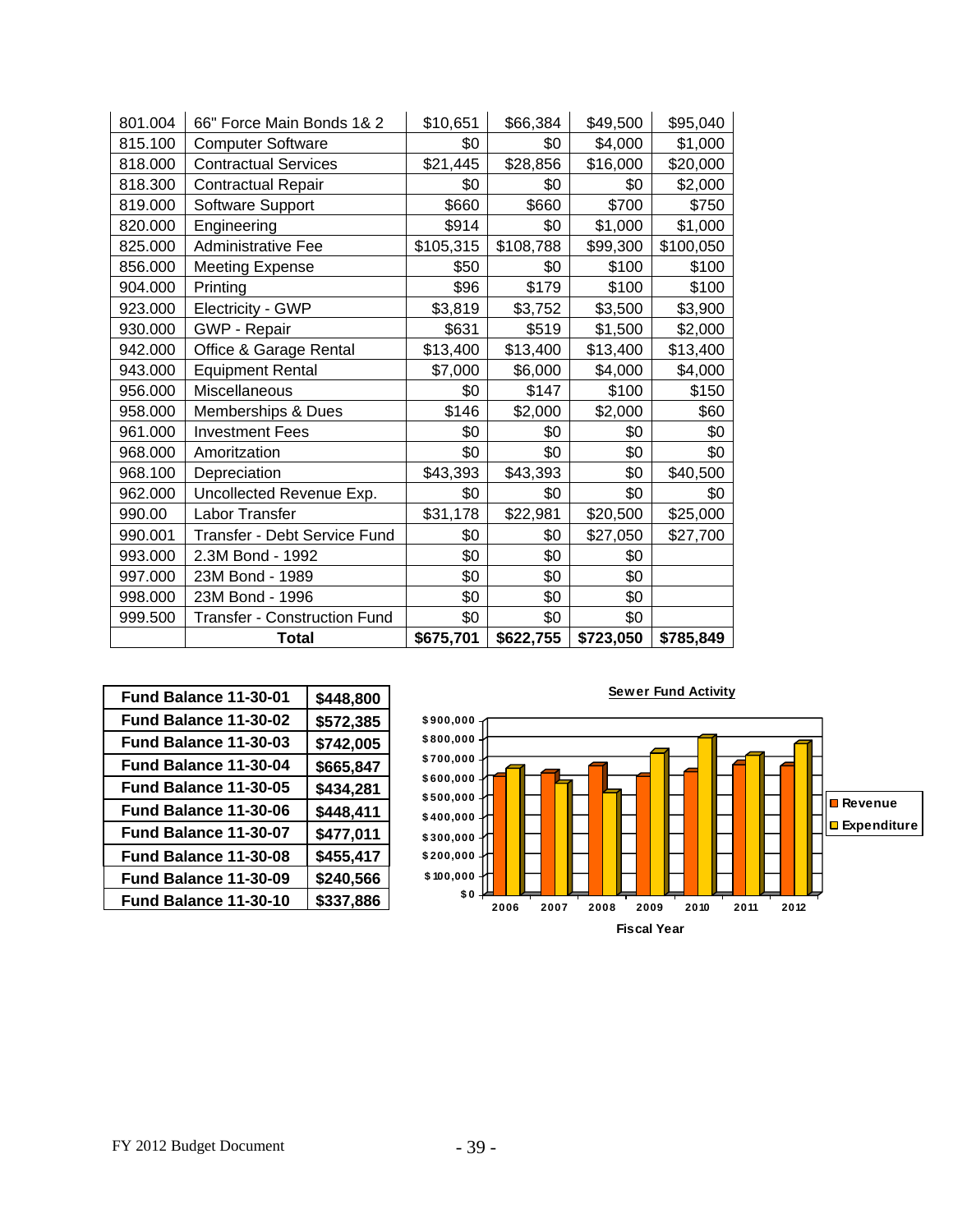| | | | | | |
|---|---|---|---|---|---|
| 801.004 | 66" Force Main Bonds 1& 2 | $10,651 | $66,384 | $49,500 | $95,040 |
| 815.100 | Computer Software | $0 | $0 | $4,000 | $1,000 |
| 818.000 | Contractual Services | $21,445 | $28,856 | $16,000 | $20,000 |
| 818.300 | Contractual Repair | $0 | $0 | $0 | $2,000 |
| 819.000 | Software Support | $660 | $660 | $700 | $750 |
| 820.000 | Engineering | $914 | $0 | $1,000 | $1,000 |
| 825.000 | Administrative Fee | $105,315 | $108,788 | $99,300 | $100,050 |
| 856.000 | Meeting Expense | $50 | $0 | $100 | $100 |
| 904.000 | Printing | $96 | $179 | $100 | $100 |
| 923.000 | Electricity - GWP | $3,819 | $3,752 | $3,500 | $3,900 |
| 930.000 | GWP - Repair | $631 | $519 | $1,500 | $2,000 |
| 942.000 | Office & Garage Rental | $13,400 | $13,400 | $13,400 | $13,400 |
| 943.000 | Equipment Rental | $7,000 | $6,000 | $4,000 | $4,000 |
| 956.000 | Miscellaneous | $0 | $147 | $100 | $150 |
| 958.000 | Memberships & Dues | $146 | $2,000 | $2,000 | $60 |
| 961.000 | Investment Fees | $0 | $0 | $0 | $0 |
| 968.000 | Amoritzation | $0 | $0 | $0 | $0 |
| 968.100 | Depreciation | $43,393 | $43,393 | $0 | $40,500 |
| 962.000 | Uncollected Revenue Exp. | $0 | $0 | $0 | $0 |
| 990.00 | Labor Transfer | $31,178 | $22,981 | $20,500 | $25,000 |
| 990.001 | Transfer - Debt Service Fund | $0 | $0 | $27,050 | $27,700 |
| 993.000 | 2.3M Bond - 1992 | $0 | $0 | $0 | |
| 997.000 | 23M Bond - 1989 | $0 | $0 | $0 | |
| 998.000 | 23M Bond - 1996 | $0 | $0 | $0 | |
| 999.500 | Transfer - Construction Fund | $0 | $0 | $0 | |
| | **Total** | **$675,701** | **$622,755** | **$723,050** | **$785,849** |

| | |
|---|---|
| **Fund Balance 11-30-01** | **$448,800** |
| **Fund Balance 11-30-02** | **$572,385** |
| **Fund Balance 11-30-03** | **$742,005** |
| **Fund Balance 11-30-04** | **$665,847** |
| **Fund Balance 11-30-05** | **$434,281** |
| **Fund Balance 11-30-06** | **$448,411** |
| **Fund Balance 11-30-07** | **$477,011** |
| **Fund Balance 11-30-08** | **$455,417** |
| **Fund Balance 11-30-09** | **$240,566** |
| **Fund Balance 11-30-10** | **$337,886** |

**Sewer Fund Activity**

(Bar chart: Revenue and Expenditure by Fiscal Year, 2006–2012; y-axis $0 to $900,000)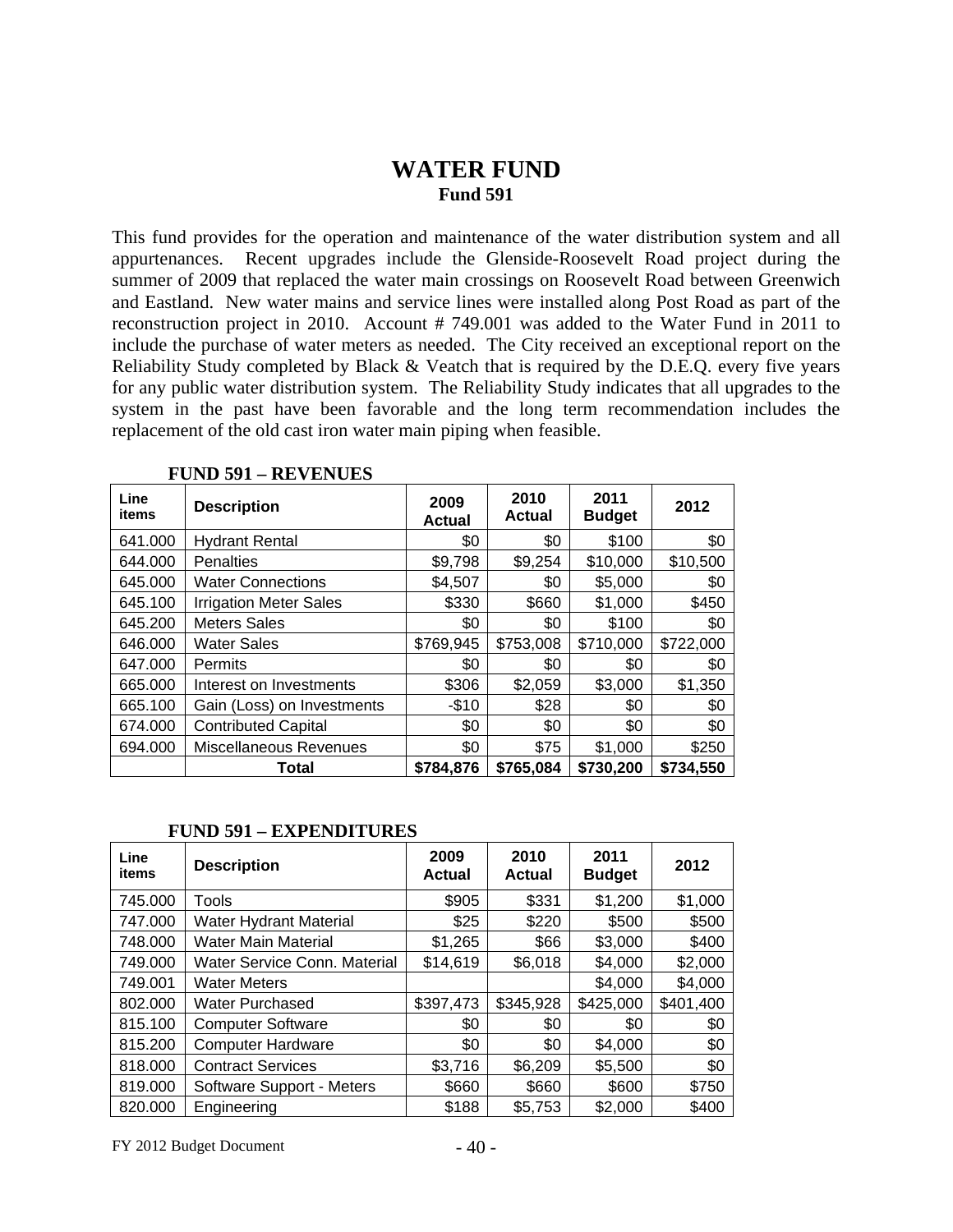# WATER FUND

**Fund 591**

This fund provides for the operation and maintenance of the water distribution system and all appurtenances. Recent upgrades include the Glenside-Roosevelt Road project during the summer of 2009 that replaced the water main crossings on Roosevelt Road between Greenwich and Eastland. New water mains and service lines were installed along Post Road as part of the reconstruction project in 2010. Account # 749.001 was added to the Water Fund in 2011 to include the purchase of water meters as needed. The City received an exceptional report on the Reliability Study completed by Black & Veatch that is required by the D.E.Q. every five years for any public water distribution system. The Reliability Study indicates that all upgrades to the system in the past have been favorable and the long term recommendation includes the replacement of the old cast iron water main piping when feasible.

**FUND 591 – REVENUES**

| Line items | Description | 2009 Actual | 2010 Actual | 2011 Budget | 2012 |
|---|---|---|---|---|---|
| 641.000 | Hydrant Rental | $0 | $0 | $100 | $0 |
| 644.000 | Penalties | $9,798 | $9,254 | $10,000 | $10,500 |
| 645.000 | Water Connections | $4,507 | $0 | $5,000 | $0 |
| 645.100 | Irrigation Meter Sales | $330 | $660 | $1,000 | $450 |
| 645.200 | Meters Sales | $0 | $0 | $100 | $0 |
| 646.000 | Water Sales | $769,945 | $753,008 | $710,000 | $722,000 |
| 647.000 | Permits | $0 | $0 | $0 | $0 |
| 665.000 | Interest on Investments | $306 | $2,059 | $3,000 | $1,350 |
| 665.100 | Gain (Loss) on Investments | -$10 | $28 | $0 | $0 |
| 674.000 | Contributed Capital | $0 | $0 | $0 | $0 |
| 694.000 | Miscellaneous Revenues | $0 | $75 | $1,000 | $250 |
| | **Total** | **$784,876** | **$765,084** | **$730,200** | **$734,550** |

**FUND 591 – EXPENDITURES**

| Line items | Description | 2009 Actual | 2010 Actual | 2011 Budget | 2012 |
|---|---|---|---|---|---|
| 745.000 | Tools | $905 | $331 | $1,200 | $1,000 |
| 747.000 | Water Hydrant Material | $25 | $220 | $500 | $500 |
| 748.000 | Water Main Material | $1,265 | $66 | $3,000 | $400 |
| 749.000 | Water Service Conn. Material | $14,619 | $6,018 | $4,000 | $2,000 |
| 749.001 | Water Meters | | | $4,000 | $4,000 |
| 802.000 | Water Purchased | $397,473 | $345,928 | $425,000 | $401,400 |
| 815.100 | Computer Software | $0 | $0 | $0 | $0 |
| 815.200 | Computer Hardware | $0 | $0 | $4,000 | $0 |
| 818.000 | Contract Services | $3,716 | $6,209 | $5,500 | $0 |
| 819.000 | Software Support - Meters | $660 | $660 | $600 | $750 |
| 820.000 | Engineering | $188 | $5,753 | $2,000 | $400 |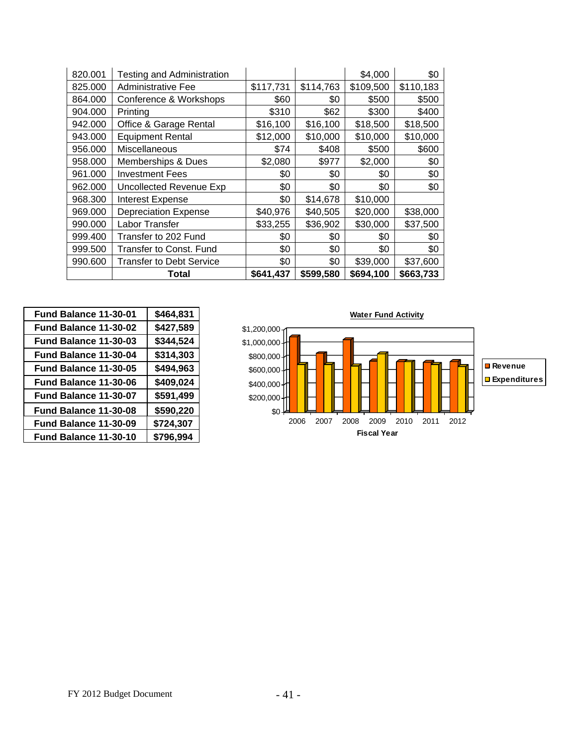| | | | | | |
|---|---|---|---|---|---|
| 820.001 | Testing and Administration | | | $4,000 | $0 |
| 825.000 | Administrative Fee | $117,731 | $114,763 | $109,500 | $110,183 |
| 864.000 | Conference & Workshops | $60 | $0 | $500 | $500 |
| 904.000 | Printing | $310 | $62 | $300 | $400 |
| 942.000 | Office & Garage Rental | $16,100 | $16,100 | $18,500 | $18,500 |
| 943.000 | Equipment Rental | $12,000 | $10,000 | $10,000 | $10,000 |
| 956.000 | Miscellaneous | $74 | $408 | $500 | $600 |
| 958.000 | Memberships & Dues | $2,080 | $977 | $2,000 | $0 |
| 961.000 | Investment Fees | $0 | $0 | $0 | $0 |
| 962.000 | Uncollected Revenue Exp | $0 | $0 | $0 | $0 |
| 968.300 | Interest Expense | $0 | $14,678 | $10,000 | |
| 969.000 | Depreciation Expense | $40,976 | $40,505 | $20,000 | $38,000 |
| 990.000 | Labor Transfer | $33,255 | $36,902 | $30,000 | $37,500 |
| 999.400 | Transfer to 202 Fund | $0 | $0 | $0 | $0 |
| 999.500 | Transfer to Const. Fund | $0 | $0 | $0 | $0 |
| 990.600 | Transfer to Debt Service | $0 | $0 | $39,000 | $37,600 |
| | **Total** | **$641,437** | **$599,580** | **$694,100** | **$663,733** |

| | |
|---|---|
| **Fund Balance 11-30-01** | **$464,831** |
| **Fund Balance 11-30-02** | **$427,589** |
| **Fund Balance 11-30-03** | **$344,524** |
| **Fund Balance 11-30-04** | **$314,303** |
| **Fund Balance 11-30-05** | **$494,963** |
| **Fund Balance 11-30-06** | **$409,024** |
| **Fund Balance 11-30-07** | **$591,499** |
| **Fund Balance 11-30-08** | **$590,220** |
| **Fund Balance 11-30-09** | **$724,307** |
| **Fund Balance 11-30-10** | **$796,994** |

**Water Fund Activity**

(Chart: Revenue and Expenditures by Fiscal Year, 2006–2012; y-axis $0 to $1,200,000)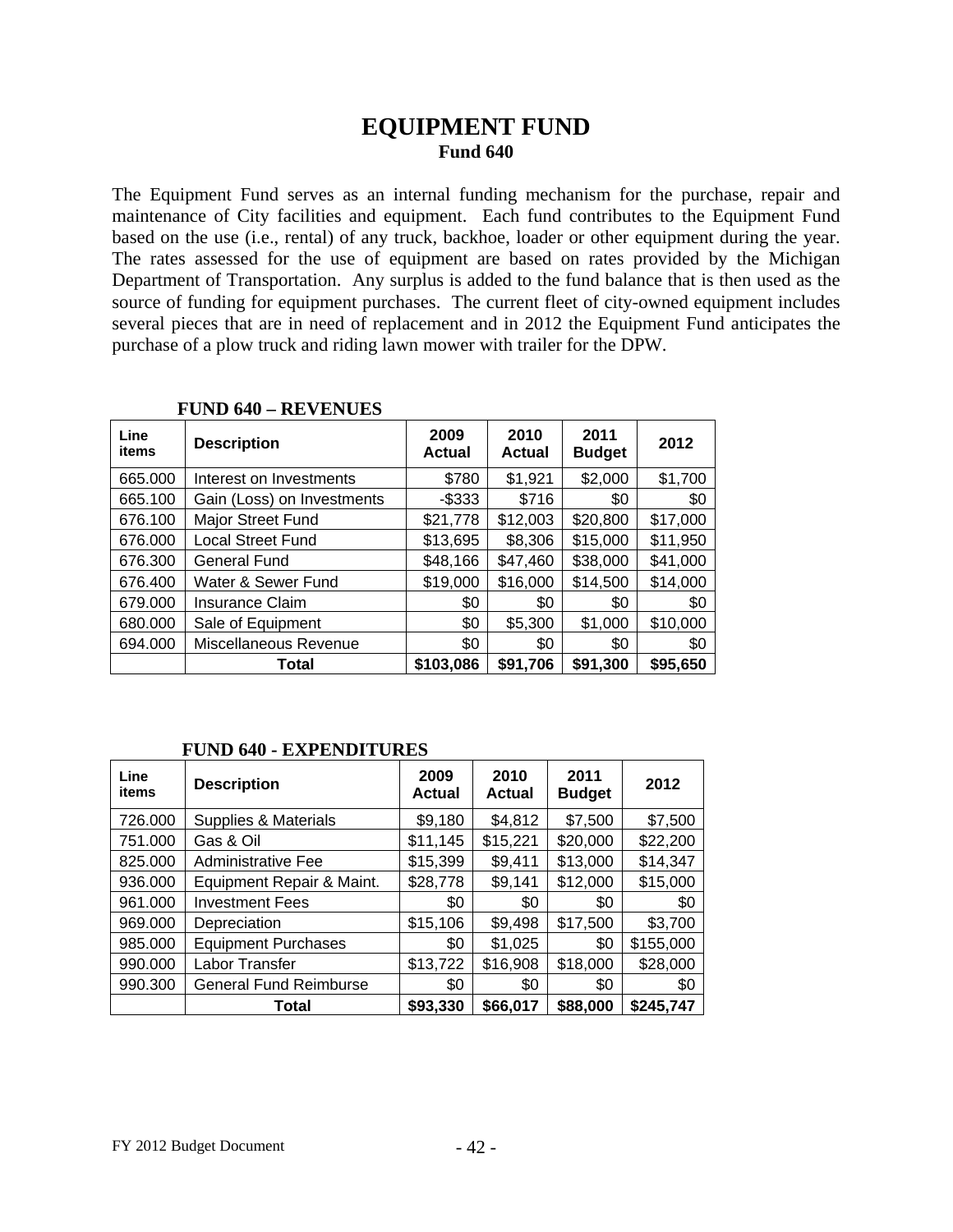# EQUIPMENT FUND

## Fund 640

The Equipment Fund serves as an internal funding mechanism for the purchase, repair and maintenance of City facilities and equipment. Each fund contributes to the Equipment Fund based on the use (i.e., rental) of any truck, backhoe, loader or other equipment during the year. The rates assessed for the use of equipment are based on rates provided by the Michigan Department of Transportation. Any surplus is added to the fund balance that is then used as the source of funding for equipment purchases. The current fleet of city-owned equipment includes several pieces that are in need of replacement and in 2012 the Equipment Fund anticipates the purchase of a plow truck and riding lawn mower with trailer for the DPW.

**FUND 640 – REVENUES**

| Line items | Description | 2009 Actual | 2010 Actual | 2011 Budget | 2012 |
|---|---|---|---|---|---|
| 665.000 | Interest on Investments | $780 | $1,921 | $2,000 | $1,700 |
| 665.100 | Gain (Loss) on Investments | -$333 | $716 | $0 | $0 |
| 676.100 | Major Street Fund | $21,778 | $12,003 | $20,800 | $17,000 |
| 676.000 | Local Street Fund | $13,695 | $8,306 | $15,000 | $11,950 |
| 676.300 | General Fund | $48,166 | $47,460 | $38,000 | $41,000 |
| 676.400 | Water & Sewer Fund | $19,000 | $16,000 | $14,500 | $14,000 |
| 679.000 | Insurance Claim | $0 | $0 | $0 | $0 |
| 680.000 | Sale of Equipment | $0 | $5,300 | $1,000 | $10,000 |
| 694.000 | Miscellaneous Revenue | $0 | $0 | $0 | $0 |
| | **Total** | **$103,086** | **$91,706** | **$91,300** | **$95,650** |

**FUND 640 - EXPENDITURES**

| Line items | Description | 2009 Actual | 2010 Actual | 2011 Budget | 2012 |
|---|---|---|---|---|---|
| 726.000 | Supplies & Materials | $9,180 | $4,812 | $7,500 | $7,500 |
| 751.000 | Gas & Oil | $11,145 | $15,221 | $20,000 | $22,200 |
| 825.000 | Administrative Fee | $15,399 | $9,411 | $13,000 | $14,347 |
| 936.000 | Equipment Repair & Maint. | $28,778 | $9,141 | $12,000 | $15,000 |
| 961.000 | Investment Fees | $0 | $0 | $0 | $0 |
| 969.000 | Depreciation | $15,106 | $9,498 | $17,500 | $3,700 |
| 985.000 | Equipment Purchases | $0 | $1,025 | $0 | $155,000 |
| 990.000 | Labor Transfer | $13,722 | $16,908 | $18,000 | $28,000 |
| 990.300 | General Fund Reimburse | $0 | $0 | $0 | $0 |
| | **Total** | **$93,330** | **$66,017** | **$88,000** | **$245,747** |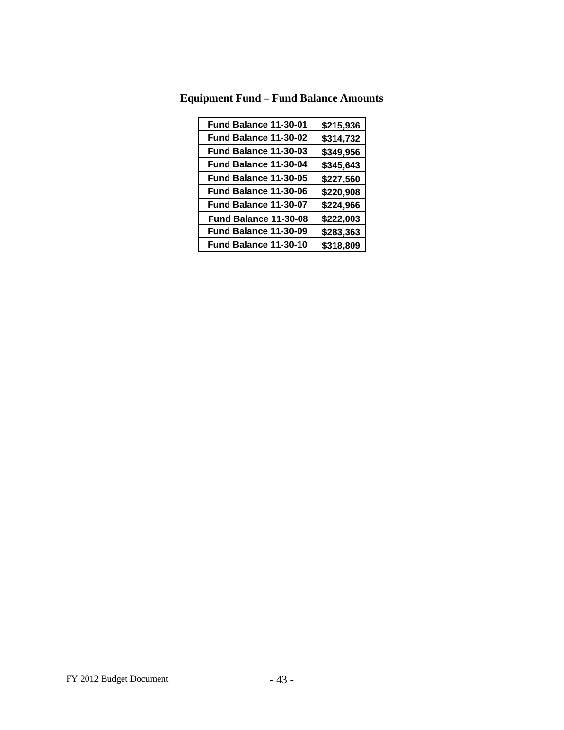# Equipment Fund – Fund Balance Amounts

| Fund Balance | Amount |
|---|---|
| Fund Balance 11-30-01 | $215,936 |
| Fund Balance 11-30-02 | $314,732 |
| Fund Balance 11-30-03 | $349,956 |
| Fund Balance 11-30-04 | $345,643 |
| Fund Balance 11-30-05 | $227,560 |
| Fund Balance 11-30-06 | $220,908 |
| Fund Balance 11-30-07 | $224,966 |
| Fund Balance 11-30-08 | $222,003 |
| Fund Balance 11-30-09 | $283,363 |
| Fund Balance 11-30-10 | $318,809 |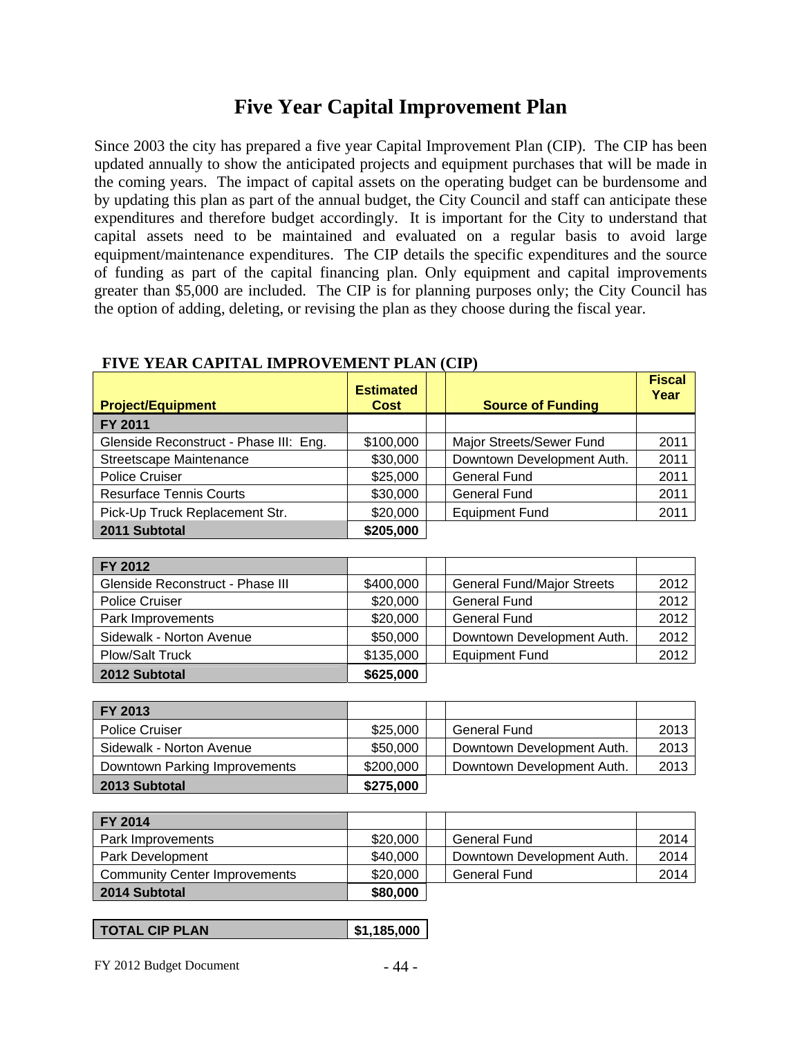# Five Year Capital Improvement Plan

Since 2003 the city has prepared a five year Capital Improvement Plan (CIP). The CIP has been updated annually to show the anticipated projects and equipment purchases that will be made in the coming years. The impact of capital assets on the operating budget can be burdensome and by updating this plan as part of the annual budget, the City Council and staff can anticipate these expenditures and therefore budget accordingly. It is important for the City to understand that capital assets need to be maintained and evaluated on a regular basis to avoid large equipment/maintenance expenditures. The CIP details the specific expenditures and the source of funding as part of the capital financing plan. Only equipment and capital improvements greater than $5,000 are included. The CIP is for planning purposes only; the City Council has the option of adding, deleting, or revising the plan as they choose during the fiscal year.

**FIVE YEAR CAPITAL IMPROVEMENT PLAN (CIP)**

| Project/Equipment | Estimated Cost | | Source of Funding | Fiscal Year |
|---|---|---|---|---|
| **FY 2011** | | | | |
| Glenside Reconstruct - Phase III: Eng. | $100,000 | | Major Streets/Sewer Fund | 2011 |
| Streetscape Maintenance | $30,000 | | Downtown Development Auth. | 2011 |
| Police Cruiser | $25,000 | | General Fund | 2011 |
| Resurface Tennis Courts | $30,000 | | General Fund | 2011 |
| Pick-Up Truck Replacement Str. | $20,000 | | Equipment Fund | 2011 |
| **2011 Subtotal** | **$205,000** | | | |
| **FY 2012** | | | | |
| Glenside Reconstruct - Phase III | $400,000 | | General Fund/Major Streets | 2012 |
| Police Cruiser | $20,000 | | General Fund | 2012 |
| Park Improvements | $20,000 | | General Fund | 2012 |
| Sidewalk - Norton Avenue | $50,000 | | Downtown Development Auth. | 2012 |
| Plow/Salt Truck | $135,000 | | Equipment Fund | 2012 |
| **2012 Subtotal** | **$625,000** | | | |
| **FY 2013** | | | | |
| Police Cruiser | $25,000 | | General Fund | 2013 |
| Sidewalk - Norton Avenue | $50,000 | | Downtown Development Auth. | 2013 |
| Downtown Parking Improvements | $200,000 | | Downtown Development Auth. | 2013 |
| **2013 Subtotal** | **$275,000** | | | |
| **FY 2014** | | | | |
| Park Improvements | $20,000 | | General Fund | 2014 |
| Park Development | $40,000 | | Downtown Development Auth. | 2014 |
| Community Center Improvements | $20,000 | | General Fund | 2014 |
| **2014 Subtotal** | **$80,000** | | | |
| **TOTAL CIP PLAN** | **$1,185,000** | | | |

FY 2012 Budget Document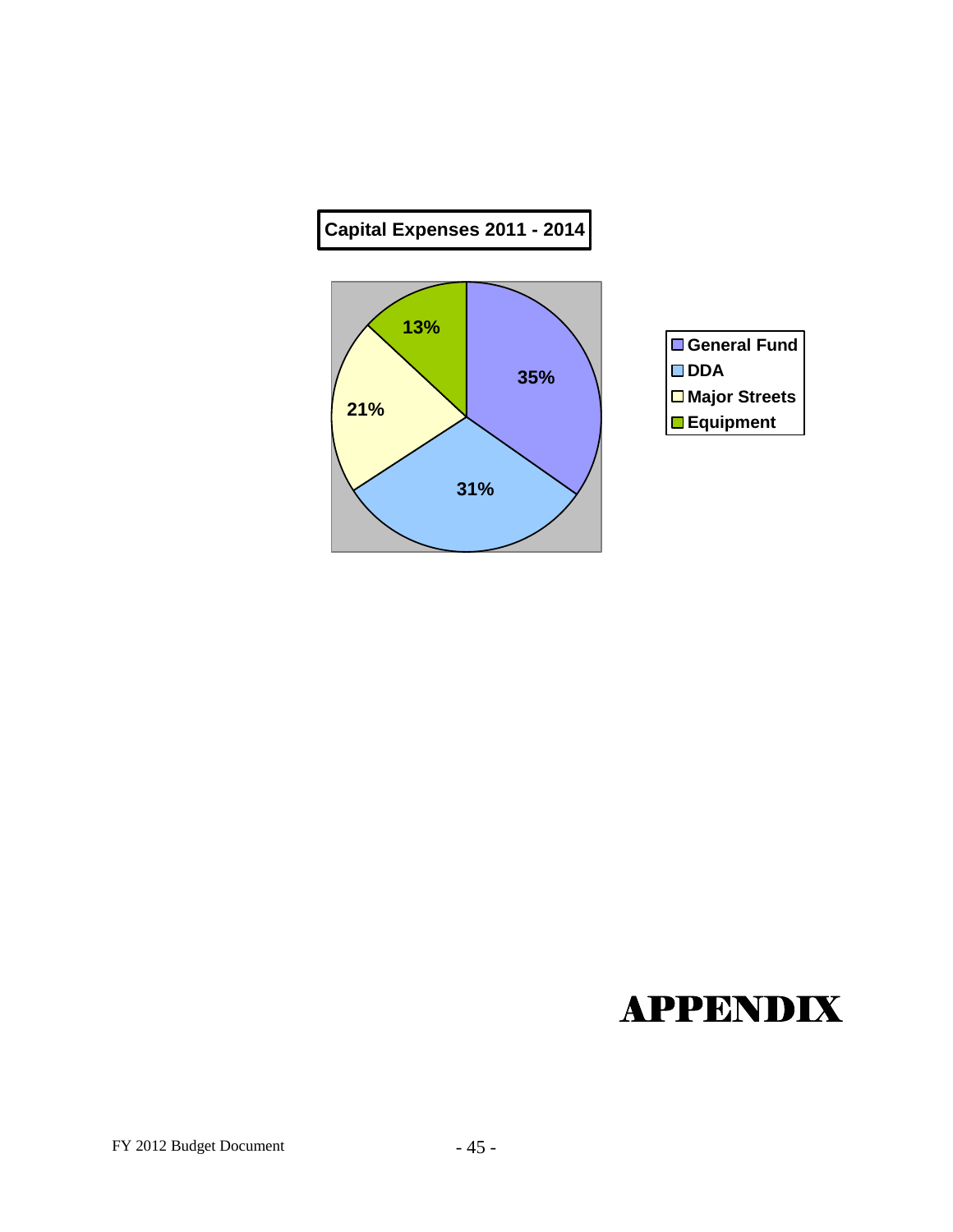**Capital Expenses 2011 - 2014**

| Category | Percentage |
| --- | --- |
| General Fund | 35% |
| DDA | 31% |
| Major Streets | 21% |
| Equipment | 13% |

# APPENDIX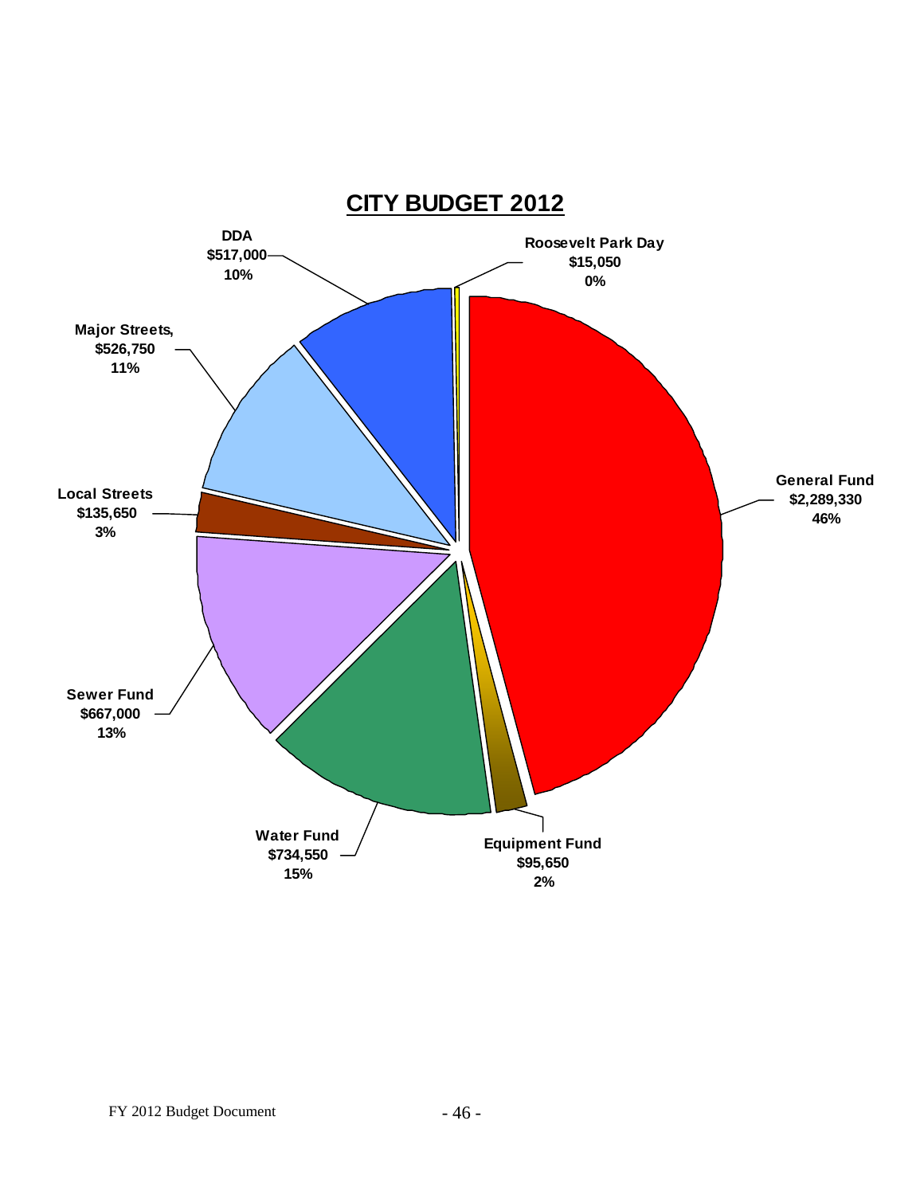# CITY BUDGET 2012

**DDA**
**$517,000**
**10%**

**Roosevelt Park Day**
**$15,050**
**0%**

**Major Streets,**
**$526,750**
**11%**

**General Fund**
**$2,289,330**
**46%**

**Local Streets**
**$135,650**
**3%**

**Sewer Fund**
**$667,000**
**13%**

**Water Fund**
**$734,550**
**15%**

**Equipment Fund**
**$95,650**
**2%**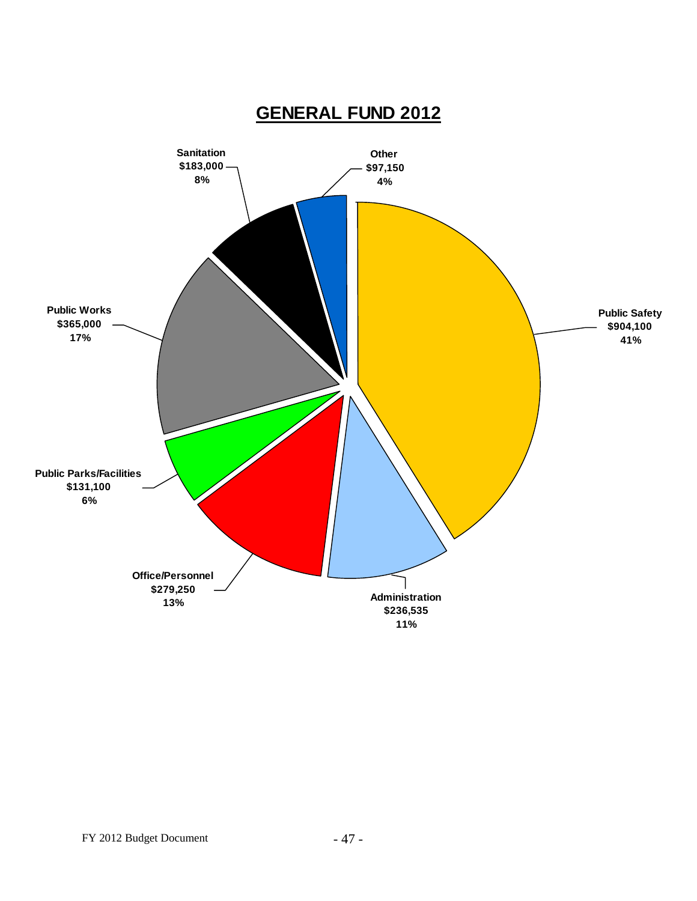# GENERAL FUND 2012

Public Safety
$904,100
41%

Administration
$236,535
11%

Office/Personnel
$279,250
13%

Public Parks/Facilities
$131,100
6%

Public Works
$365,000
17%

Sanitation
$183,000
8%

Other
$97,150
4%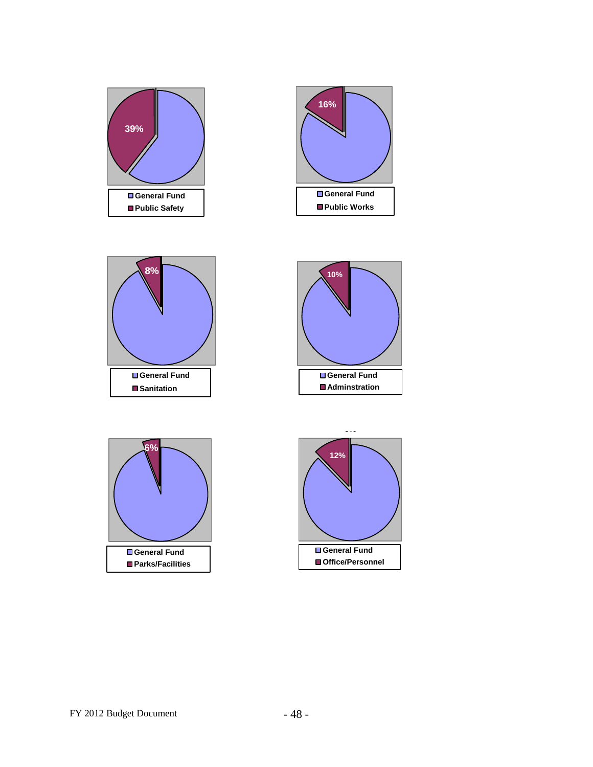39%

General Fund

Public Safety

16%

General Fund

Public Works

8%

General Fund

Sanitation

10%

General Fund

Adminstration

6%

General Fund

Parks/Facilities

12%

General Fund

Office/Personnel

FY 2012 Budget Document